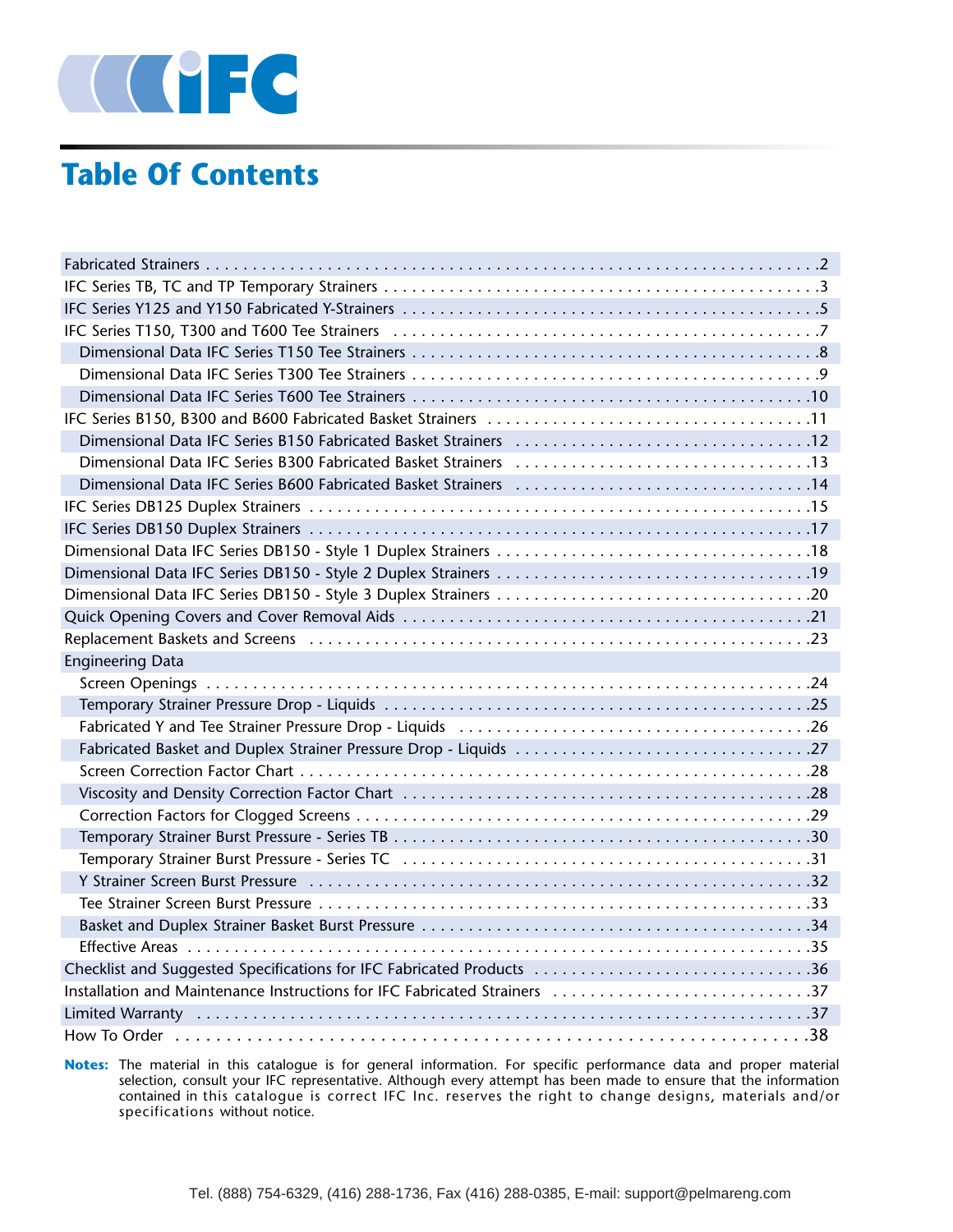# Table Of Contents

| Section | Page |
|---|---|
| Fabricated Strainers | 2 |
| IFC Series TB, TC and TP Temporary Strainers | 3 |
| IFC Series Y125 and Y150 Fabricated Y-Strainers | 5 |
| IFC Series T150, T300 and T600 Tee Strainers | 7 |
| Dimensional Data IFC Series T150 Tee Strainers | 8 |
| Dimensional Data IFC Series T300 Tee Strainers | 9 |
| Dimensional Data IFC Series T600 Tee Strainers | 10 |
| IFC Series B150, B300 and B600 Fabricated Basket Strainers | 11 |
| Dimensional Data IFC Series B150 Fabricated Basket Strainers | 12 |
| Dimensional Data IFC Series B300 Fabricated Basket Strainers | 13 |
| Dimensional Data IFC Series B600 Fabricated Basket Strainers | 14 |
| IFC Series DB125 Duplex Strainers | 15 |
| IFC Series DB150 Duplex Strainers | 17 |
| Dimensional Data IFC Series DB150 - Style 1 Duplex Strainers | 18 |
| Dimensional Data IFC Series DB150 - Style 2 Duplex Strainers | 19 |
| Dimensional Data IFC Series DB150 - Style 3 Duplex Strainers | 20 |
| Quick Opening Covers and Cover Removal Aids | 21 |
| Replacement Baskets and Screens | 23 |
| Engineering Data | |
| Screen Openings | 24 |
| Temporary Strainer Pressure Drop - Liquids | 25 |
| Fabricated Y and Tee Strainer Pressure Drop - Liquids | 26 |
| Fabricated Basket and Duplex Strainer Pressure Drop - Liquids | 27 |
| Screen Correction Factor Chart | 28 |
| Viscosity and Density Correction Factor Chart | 28 |
| Correction Factors for Clogged Screens | 29 |
| Temporary Strainer Burst Pressure - Series TB | 30 |
| Temporary Strainer Burst Pressure - Series TC | 31 |
| Y Strainer Screen Burst Pressure | 32 |
| Tee Strainer Screen Burst Pressure | 33 |
| Basket and Duplex Strainer Basket Burst Pressure | 34 |
| Effective Areas | 35 |
| Checklist and Suggested Specifications for IFC Fabricated Products | 36 |
| Installation and Maintenance Instructions for IFC Fabricated Strainers | 37 |
| Limited Warranty | 37 |
| How To Order | 38 |

**Notes:** The material in this catalogue is for general information. For specific performance data and proper material selection, consult your IFC representative. Although every attempt has been made to ensure that the information contained in this catalogue is correct IFC Inc. reserves the right to change designs, materials and/or specifications without notice.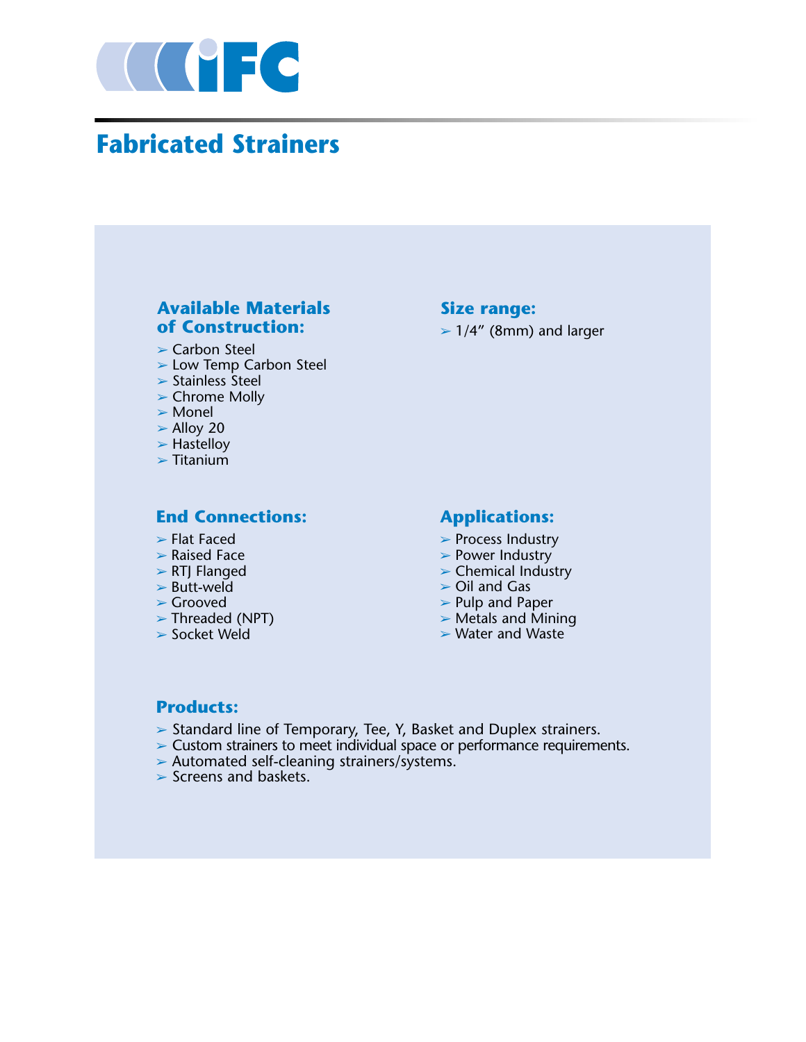# Fabricated Strainers

### Available Materials of Construction:

- Carbon Steel
- Low Temp Carbon Steel
- Stainless Steel
- Chrome Molly
- Monel
- Alloy 20
- Hastelloy
- Titanium

### Size range:

- 1/4" (8mm) and larger

### End Connections:

- Flat Faced
- Raised Face
- RTJ Flanged
- Butt-weld
- Grooved
- Threaded (NPT)
- Socket Weld

### Applications:

- Process Industry
- Power Industry
- Chemical Industry
- Oil and Gas
- Pulp and Paper
- Metals and Mining
- Water and Waste

### Products:

- Standard line of Temporary, Tee, Y, Basket and Duplex strainers.
- Custom strainers to meet individual space or performance requirements.
- Automated self-cleaning strainers/systems.
- Screens and baskets.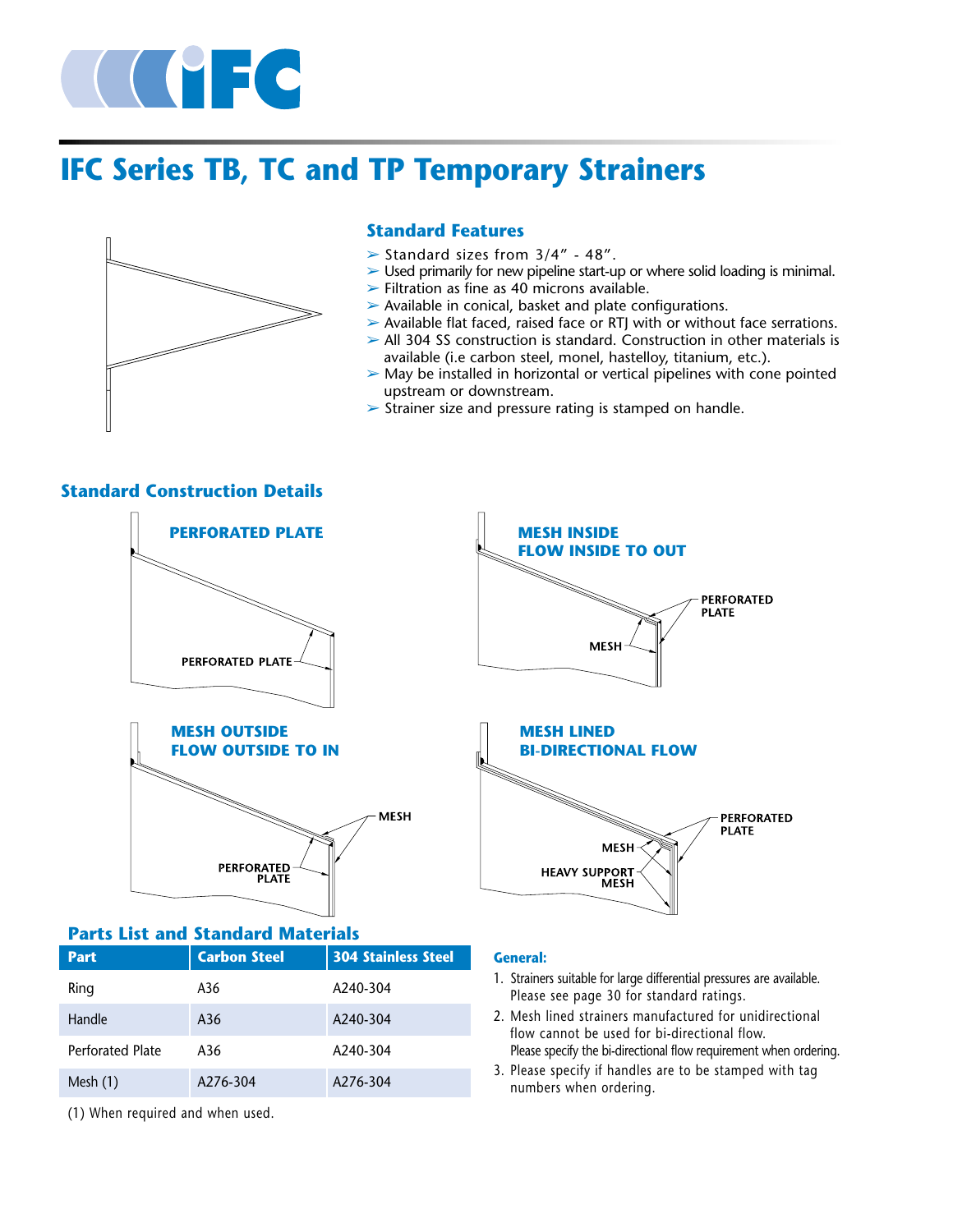# IFC Series TB, TC and TP Temporary Strainers

## Standard Features

- Standard sizes from 3/4" - 48".
- Used primarily for new pipeline start-up or where solid loading is minimal.
- Filtration as fine as 40 microns available.
- Available in conical, basket and plate configurations.
- Available flat faced, raised face or RTJ with or without face serrations.
- All 304 SS construction is standard. Construction in other materials is available (i.e carbon steel, monel, hastelloy, titanium, etc.).
- May be installed in horizontal or vertical pipelines with cone pointed upstream or downstream.
- Strainer size and pressure rating is stamped on handle.

## Standard Construction Details

**PERFORATED PLATE**

PERFORATED PLATE

**MESH INSIDE FLOW INSIDE TO OUT**

PERFORATED PLATE

MESH

**MESH OUTSIDE FLOW OUTSIDE TO IN**

MESH

PERFORATED PLATE

**MESH LINED BI-DIRECTIONAL FLOW**

PERFORATED PLATE

MESH

HEAVY SUPPORT MESH

## Parts List and Standard Materials

| Part | Carbon Steel | 304 Stainless Steel |
|---|---|---|
| Ring | A36 | A240-304 |
| Handle | A36 | A240-304 |
| Perforated Plate | A36 | A240-304 |
| Mesh (1) | A276-304 | A276-304 |

(1) When required and when used.

### General:

1. Strainers suitable for large differential pressures are available. Please see page 30 for standard ratings.
2. Mesh lined strainers manufactured for unidirectional flow cannot be used for bi-directional flow. Please specify the bi-directional flow requirement when ordering.
3. Please specify if handles are to be stamped with tag numbers when ordering.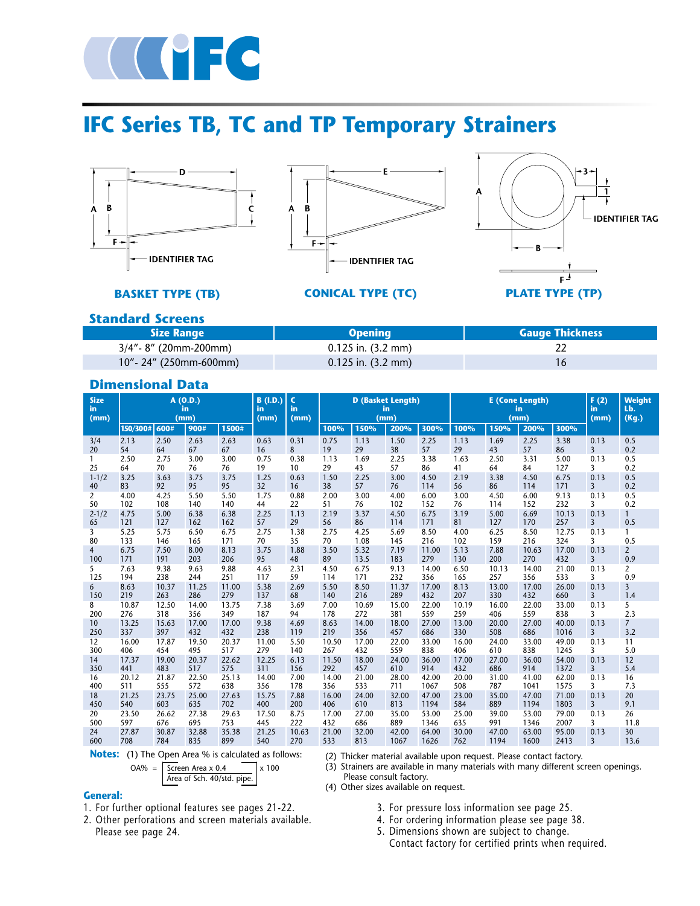# IFC Series TB, TC and TP Temporary Strainers

BASKET TYPE (TB)

CONICAL TYPE (TC)

PLATE TYPE (TP)

## Standard Screens

| Size Range | Opening | Gauge Thickness |
|---|---|---|
| 3/4"- 8" (20mm-200mm) | 0.125 in. (3.2 mm) | 22 |
| 10"- 24" (250mm-600mm) | 0.125 in. (3.2 mm) | 16 |

## Dimensional Data

| Size in (mm) | A (O.D.) in (mm) | | | | B (I.D.) in (mm) | C in (mm) | D (Basket Length) in (mm) | | | | E (Cone Length) in (mm) | | | | F (2) in (mm) | Weight Lb. (Kg.) |
|---|---|---|---|---|---|---|---|---|---|---|---|---|---|---|---|---|
| | 150/300# | 600# | 900# | 1500# | | | 100% | 150% | 200% | 300% | 100% | 150% | 200% | 300% | | |
| 3/4<br>20 | 2.13<br>54 | 2.50<br>64 | 2.63<br>67 | 2.63<br>67 | 0.63<br>16 | 0.31<br>8 | 0.75<br>19 | 1.13<br>29 | 1.50<br>38 | 2.25<br>57 | 1.13<br>29 | 1.69<br>43 | 2.25<br>57 | 3.38<br>86 | 0.13<br>3 | 0.5<br>0.2 |
| 1<br>25 | 2.50<br>64 | 2.75<br>70 | 3.00<br>76 | 3.00<br>76 | 0.75<br>19 | 0.38<br>10 | 1.13<br>29 | 1.69<br>43 | 2.25<br>57 | 3.38<br>86 | 1.63<br>41 | 2.50<br>64 | 3.31<br>84 | 5.00<br>127 | 0.13<br>3 | 0.5<br>0.2 |
| 1-1/2<br>40 | 3.25<br>83 | 3.63<br>92 | 3.75<br>95 | 3.75<br>95 | 1.25<br>32 | 0.63<br>16 | 1.50<br>38 | 2.25<br>57 | 3.00<br>76 | 4.50<br>114 | 2.19<br>56 | 3.38<br>86 | 4.50<br>114 | 6.75<br>171 | 0.13<br>3 | 0.5<br>0.2 |
| 2<br>50 | 4.00<br>102 | 4.25<br>108 | 5.50<br>140 | 5.50<br>140 | 1.75<br>44 | 0.88<br>22 | 2.00<br>51 | 3.00<br>76 | 4.00<br>102 | 6.00<br>152 | 3.00<br>76 | 4.50<br>114 | 6.00<br>152 | 9.13<br>232 | 0.13<br>3 | 0.5<br>0.2 |
| 2-1/2<br>65 | 4.75<br>121 | 5.00<br>127 | 6.38<br>162 | 6.38<br>162 | 2.25<br>57 | 1.13<br>29 | 2.19<br>56 | 3.37<br>86 | 4.50<br>114 | 6.75<br>171 | 3.19<br>81 | 5.00<br>127 | 6.69<br>170 | 10.13<br>257 | 0.13<br>3 | 1<br>0.5 |
| 3<br>80 | 5.25<br>133 | 5.75<br>146 | 6.50<br>165 | 6.75<br>171 | 2.75<br>70 | 1.38<br>35 | 2.75<br>70 | 4.25<br>1.08 | 5.69<br>145 | 8.50<br>216 | 4.00<br>102 | 6.25<br>159 | 8.50<br>216 | 12.75<br>324 | 0.13<br>3 | 1<br>0.5 |
| 4<br>100 | 6.75<br>171 | 7.50<br>191 | 8.00<br>203 | 8.13<br>206 | 3.75<br>95 | 1.88<br>48 | 3.50<br>89 | 5.32<br>13.5 | 7.19<br>183 | 11.00<br>279 | 5.13<br>130 | 7.88<br>200 | 10.63<br>270 | 17.00<br>432 | 0.13<br>3 | 2<br>0.9 |
| 5<br>125 | 7.63<br>194 | 9.38<br>238 | 9.63<br>244 | 9.88<br>251 | 4.63<br>117 | 2.31<br>59 | 4.50<br>114 | 6.75<br>171 | 9.13<br>232 | 14.00<br>356 | 6.50<br>165 | 10.13<br>257 | 14.00<br>356 | 21.00<br>533 | 0.13<br>3 | 2<br>0.9 |
| 6<br>150 | 8.63<br>219 | 10.37<br>263 | 11.25<br>286 | 11.00<br>279 | 5.38<br>137 | 2.69<br>68 | 5.50<br>140 | 8.50<br>216 | 11.37<br>289 | 17.00<br>432 | 8.13<br>207 | 13.00<br>330 | 17.00<br>432 | 26.00<br>660 | 0.13<br>3 | 3<br>1.4 |
| 8<br>200 | 10.87<br>276 | 12.50<br>318 | 14.00<br>356 | 13.75<br>349 | 7.38<br>187 | 3.69<br>94 | 7.00<br>178 | 10.69<br>272 | 15.00<br>381 | 22.00<br>559 | 10.19<br>259 | 16.00<br>406 | 22.00<br>559 | 33.00<br>838 | 0.13<br>3 | 5<br>2.3 |
| 10<br>250 | 13.25<br>337 | 15.63<br>397 | 17.00<br>432 | 17.00<br>432 | 9.38<br>238 | 4.69<br>119 | 8.63<br>219 | 14.00<br>356 | 18.00<br>457 | 27.00<br>686 | 13.00<br>330 | 20.00<br>508 | 27.00<br>686 | 40.00<br>1016 | 0.13<br>3 | 7<br>3.2 |
| 12<br>300 | 16.00<br>406 | 17.87<br>454 | 19.50<br>495 | 20.37<br>517 | 11.00<br>279 | 5.50<br>140 | 10.50<br>267 | 17.00<br>432 | 22.00<br>559 | 33.00<br>838 | 16.00<br>406 | 24.00<br>610 | 33.00<br>838 | 49.00<br>1245 | 0.13<br>3 | 11<br>5.0 |
| 14<br>350 | 17.37<br>441 | 19.00<br>483 | 20.37<br>517 | 22.62<br>575 | 12.25<br>311 | 6.13<br>156 | 11.50<br>292 | 18.00<br>457 | 24.00<br>610 | 36.00<br>914 | 17.00<br>432 | 27.00<br>686 | 36.00<br>914 | 54.00<br>1372 | 0.13<br>3 | 12<br>5.4 |
| 16<br>400 | 20.12<br>511 | 21.87<br>555 | 22.50<br>572 | 25.13<br>638 | 14.00<br>356 | 7.00<br>178 | 14.00<br>356 | 21.00<br>533 | 28.00<br>711 | 42.00<br>1067 | 20.00<br>508 | 31.00<br>787 | 41.00<br>1041 | 62.00<br>1575 | 0.13<br>3 | 16<br>7.3 |
| 18<br>450 | 21.25<br>540 | 23.75<br>603 | 25.00<br>635 | 27.63<br>702 | 15.75<br>400 | 7.88<br>200 | 16.00<br>406 | 24.00<br>610 | 32.00<br>813 | 47.00<br>1194 | 23.00<br>584 | 35.00<br>889 | 47.00<br>1194 | 71.00<br>1803 | 0.13<br>3 | 20<br>9.1 |
| 20<br>500 | 23.50<br>597 | 26.62<br>676 | 27.38<br>695 | 29.63<br>753 | 17.50<br>445 | 8.75<br>222 | 17.00<br>432 | 27.00<br>686 | 35.00<br>889 | 53.00<br>1346 | 25.00<br>635 | 39.00<br>991 | 53.00<br>1346 | 79.00<br>2007 | 0.13<br>3 | 26<br>11.8 |
| 24<br>600 | 27.87<br>708 | 30.87<br>784 | 32.88<br>835 | 35.38<br>899 | 21.25<br>540 | 10.63<br>270 | 21.00<br>533 | 32.00<br>813 | 42.00<br>1067 | 64.00<br>1626 | 30.00<br>762 | 47.00<br>1194 | 63.00<br>1600 | 95.00<br>2413 | 0.13<br>3 | 30<br>13.6 |

**Notes:** (1) The Open Area % is calculated as follows:

$$OA\% = \frac{\text{Screen Area} \times 0.4}{\text{Area of Sch. 40/std. pipe.}} \times 100$$

(2) Thicker material available upon request. Please contact factory.

(3) Strainers are available in many materials with many different screen openings. Please consult factory.

(4) Other sizes available on request.

### General:

1. For further optional features see pages 21-22.
2. Other perforations and screen materials available. Please see page 24.
3. For pressure loss information see page 25.
4. For ordering information please see page 38.
5. Dimensions shown are subject to change. Contact factory for certified prints when required.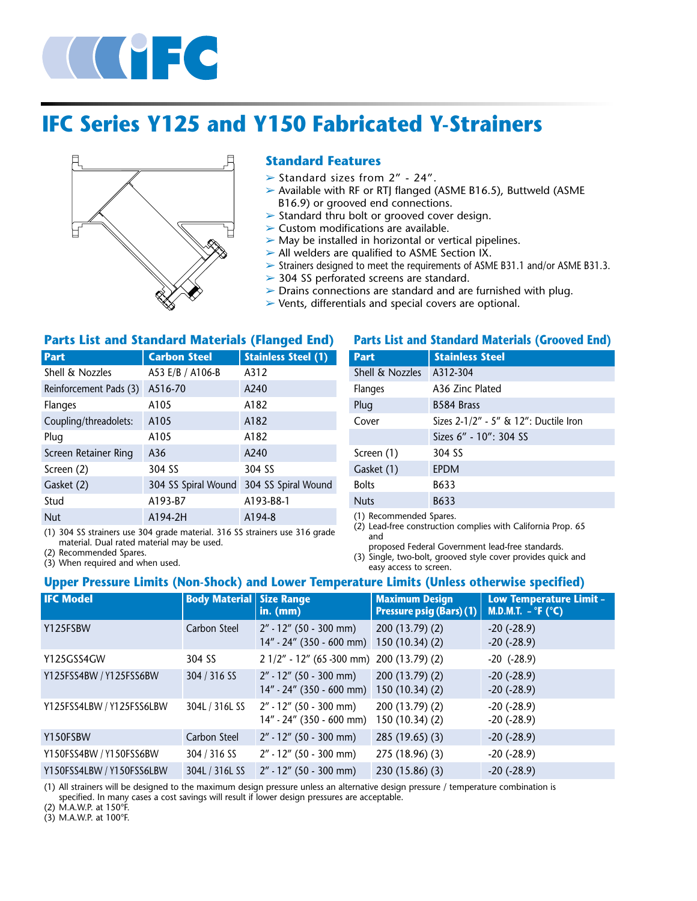# IFC Series Y125 and Y150 Fabricated Y-Strainers

## Standard Features

- Standard sizes from 2" - 24".
- Available with RF or RTJ flanged (ASME B16.5), Buttweld (ASME B16.9) or grooved end connections.
- Standard thru bolt or grooved cover design.
- Custom modifications are available.
- May be installed in horizontal or vertical pipelines.
- All welders are qualified to ASME Section IX.
- Strainers designed to meet the requirements of ASME B31.1 and/or ASME B31.3.
- 304 SS perforated screens are standard.
- Drains connections are standard and are furnished with plug.
- Vents, differentials and special covers are optional.

## Parts List and Standard Materials (Flanged End)

| Part | Carbon Steel | Stainless Steel (1) |
|---|---|---|
| Shell & Nozzles | A53 E/B / A106-B | A312 |
| Reinforcement Pads (3) | A516-70 | A240 |
| Flanges | A105 | A182 |
| Coupling/threadolets: | A105 | A182 |
| Plug | A105 | A182 |
| Screen Retainer Ring | A36 | A240 |
| Screen (2) | 304 SS | 304 SS |
| Gasket (2) | 304 SS Spiral Wound | 304 SS Spiral Wound |
| Stud | A193-B7 | A193-B8-1 |
| Nut | A194-2H | A194-8 |

(1) 304 SS strainers use 304 grade material. 316 SS strainers use 316 grade material. Dual rated material may be used.
(2) Recommended Spares.
(3) When required and when used.

## Parts List and Standard Materials (Grooved End)

| Part | Stainless Steel |
|---|---|
| Shell & Nozzles | A312-304 |
| Flanges | A36 Zinc Plated |
| Plug | B584 Brass |
| Cover | Sizes 2-1/2" - 5" & 12": Ductile Iron |
| | Sizes 6" - 10": 304 SS |
| Screen (1) | 304 SS |
| Gasket (1) | EPDM |
| Bolts | B633 |
| Nuts | B633 |

(1) Recommended Spares.
(2) Lead-free construction complies with California Prop. 65 and proposed Federal Government lead-free standards.
(3) Single, two-bolt, grooved style cover provides quick and easy access to screen.

## Upper Pressure Limits (Non-Shock) and Lower Temperature Limits (Unless otherwise specified)

| IFC Model | Body Material | Size Range in. (mm) | Maximum Design Pressure psig (Bars) (1) | Low Temperature Limit – M.D.M.T. – °F (°C) |
|---|---|---|---|---|
| Y125FSBW | Carbon Steel | 2" - 12" (50 - 300 mm)<br>14" - 24" (350 - 600 mm) | 200 (13.79) (2)<br>150 (10.34) (2) | -20 (-28.9)<br>-20 (-28.9) |
| Y125GSS4GW | 304 SS | 2 1/2" - 12" (65 -300 mm) | 200 (13.79) (2) | -20 (-28.9) |
| Y125FSS4BW / Y125FSS6BW | 304 / 316 SS | 2" - 12" (50 - 300 mm)<br>14" - 24" (350 - 600 mm) | 200 (13.79) (2)<br>150 (10.34) (2) | -20 (-28.9)<br>-20 (-28.9) |
| Y125FSS4LBW / Y125FSS6LBW | 304L / 316L SS | 2" - 12" (50 - 300 mm)<br>14" - 24" (350 - 600 mm) | 200 (13.79) (2)<br>150 (10.34) (2) | -20 (-28.9)<br>-20 (-28.9) |
| Y150FSBW | Carbon Steel | 2" - 12" (50 - 300 mm) | 285 (19.65) (3) | -20 (-28.9) |
| Y150FSS4BW / Y150FSS6BW | 304 / 316 SS | 2" - 12" (50 - 300 mm) | 275 (18.96) (3) | -20 (-28.9) |
| Y150FSS4LBW / Y150FSS6LBW | 304L / 316L SS | 2" - 12" (50 - 300 mm) | 230 (15.86) (3) | -20 (-28.9) |

(1) All strainers will be designed to the maximum design pressure unless an alternative design pressure / temperature combination is specified. In many cases a cost savings will result if lower design pressures are acceptable.
(2) M.A.W.P. at 150°F.
(3) M.A.W.P. at 100°F.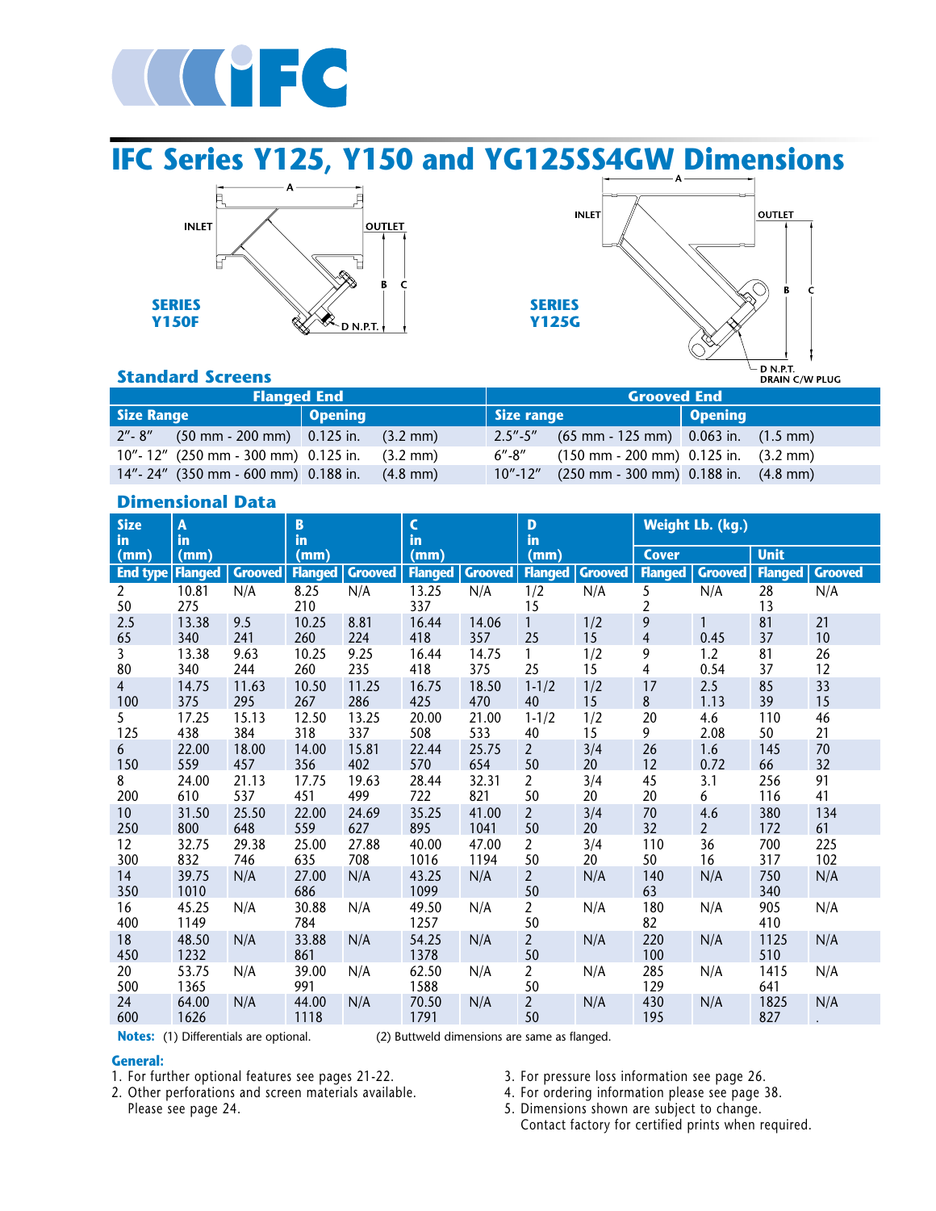# IFC Series Y125, Y150 and YG125SS4GW Dimensions

INLET　OUTLET　A　B　C　D N.P.T.

**SERIES Y150F**

INLET　OUTLET　A　B　C　D N.P.T. DRAIN C/W PLUG

**SERIES Y125G**

## Standard Screens

| Flanged End | | Grooved End | |
|---|---|---|---|
| **Size Range** | **Opening** | **Size range** | **Opening** |
| 2″- 8″ (50 mm - 200 mm) | 0.125 in. (3.2 mm) | 2.5″-5″ (65 mm - 125 mm) | 0.063 in. (1.5 mm) |
| 10″- 12″ (250 mm - 300 mm) | 0.125 in. (3.2 mm) | 6″-8″ (150 mm - 200 mm) | 0.125 in. (3.2 mm) |
| 14″- 24″ (350 mm - 600 mm) | 0.188 in. (4.8 mm) | 10″-12″ (250 mm - 300 mm) | 0.188 in. (4.8 mm) |

## Dimensional Data

| Size in (mm) | A in (mm) | | B in (mm) | | C in (mm) | | D in (mm) | | Weight Lb. (kg.) Cover | | Weight Lb. (kg.) Unit | |
|---|---|---|---|---|---|---|---|---|---|---|---|---|
| **End type** | **Flanged** | **Grooved** | **Flanged** | **Grooved** | **Flanged** | **Grooved** | **Flanged** | **Grooved** | **Flanged** | **Grooved** | **Flanged** | **Grooved** |
| 2<br>50 | 10.81<br>275 | N/A | 8.25<br>210 | N/A | 13.25<br>337 | N/A | 1/2<br>15 | N/A | 5<br>2 | N/A | 28<br>13 | N/A |
| 2.5<br>65 | 13.38<br>340 | 9.5<br>241 | 10.25<br>260 | 8.81<br>224 | 16.44<br>418 | 14.06<br>357 | 1<br>25 | 1/2<br>15 | 9<br>4 | 1<br>0.45 | 81<br>37 | 21<br>10 |
| 3<br>80 | 13.38<br>340 | 9.63<br>244 | 10.25<br>260 | 9.25<br>235 | 16.44<br>418 | 14.75<br>375 | 1<br>25 | 1/2<br>15 | 9<br>4 | 1.2<br>0.54 | 81<br>37 | 26<br>12 |
| 4<br>100 | 14.75<br>375 | 11.63<br>295 | 10.50<br>267 | 11.25<br>286 | 16.75<br>425 | 18.50<br>470 | 1-1/2<br>40 | 1/2<br>15 | 17<br>8 | 2.5<br>1.13 | 85<br>39 | 33<br>15 |
| 5<br>125 | 17.25<br>438 | 15.13<br>384 | 12.50<br>318 | 13.25<br>337 | 20.00<br>508 | 21.00<br>533 | 1-1/2<br>40 | 1/2<br>15 | 20<br>9 | 4.6<br>2.08 | 110<br>50 | 46<br>21 |
| 6<br>150 | 22.00<br>559 | 18.00<br>457 | 14.00<br>356 | 15.81<br>402 | 22.44<br>570 | 25.75<br>654 | 2<br>50 | 3/4<br>20 | 26<br>12 | 1.6<br>0.72 | 145<br>66 | 70<br>32 |
| 8<br>200 | 24.00<br>610 | 21.13<br>537 | 17.75<br>451 | 19.63<br>499 | 28.44<br>722 | 32.31<br>821 | 2<br>50 | 3/4<br>20 | 45<br>20 | 3.1<br>6 | 256<br>116 | 91<br>41 |
| 10<br>250 | 31.50<br>800 | 25.50<br>648 | 22.00<br>559 | 24.69<br>627 | 35.25<br>895 | 41.00<br>1041 | 2<br>50 | 3/4<br>20 | 70<br>32 | 4.6<br>2 | 380<br>172 | 134<br>61 |
| 12<br>300 | 32.75<br>832 | 29.38<br>746 | 25.00<br>635 | 27.88<br>708 | 40.00<br>1016 | 47.00<br>1194 | 2<br>50 | 3/4<br>20 | 110<br>50 | 36<br>16 | 700<br>317 | 225<br>102 |
| 14<br>350 | 39.75<br>1010 | N/A | 27.00<br>686 | N/A | 43.25<br>1099 | N/A | 2<br>50 | N/A | 140<br>63 | N/A | 750<br>340 | N/A |
| 16<br>400 | 45.25<br>1149 | N/A | 30.88<br>784 | N/A | 49.50<br>1257 | N/A | 2<br>50 | N/A | 180<br>82 | N/A | 905<br>410 | N/A |
| 18<br>450 | 48.50<br>1232 | N/A | 33.88<br>861 | N/A | 54.25<br>1378 | N/A | 2<br>50 | N/A | 220<br>100 | N/A | 1125<br>510 | N/A |
| 20<br>500 | 53.75<br>1365 | N/A | 39.00<br>991 | N/A | 62.50<br>1588 | N/A | 2<br>50 | N/A | 285<br>129 | N/A | 1415<br>641 | N/A |
| 24<br>600 | 64.00<br>1626 | N/A | 44.00<br>1118 | N/A | 70.50<br>1791 | N/A | 2<br>50 | N/A | 430<br>195 | N/A | 1825<br>827 | N/A<br>. |

**Notes:** (1) Differentials are optional. (2) Buttweld dimensions are same as flanged.

**General:**

1. For further optional features see pages 21-22.
2. Other perforations and screen materials available. Please see page 24.
3. For pressure loss information see page 26.
4. For ordering information please see page 38.
5. Dimensions shown are subject to change. Contact factory for certified prints when required.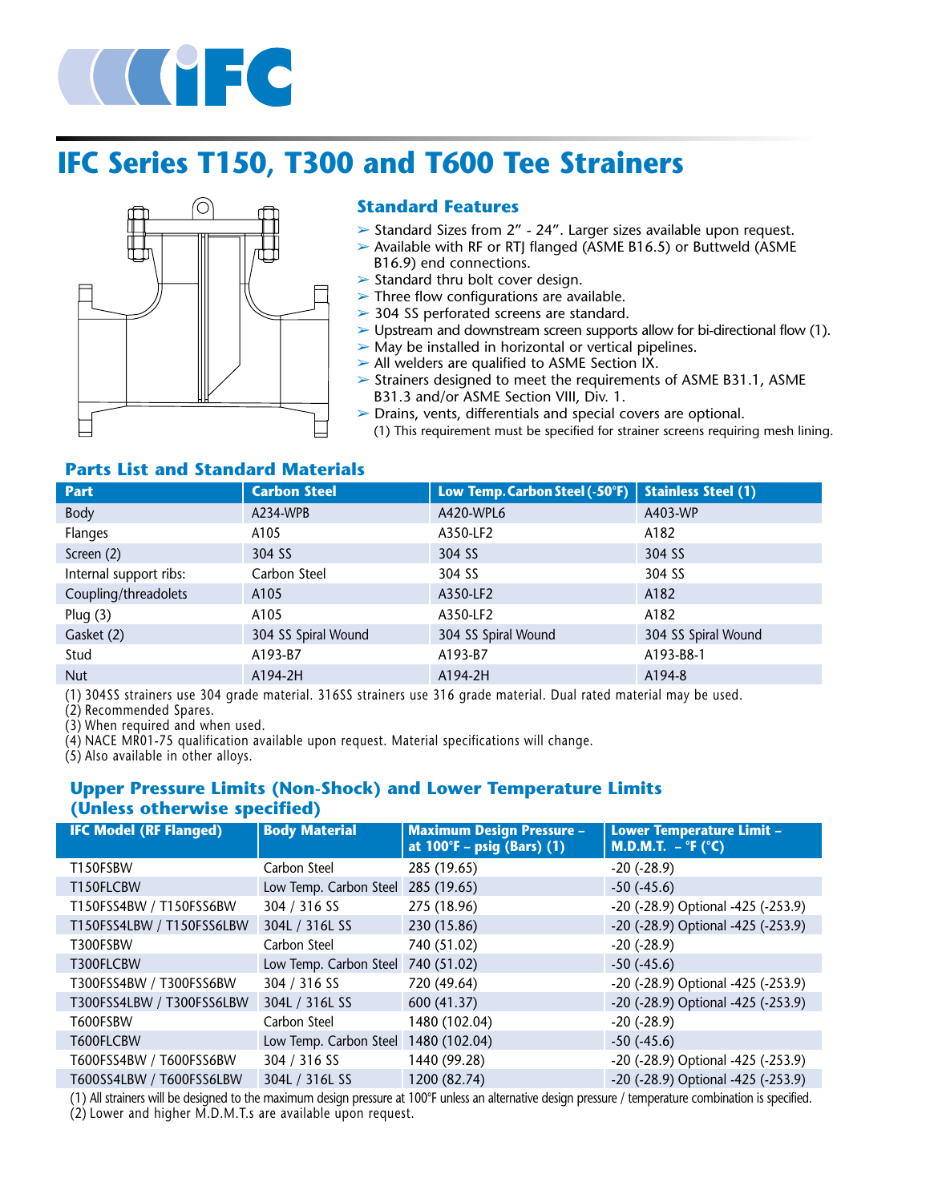# IFC Series T150, T300 and T600 Tee Strainers

## Standard Features

- Standard Sizes from 2" - 24". Larger sizes available upon request.
- Available with RF or RTJ flanged (ASME B16.5) or Buttweld (ASME B16.9) end connections.
- Standard thru bolt cover design.
- Three flow configurations are available.
- 304 SS perforated screens are standard.
- Upstream and downstream screen supports allow for bi-directional flow (1).
- May be installed in horizontal or vertical pipelines.
- All welders are qualified to ASME Section IX.
- Strainers designed to meet the requirements of ASME B31.1, ASME B31.3 and/or ASME Section VIII, Div. 1.
- Drains, vents, differentials and special covers are optional.

(1) This requirement must be specified for strainer screens requiring mesh lining.

## Parts List and Standard Materials

| Part | Carbon Steel | Low Temp. Carbon Steel (-50°F) | Stainless Steel (1) |
|---|---|---|---|
| Body | A234-WPB | A420-WPL6 | A403-WP |
| Flanges | A105 | A350-LF2 | A182 |
| Screen (2) | 304 SS | 304 SS | 304 SS |
| Internal support ribs: | Carbon Steel | 304 SS | 304 SS |
| Coupling/threadolets | A105 | A350-LF2 | A182 |
| Plug (3) | A105 | A350-LF2 | A182 |
| Gasket (2) | 304 SS Spiral Wound | 304 SS Spiral Wound | 304 SS Spiral Wound |
| Stud | A193-B7 | A193-B7 | A193-B8-1 |
| Nut | A194-2H | A194-2H | A194-8 |

(1) 304SS strainers use 304 grade material. 316SS strainers use 316 grade material. Dual rated material may be used.
(2) Recommended Spares.
(3) When required and when used.
(4) NACE MR01-75 qualification available upon request. Material specifications will change.
(5) Also available in other alloys.

## Upper Pressure Limits (Non-Shock) and Lower Temperature Limits (Unless otherwise specified)

| IFC Model (RF Flanged) | Body Material | Maximum Design Pressure – at 100°F – psig (Bars) (1) | Lower Temperature Limit – M.D.M.T. – °F (°C) |
|---|---|---|---|
| T150FSBW | Carbon Steel | 285 (19.65) | -20 (-28.9) |
| T150FLCBW | Low Temp. Carbon Steel | 285 (19.65) | -50 (-45.6) |
| T150FSS4BW / T150FSS6BW | 304 / 316 SS | 275 (18.96) | -20 (-28.9) Optional -425 (-253.9) |
| T150FSS4LBW / T150FSS6LBW | 304L / 316L SS | 230 (15.86) | -20 (-28.9) Optional -425 (-253.9) |
| T300FSBW | Carbon Steel | 740 (51.02) | -20 (-28.9) |
| T300FLCBW | Low Temp. Carbon Steel | 740 (51.02) | -50 (-45.6) |
| T300FSS4BW / T300FSS6BW | 304 / 316 SS | 720 (49.64) | -20 (-28.9) Optional -425 (-253.9) |
| T300FSS4LBW / T300FSS6LBW | 304L / 316L SS | 600 (41.37) | -20 (-28.9) Optional -425 (-253.9) |
| T600FSBW | Carbon Steel | 1480 (102.04) | -20 (-28.9) |
| T600FLCBW | Low Temp. Carbon Steel | 1480 (102.04) | -50 (-45.6) |
| T600FSS4BW / T600FSS6BW | 304 / 316 SS | 1440 (99.28) | -20 (-28.9) Optional -425 (-253.9) |
| T600SS4LBW / T600FSS6LBW | 304L / 316L SS | 1200 (82.74) | -20 (-28.9) Optional -425 (-253.9) |

(1) All strainers will be designed to the maximum design pressure at 100°F unless an alternative design pressure / temperature combination is specified.
(2) Lower and higher M.D.M.T.s are available upon request.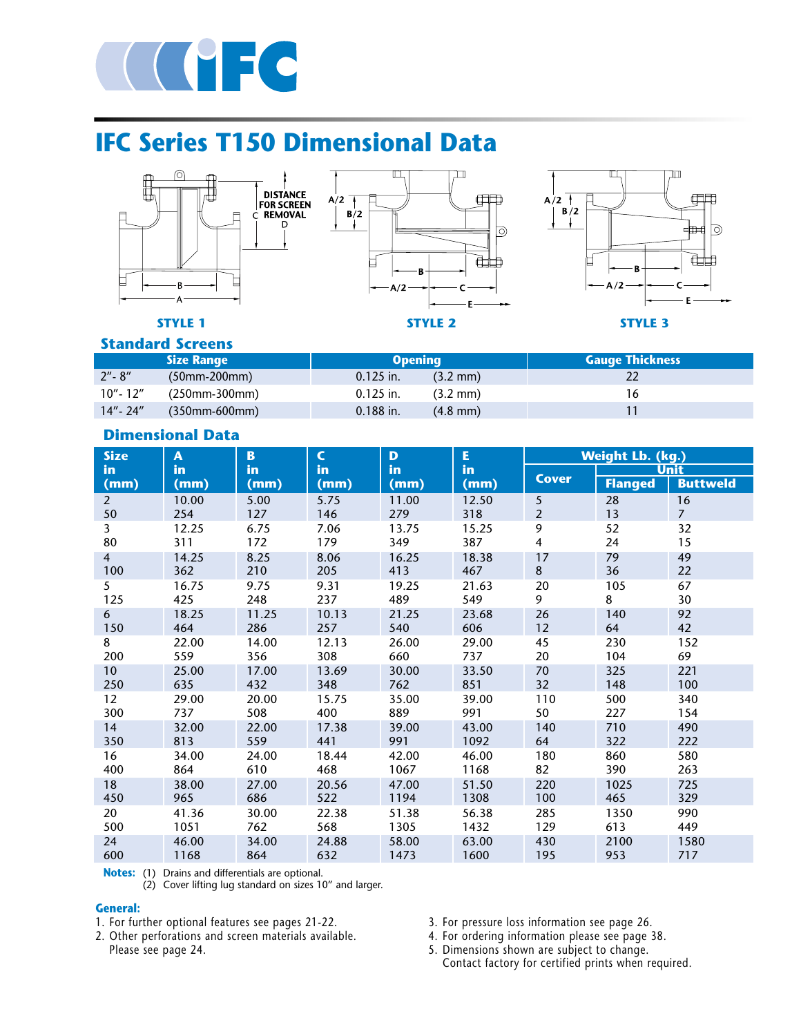# IFC Series T150 Dimensional Data

STYLE 1　　STYLE 2　　STYLE 3

## Standard Screens

| Size Range | | Opening | | Gauge Thickness |
|---|---|---|---|---|
| 2"- 8" | (50mm-200mm) | 0.125 in. | (3.2 mm) | 22 |
| 10"- 12" | (250mm-300mm) | 0.125 in. | (3.2 mm) | 16 |
| 14"- 24" | (350mm-600mm) | 0.188 in. | (4.8 mm) | 11 |

## Dimensional Data

| Size in (mm) | A in (mm) | B in (mm) | C in (mm) | D in (mm) | E in (mm) | Weight Lb. (kg.) Cover | Unit Flanged | Unit Buttweld |
|---|---|---|---|---|---|---|---|---|
| 2<br>50 | 10.00<br>254 | 5.00<br>127 | 5.75<br>146 | 11.00<br>279 | 12.50<br>318 | 5<br>2 | 28<br>13 | 16<br>7 |
| 3<br>80 | 12.25<br>311 | 6.75<br>172 | 7.06<br>179 | 13.75<br>349 | 15.25<br>387 | 9<br>4 | 52<br>24 | 32<br>15 |
| 4<br>100 | 14.25<br>362 | 8.25<br>210 | 8.06<br>205 | 16.25<br>413 | 18.38<br>467 | 17<br>8 | 79<br>36 | 49<br>22 |
| 5<br>125 | 16.75<br>425 | 9.75<br>248 | 9.31<br>237 | 19.25<br>489 | 21.63<br>549 | 20<br>9 | 105<br>8 | 67<br>30 |
| 6<br>150 | 18.25<br>464 | 11.25<br>286 | 10.13<br>257 | 21.25<br>540 | 23.68<br>606 | 26<br>12 | 140<br>64 | 92<br>42 |
| 8<br>200 | 22.00<br>559 | 14.00<br>356 | 12.13<br>308 | 26.00<br>660 | 29.00<br>737 | 45<br>20 | 230<br>104 | 152<br>69 |
| 10<br>250 | 25.00<br>635 | 17.00<br>432 | 13.69<br>348 | 30.00<br>762 | 33.50<br>851 | 70<br>32 | 325<br>148 | 221<br>100 |
| 12<br>300 | 29.00<br>737 | 20.00<br>508 | 15.75<br>400 | 35.00<br>889 | 39.00<br>991 | 110<br>50 | 500<br>227 | 340<br>154 |
| 14<br>350 | 32.00<br>813 | 22.00<br>559 | 17.38<br>441 | 39.00<br>991 | 43.00<br>1092 | 140<br>64 | 710<br>322 | 490<br>222 |
| 16<br>400 | 34.00<br>864 | 24.00<br>610 | 18.44<br>468 | 42.00<br>1067 | 46.00<br>1168 | 180<br>82 | 860<br>390 | 580<br>263 |
| 18<br>450 | 38.00<br>965 | 27.00<br>686 | 20.56<br>522 | 47.00<br>1194 | 51.50<br>1308 | 220<br>100 | 1025<br>465 | 725<br>329 |
| 20<br>500 | 41.36<br>1051 | 30.00<br>762 | 22.38<br>568 | 51.38<br>1305 | 56.38<br>1432 | 285<br>129 | 1350<br>613 | 990<br>449 |
| 24<br>600 | 46.00<br>1168 | 34.00<br>864 | 24.88<br>632 | 58.00<br>1473 | 63.00<br>1600 | 430<br>195 | 2100<br>953 | 1580<br>717 |

**Notes:** (1) Drains and differentials are optional.
(2) Cover lifting lug standard on sizes 10" and larger.

**General:**

1. For further optional features see pages 21-22.
2. Other perforations and screen materials available. Please see page 24.
3. For pressure loss information see page 26.
4. For ordering information please see page 38.
5. Dimensions shown are subject to change. Contact factory for certified prints when required.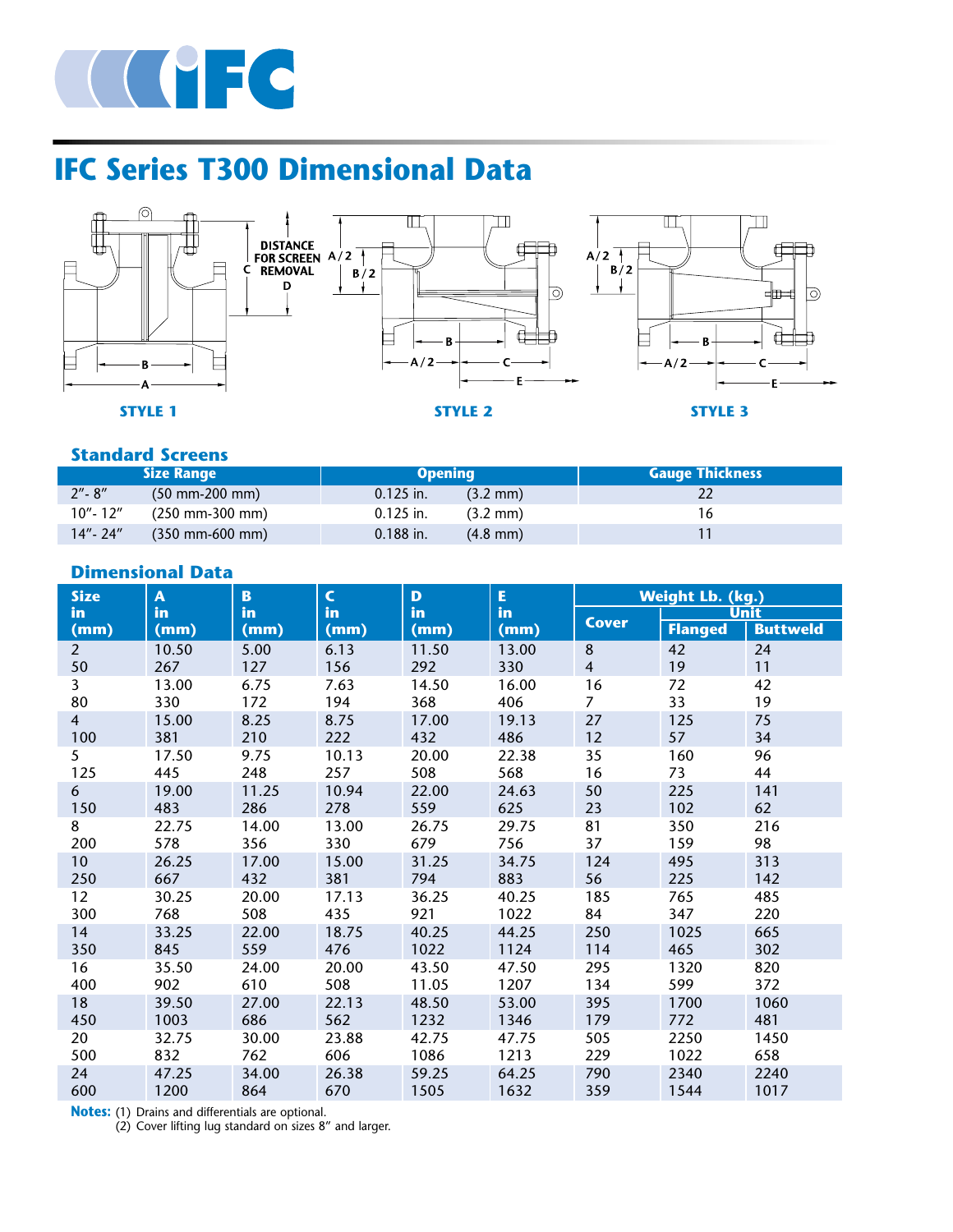# IFC Series T300 Dimensional Data

STYLE 1

STYLE 2

STYLE 3

## Standard Screens

| Size Range | | Opening | | Gauge Thickness |
|---|---|---|---|---|
| 2″- 8″ | (50 mm-200 mm) | 0.125 in. | (3.2 mm) | 22 |
| 10″- 12″ | (250 mm-300 mm) | 0.125 in. | (3.2 mm) | 16 |
| 14″- 24″ | (350 mm-600 mm) | 0.188 in. | (4.8 mm) | 11 |

## Dimensional Data

| Size in (mm) | A in (mm) | B in (mm) | C in (mm) | D in (mm) | E in (mm) | Weight Lb. (kg.) Cover | Unit Flanged | Unit Buttweld |
|---|---|---|---|---|---|---|---|---|
| 2<br>50 | 10.50<br>267 | 5.00<br>127 | 6.13<br>156 | 11.50<br>292 | 13.00<br>330 | 8<br>4 | 42<br>19 | 24<br>11 |
| 3<br>80 | 13.00<br>330 | 6.75<br>172 | 7.63<br>194 | 14.50<br>368 | 16.00<br>406 | 16<br>7 | 72<br>33 | 42<br>19 |
| 4<br>100 | 15.00<br>381 | 8.25<br>210 | 8.75<br>222 | 17.00<br>432 | 19.13<br>486 | 27<br>12 | 125<br>57 | 75<br>34 |
| 5<br>125 | 17.50<br>445 | 9.75<br>248 | 10.13<br>257 | 20.00<br>508 | 22.38<br>568 | 35<br>16 | 160<br>73 | 96<br>44 |
| 6<br>150 | 19.00<br>483 | 11.25<br>286 | 10.94<br>278 | 22.00<br>559 | 24.63<br>625 | 50<br>23 | 225<br>102 | 141<br>62 |
| 8<br>200 | 22.75<br>578 | 14.00<br>356 | 13.00<br>330 | 26.75<br>679 | 29.75<br>756 | 81<br>37 | 350<br>159 | 216<br>98 |
| 10<br>250 | 26.25<br>667 | 17.00<br>432 | 15.00<br>381 | 31.25<br>794 | 34.75<br>883 | 124<br>56 | 495<br>225 | 313<br>142 |
| 12<br>300 | 30.25<br>768 | 20.00<br>508 | 17.13<br>435 | 36.25<br>921 | 40.25<br>1022 | 185<br>84 | 765<br>347 | 485<br>220 |
| 14<br>350 | 33.25<br>845 | 22.00<br>559 | 18.75<br>476 | 40.25<br>1022 | 44.25<br>1124 | 250<br>114 | 1025<br>465 | 665<br>302 |
| 16<br>400 | 35.50<br>902 | 24.00<br>610 | 20.00<br>508 | 43.50<br>11.05 | 47.50<br>1207 | 295<br>134 | 1320<br>599 | 820<br>372 |
| 18<br>450 | 39.50<br>1003 | 27.00<br>686 | 22.13<br>562 | 48.50<br>1232 | 53.00<br>1346 | 395<br>179 | 1700<br>772 | 1060<br>481 |
| 20<br>500 | 32.75<br>832 | 30.00<br>762 | 23.88<br>606 | 42.75<br>1086 | 47.75<br>1213 | 505<br>229 | 2250<br>1022 | 1450<br>658 |
| 24<br>600 | 47.25<br>1200 | 34.00<br>864 | 26.38<br>670 | 59.25<br>1505 | 64.25<br>1632 | 790<br>359 | 2340<br>1544 | 2240<br>1017 |

**Notes:** (1) Drains and differentials are optional.
(2) Cover lifting lug standard on sizes 8″ and larger.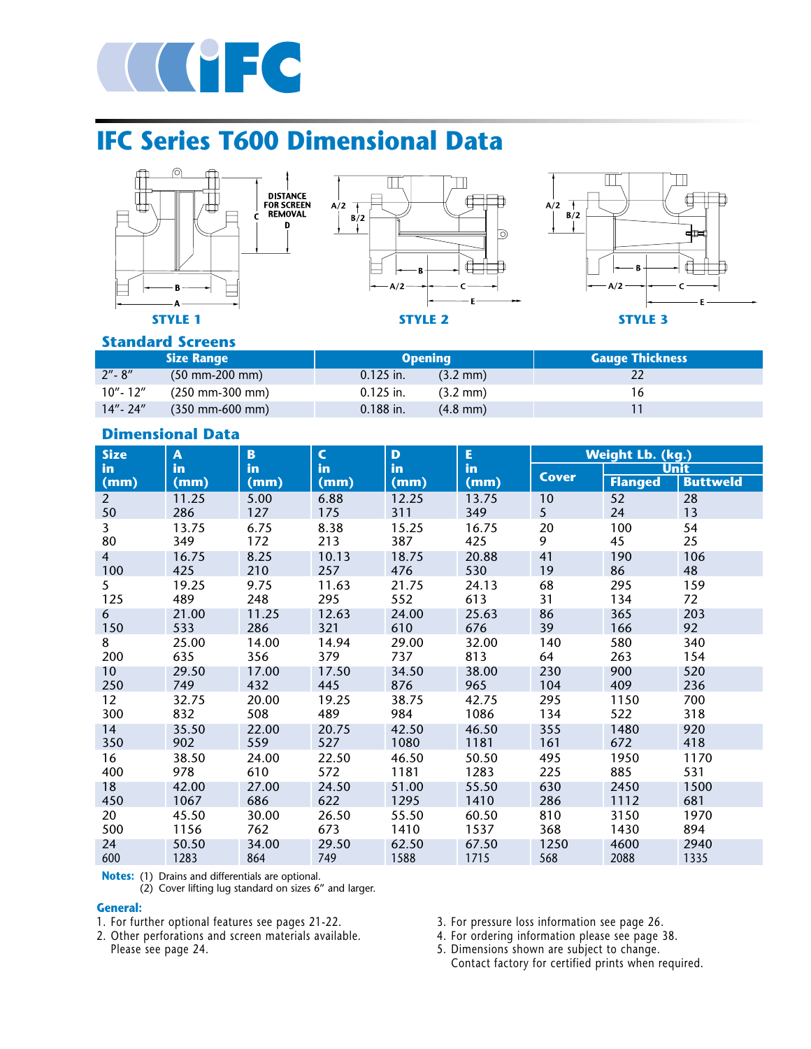# IFC Series T600 Dimensional Data

STYLE 1

STYLE 2

STYLE 3

## Standard Screens

| Size Range | | Opening | | Gauge Thickness |
|---|---|---|---|---|
| 2″- 8″ | (50 mm-200 mm) | 0.125 in. | (3.2 mm) | 22 |
| 10″- 12″ | (250 mm-300 mm) | 0.125 in. | (3.2 mm) | 16 |
| 14″- 24″ | (350 mm-600 mm) | 0.188 in. | (4.8 mm) | 11 |

## Dimensional Data

| Size in (mm) | A in (mm) | B in (mm) | C in (mm) | D in (mm) | E in (mm) | Weight Lb. (kg.) Cover | Unit Flanged | Unit Buttweld |
|---|---|---|---|---|---|---|---|---|
| 2<br>50 | 11.25<br>286 | 5.00<br>127 | 6.88<br>175 | 12.25<br>311 | 13.75<br>349 | 10<br>5 | 52<br>24 | 28<br>13 |
| 3<br>80 | 13.75<br>349 | 6.75<br>172 | 8.38<br>213 | 15.25<br>387 | 16.75<br>425 | 20<br>9 | 100<br>45 | 54<br>25 |
| 4<br>100 | 16.75<br>425 | 8.25<br>210 | 10.13<br>257 | 18.75<br>476 | 20.88<br>530 | 41<br>19 | 190<br>86 | 106<br>48 |
| 5<br>125 | 19.25<br>489 | 9.75<br>248 | 11.63<br>295 | 21.75<br>552 | 24.13<br>613 | 68<br>31 | 295<br>134 | 159<br>72 |
| 6<br>150 | 21.00<br>533 | 11.25<br>286 | 12.63<br>321 | 24.00<br>610 | 25.63<br>676 | 86<br>39 | 365<br>166 | 203<br>92 |
| 8<br>200 | 25.00<br>635 | 14.00<br>356 | 14.94<br>379 | 29.00<br>737 | 32.00<br>813 | 140<br>64 | 580<br>263 | 340<br>154 |
| 10<br>250 | 29.50<br>749 | 17.00<br>432 | 17.50<br>445 | 34.50<br>876 | 38.00<br>965 | 230<br>104 | 900<br>409 | 520<br>236 |
| 12<br>300 | 32.75<br>832 | 20.00<br>508 | 19.25<br>489 | 38.75<br>984 | 42.75<br>1086 | 295<br>134 | 1150<br>522 | 700<br>318 |
| 14<br>350 | 35.50<br>902 | 22.00<br>559 | 20.75<br>527 | 42.50<br>1080 | 46.50<br>1181 | 355<br>161 | 1480<br>672 | 920<br>418 |
| 16<br>400 | 38.50<br>978 | 24.00<br>610 | 22.50<br>572 | 46.50<br>1181 | 50.50<br>1283 | 495<br>225 | 1950<br>885 | 1170<br>531 |
| 18<br>450 | 42.00<br>1067 | 27.00<br>686 | 24.50<br>622 | 51.00<br>1295 | 55.50<br>1410 | 630<br>286 | 2450<br>1112 | 1500<br>681 |
| 20<br>500 | 45.50<br>1156 | 30.00<br>762 | 26.50<br>673 | 55.50<br>1410 | 60.50<br>1537 | 810<br>368 | 3150<br>1430 | 1970<br>894 |
| 24<br>600 | 50.50<br>1283 | 34.00<br>864 | 29.50<br>749 | 62.50<br>1588 | 67.50<br>1715 | 1250<br>568 | 4600<br>2088 | 2940<br>1335 |

**Notes:** (1) Drains and differentials are optional.
(2) Cover lifting lug standard on sizes 6″ and larger.

**General:**

1. For further optional features see pages 21-22.
2. Other perforations and screen materials available. Please see page 24.
3. For pressure loss information see page 26.
4. For ordering information please see page 38.
5. Dimensions shown are subject to change. Contact factory for certified prints when required.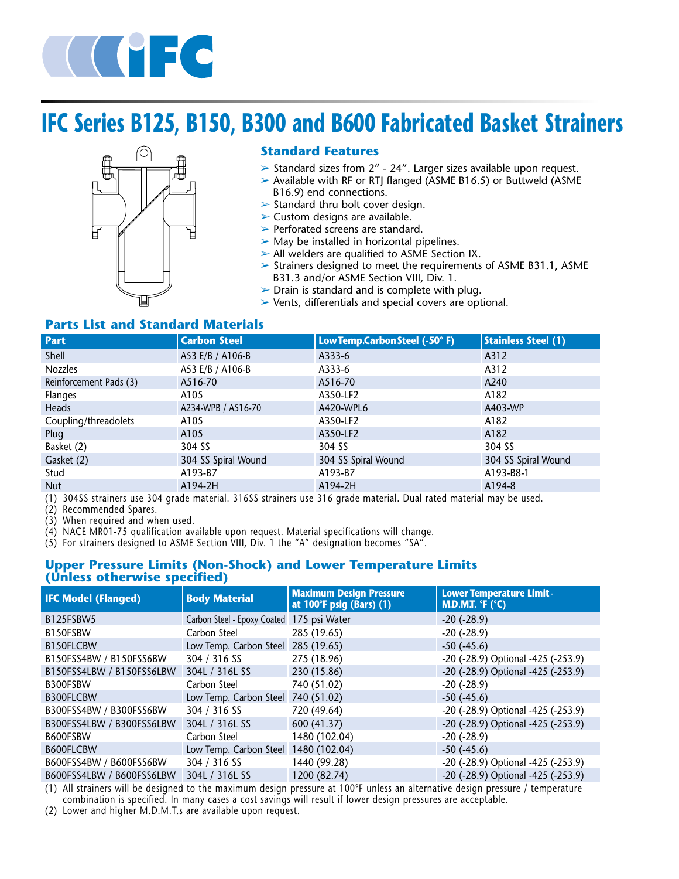# IFC Series B125, B150, B300 and B600 Fabricated Basket Strainers

## Standard Features

- Standard sizes from 2" - 24". Larger sizes available upon request.
- Available with RF or RTJ flanged (ASME B16.5) or Buttweld (ASME B16.9) end connections.
- Standard thru bolt cover design.
- Custom designs are available.
- Perforated screens are standard.
- May be installed in horizontal pipelines.
- All welders are qualified to ASME Section IX.
- Strainers designed to meet the requirements of ASME B31.1, ASME B31.3 and/or ASME Section VIII, Div. 1.
- Drain is standard and is complete with plug.
- Vents, differentials and special covers are optional.

## Parts List and Standard Materials

| Part | Carbon Steel | Low Temp. Carbon Steel (-50° F) | Stainless Steel (1) |
|---|---|---|---|
| Shell | A53 E/B / A106-B | A333-6 | A312 |
| Nozzles | A53 E/B / A106-B | A333-6 | A312 |
| Reinforcement Pads (3) | A516-70 | A516-70 | A240 |
| Flanges | A105 | A350-LF2 | A182 |
| Heads | A234-WPB / A516-70 | A420-WPL6 | A403-WP |
| Coupling/threadolets | A105 | A350-LF2 | A182 |
| Plug | A105 | A350-LF2 | A182 |
| Basket (2) | 304 SS | 304 SS | 304 SS |
| Gasket (2) | 304 SS Spiral Wound | 304 SS Spiral Wound | 304 SS Spiral Wound |
| Stud | A193-B7 | A193-B7 | A193-B8-1 |
| Nut | A194-2H | A194-2H | A194-8 |

(1) 304SS strainers use 304 grade material. 316SS strainers use 316 grade material. Dual rated material may be used.
(2) Recommended Spares.
(3) When required and when used.
(4) NACE MR01-75 qualification available upon request. Material specifications will change.
(5) For strainers designed to ASME Section VIII, Div. 1 the "A" designation becomes "SA".

## Upper Pressure Limits (Non-Shock) and Lower Temperature Limits (Unless otherwise specified)

| IFC Model (Flanged) | Body Material | Maximum Design Pressure at 100°F psig (Bars) (1) | Lower Temperature Limit - M.D.M.T. °F (°C) |
|---|---|---|---|
| B125FSBW5 | Carbon Steel - Epoxy Coated | 175 psi Water | -20 (-28.9) |
| B150FSBW | Carbon Steel | 285 (19.65) | -20 (-28.9) |
| B150FLCBW | Low Temp. Carbon Steel | 285 (19.65) | -50 (-45.6) |
| B150FSS4BW / B150FSS6BW | 304 / 316 SS | 275 (18.96) | -20 (-28.9) Optional -425 (-253.9) |
| B150FSS4LBW / B150FSS6LBW | 304L / 316L SS | 230 (15.86) | -20 (-28.9) Optional -425 (-253.9) |
| B300FSBW | Carbon Steel | 740 (51.02) | -20 (-28.9) |
| B300FLCBW | Low Temp. Carbon Steel | 740 (51.02) | -50 (-45.6) |
| B300FSS4BW / B300FSS6BW | 304 / 316 SS | 720 (49.64) | -20 (-28.9) Optional -425 (-253.9) |
| B300FSS4LBW / B300FSS6LBW | 304L / 316L SS | 600 (41.37) | -20 (-28.9) Optional -425 (-253.9) |
| B600FSBW | Carbon Steel | 1480 (102.04) | -20 (-28.9) |
| B600FLCBW | Low Temp. Carbon Steel | 1480 (102.04) | -50 (-45.6) |
| B600FSS4BW / B600FSS6BW | 304 / 316 SS | 1440 (99.28) | -20 (-28.9) Optional -425 (-253.9) |
| B600FSS4LBW / B600FSS6LBW | 304L / 316L SS | 1200 (82.74) | -20 (-28.9) Optional -425 (-253.9) |

(1) All strainers will be designed to the maximum design pressure at 100°F unless an alternative design pressure / temperature combination is specified. In many cases a cost savings will result if lower design pressures are acceptable.
(2) Lower and higher M.D.M.T.s are available upon request.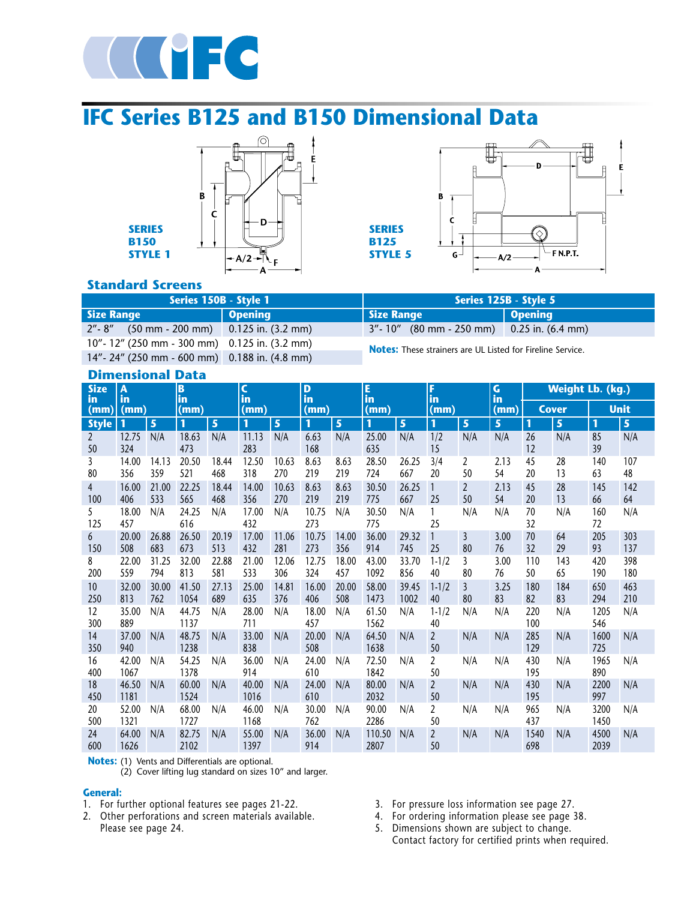# IFC Series B125 and B150 Dimensional Data

SERIES B150 STYLE 1

SERIES B125 STYLE 5

## Standard Screens

| Series 150B - Style 1 | | Series 125B - Style 5 | |
|---|---|---|---|
| **Size Range** | **Opening** | **Size Range** | **Opening** |
| 2"- 8" (50 mm - 200 mm) | 0.125 in. (3.2 mm) | 3"- 10" (80 mm - 250 mm) | 0.25 in. (6.4 mm) |
| 10"- 12" (250 mm - 300 mm) | 0.125 in. (3.2 mm) | | |
| 14"- 24" (250 mm - 600 mm) | 0.188 in. (4.8 mm) | | |

**Notes:** These strainers are UL Listed for Fireline Service.

## Dimensional Data

| Size in (mm) | A in (mm) | | B in (mm) | | C in (mm) | | D in (mm) | | E in (mm) | | F in (mm) | | G in (mm) | Weight Lb. (kg.) Cover | | Weight Lb. (kg.) Unit | |
|---|---|---|---|---|---|---|---|---|---|---|---|---|---|---|---|---|---|
| **Style** | **1** | **5** | **1** | **5** | **1** | **5** | **1** | **5** | **1** | **5** | **1** | **5** | **5** | **1** | **5** | **1** | **5** |
| 2<br>50 | 12.75<br>324 | N/A | 18.63<br>473 | N/A | 11.13<br>283 | N/A | 6.63<br>168 | N/A | 25.00<br>635 | N/A | 1/2<br>15 | N/A | N/A | 26<br>12 | N/A | 85<br>39 | N/A |
| 3<br>80 | 14.00<br>356 | 14.13<br>359 | 20.50<br>521 | 18.44<br>468 | 12.50<br>318 | 10.63<br>270 | 8.63<br>219 | 8.63<br>219 | 28.50<br>724 | 26.25<br>667 | 3/4<br>20 | 2<br>50 | 2.13<br>54 | 45<br>20 | 28<br>13 | 140<br>63 | 107<br>48 |
| 4<br>100 | 16.00<br>406 | 21.00<br>533 | 22.25<br>565 | 18.44<br>468 | 14.00<br>356 | 10.63<br>270 | 8.63<br>219 | 8.63<br>219 | 30.50<br>775 | 26.25<br>667 | 1<br>25 | 2<br>50 | 2.13<br>54 | 45<br>20 | 28<br>13 | 145<br>66 | 142<br>64 |
| 5<br>125 | 18.00<br>457 | N/A | 24.25<br>616 | N/A | 17.00<br>432 | N/A | 10.75<br>273 | N/A | 30.50<br>775 | N/A | 1<br>25 | N/A | N/A | 70<br>32 | N/A | 160<br>72 | N/A |
| 6<br>150 | 20.00<br>508 | 26.88<br>683 | 26.50<br>673 | 20.19<br>513 | 17.00<br>432 | 11.06<br>281 | 10.75<br>273 | 14.00<br>356 | 36.00<br>914 | 29.32<br>745 | 1<br>25 | 3<br>80 | 3.00<br>76 | 70<br>32 | 64<br>29 | 205<br>93 | 303<br>137 |
| 8<br>200 | 22.00<br>559 | 31.25<br>794 | 32.00<br>813 | 22.88<br>581 | 21.00<br>533 | 12.06<br>306 | 12.75<br>324 | 18.00<br>457 | 43.00<br>1092 | 33.70<br>856 | 1-1/2<br>40 | 3<br>80 | 3.00<br>76 | 110<br>50 | 143<br>65 | 420<br>190 | 398<br>180 |
| 10<br>250 | 32.00<br>813 | 30.00<br>762 | 41.50<br>1054 | 27.13<br>689 | 25.00<br>635 | 14.81<br>376 | 16.00<br>406 | 20.00<br>508 | 58.00<br>1473 | 39.45<br>1002 | 1-1/2<br>40 | 3<br>80 | 3.25<br>83 | 180<br>82 | 184<br>83 | 650<br>294 | 463<br>210 |
| 12<br>300 | 35.00<br>889 | N/A | 44.75<br>1137 | N/A | 28.00<br>711 | N/A | 18.00<br>457 | N/A | 61.50<br>1562 | N/A | 1-1/2<br>40 | N/A | N/A | 220<br>100 | N/A | 1205<br>546 | N/A |
| 14<br>350 | 37.00<br>940 | N/A | 48.75<br>1238 | N/A | 33.00<br>838 | N/A | 20.00<br>508 | N/A | 64.50<br>1638 | N/A | 2<br>50 | N/A | N/A | 285<br>129 | N/A | 1600<br>725 | N/A |
| 16<br>400 | 42.00<br>1067 | N/A | 54.25<br>1378 | N/A | 36.00<br>914 | N/A | 24.00<br>610 | N/A | 72.50<br>1842 | N/A | 2<br>50 | N/A | N/A | 430<br>195 | N/A | 1965<br>890 | N/A |
| 18<br>450 | 46.50<br>1181 | N/A | 60.00<br>1524 | N/A | 40.00<br>1016 | N/A | 24.00<br>610 | N/A | 80.00<br>2032 | N/A | 2<br>50 | N/A | N/A | 430<br>195 | N/A | 2200<br>997 | N/A |
| 20<br>500 | 52.00<br>1321 | N/A | 68.00<br>1727 | N/A | 46.00<br>1168 | N/A | 30.00<br>762 | N/A | 90.00<br>2286 | N/A | 2<br>50 | N/A | N/A | 965<br>437 | N/A | 3200<br>1450 | N/A |
| 24<br>600 | 64.00<br>1626 | N/A | 82.75<br>2102 | N/A | 55.00<br>1397 | N/A | 36.00<br>914 | N/A | 110.50<br>2807 | N/A | 2<br>50 | N/A | N/A | 1540<br>698 | N/A | 4500<br>2039 | N/A |

**Notes:** (1) Vents and Differentials are optional.
(2) Cover lifting lug standard on sizes 10" and larger.

**General:**

1. For further optional features see pages 21-22.
2. Other perforations and screen materials available. Please see page 24.
3. For pressure loss information see page 27.
4. For ordering information please see page 38.
5. Dimensions shown are subject to change. Contact factory for certified prints when required.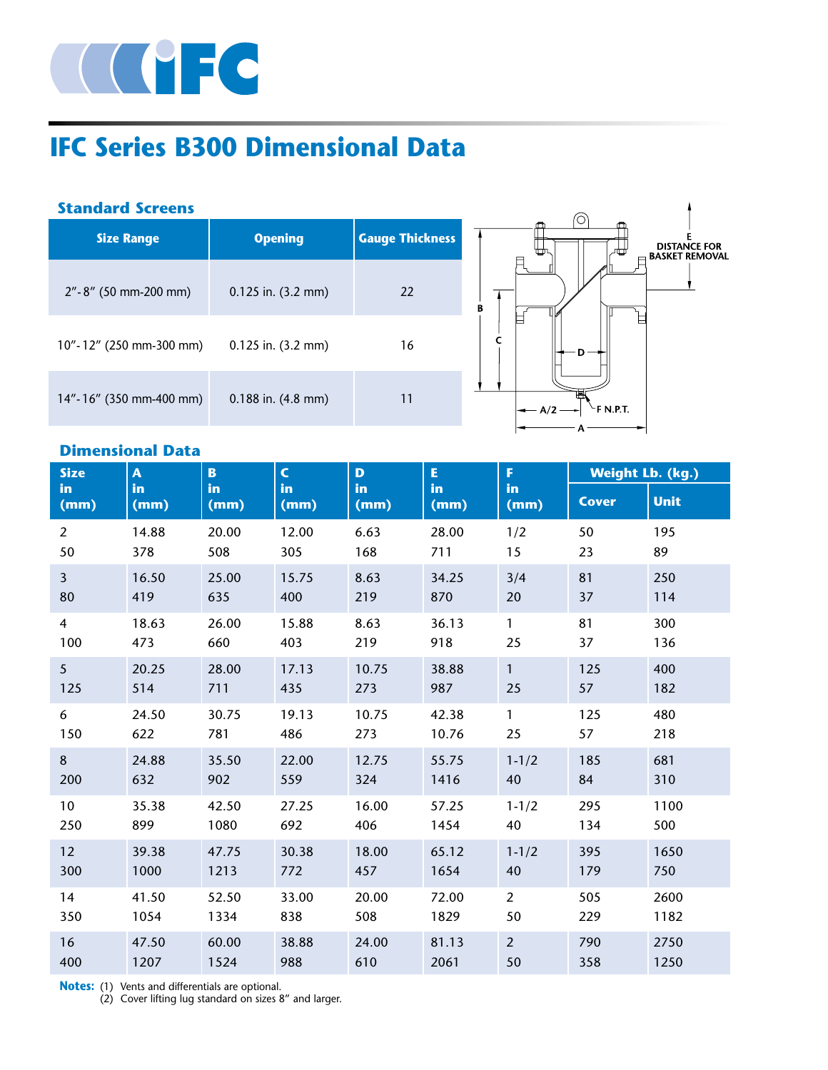# IFC Series B300 Dimensional Data

### Standard Screens

| Size Range | Opening | Gauge Thickness |
|---|---|---|
| 2"- 8" (50 mm-200 mm) | 0.125 in. (3.2 mm) | 22 |
| 10"- 12" (250 mm-300 mm) | 0.125 in. (3.2 mm) | 16 |
| 14"- 16" (350 mm-400 mm) | 0.188 in. (4.8 mm) | 11 |

E DISTANCE FOR BASKET REMOVAL

B

C

D

A/2

F N.P.T.

A

### Dimensional Data

| Size in (mm) | A in (mm) | B in (mm) | C in (mm) | D in (mm) | E in (mm) | F in (mm) | Weight Lb. (kg.) | |
|---|---|---|---|---|---|---|---|---|
| | | | | | | | Cover | Unit |
| 2<br>50 | 14.88<br>378 | 20.00<br>508 | 12.00<br>305 | 6.63<br>168 | 28.00<br>711 | 1/2<br>15 | 50<br>23 | 195<br>89 |
| 3<br>80 | 16.50<br>419 | 25.00<br>635 | 15.75<br>400 | 8.63<br>219 | 34.25<br>870 | 3/4<br>20 | 81<br>37 | 250<br>114 |
| 4<br>100 | 18.63<br>473 | 26.00<br>660 | 15.88<br>403 | 8.63<br>219 | 36.13<br>918 | 1<br>25 | 81<br>37 | 300<br>136 |
| 5<br>125 | 20.25<br>514 | 28.00<br>711 | 17.13<br>435 | 10.75<br>273 | 38.88<br>987 | 1<br>25 | 125<br>57 | 400<br>182 |
| 6<br>150 | 24.50<br>622 | 30.75<br>781 | 19.13<br>486 | 10.75<br>273 | 42.38<br>10.76 | 1<br>25 | 125<br>57 | 480<br>218 |
| 8<br>200 | 24.88<br>632 | 35.50<br>902 | 22.00<br>559 | 12.75<br>324 | 55.75<br>1416 | 1-1/2<br>40 | 185<br>84 | 681<br>310 |
| 10<br>250 | 35.38<br>899 | 42.50<br>1080 | 27.25<br>692 | 16.00<br>406 | 57.25<br>1454 | 1-1/2<br>40 | 295<br>134 | 1100<br>500 |
| 12<br>300 | 39.38<br>1000 | 47.75<br>1213 | 30.38<br>772 | 18.00<br>457 | 65.12<br>1654 | 1-1/2<br>40 | 395<br>179 | 1650<br>750 |
| 14<br>350 | 41.50<br>1054 | 52.50<br>1334 | 33.00<br>838 | 20.00<br>508 | 72.00<br>1829 | 2<br>50 | 505<br>229 | 2600<br>1182 |
| 16<br>400 | 47.50<br>1207 | 60.00<br>1524 | 38.88<br>988 | 24.00<br>610 | 81.13<br>2061 | 2<br>50 | 790<br>358 | 2750<br>1250 |

**Notes:** (1) Vents and differentials are optional.
(2) Cover lifting lug standard on sizes 8" and larger.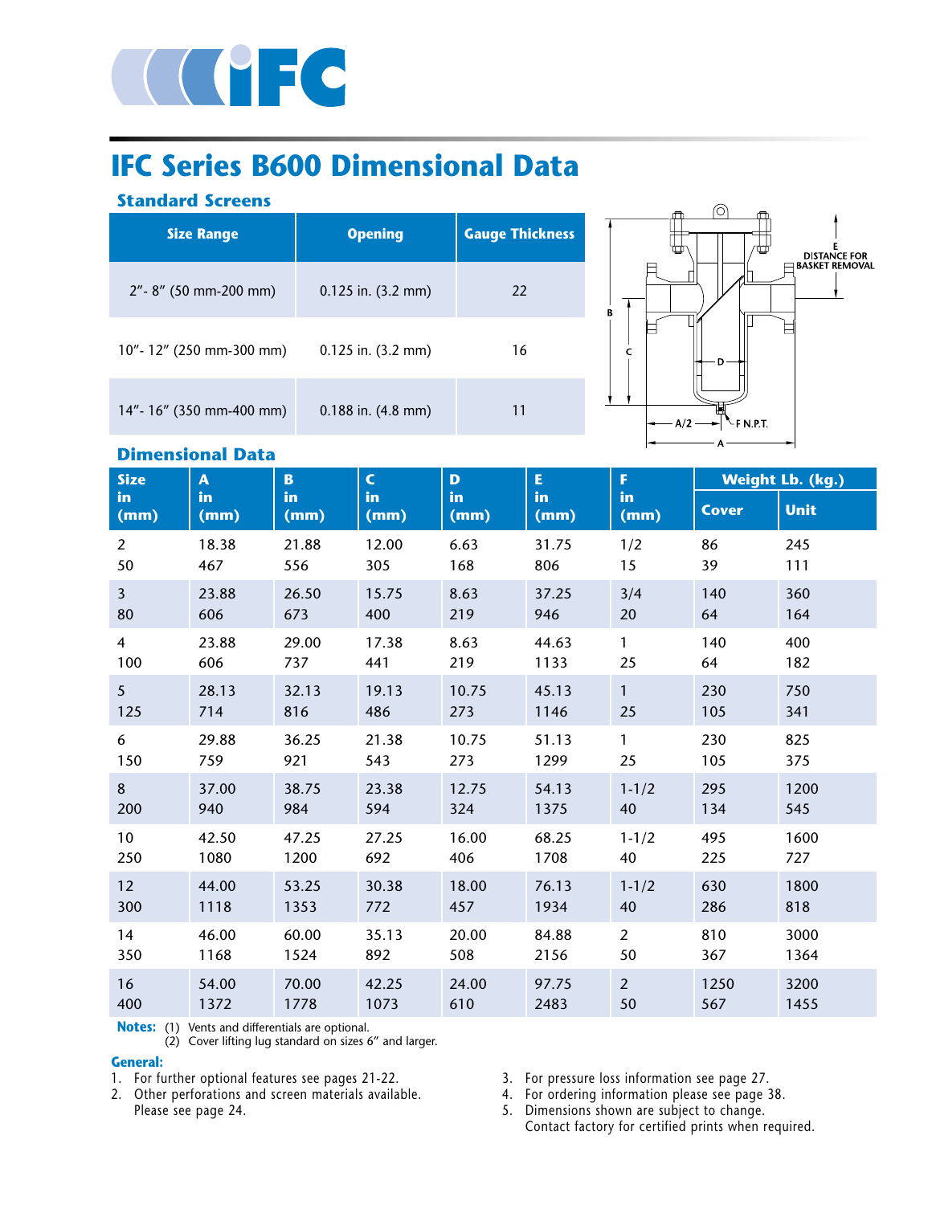# IFC Series B600 Dimensional Data

## Standard Screens

| Size Range | Opening | Gauge Thickness |
|---|---|---|
| 2"- 8" (50 mm-200 mm) | 0.125 in. (3.2 mm) | 22 |
| 10"- 12" (250 mm-300 mm) | 0.125 in. (3.2 mm) | 16 |
| 14"- 16" (350 mm-400 mm) | 0.188 in. (4.8 mm) | 11 |

## Dimensional Data

| Size in (mm) | A in (mm) | B in (mm) | C in (mm) | D in (mm) | E in (mm) | F in (mm) | Weight Lb. (kg.) Cover | Unit |
|---|---|---|---|---|---|---|---|---|
| 2<br>50 | 18.38<br>467 | 21.88<br>556 | 12.00<br>305 | 6.63<br>168 | 31.75<br>806 | 1/2<br>15 | 86<br>39 | 245<br>111 |
| 3<br>80 | 23.88<br>606 | 26.50<br>673 | 15.75<br>400 | 8.63<br>219 | 37.25<br>946 | 3/4<br>20 | 140<br>64 | 360<br>164 |
| 4<br>100 | 23.88<br>606 | 29.00<br>737 | 17.38<br>441 | 8.63<br>219 | 44.63<br>1133 | 1<br>25 | 140<br>64 | 400<br>182 |
| 5<br>125 | 28.13<br>714 | 32.13<br>816 | 19.13<br>486 | 10.75<br>273 | 45.13<br>1146 | 1<br>25 | 230<br>105 | 750<br>341 |
| 6<br>150 | 29.88<br>759 | 36.25<br>921 | 21.38<br>543 | 10.75<br>273 | 51.13<br>1299 | 1<br>25 | 230<br>105 | 825<br>375 |
| 8<br>200 | 37.00<br>940 | 38.75<br>984 | 23.38<br>594 | 12.75<br>324 | 54.13<br>1375 | 1-1/2<br>40 | 295<br>134 | 1200<br>545 |
| 10<br>250 | 42.50<br>1080 | 47.25<br>1200 | 27.25<br>692 | 16.00<br>406 | 68.25<br>1708 | 1-1/2<br>40 | 495<br>225 | 1600<br>727 |
| 12<br>300 | 44.00<br>1118 | 53.25<br>1353 | 30.38<br>772 | 18.00<br>457 | 76.13<br>1934 | 1-1/2<br>40 | 630<br>286 | 1800<br>818 |
| 14<br>350 | 46.00<br>1168 | 60.00<br>1524 | 35.13<br>892 | 20.00<br>508 | 84.88<br>2156 | 2<br>50 | 810<br>367 | 3000<br>1364 |
| 16<br>400 | 54.00<br>1372 | 70.00<br>1778 | 42.25<br>1073 | 24.00<br>610 | 97.75<br>2483 | 2<br>50 | 1250<br>567 | 3200<br>1455 |

**Notes:** (1) Vents and differentials are optional.
(2) Cover lifting lug standard on sizes 6" and larger.

**General:**

1. For further optional features see pages 21-22.
2. Other perforations and screen materials available. Please see page 24.
3. For pressure loss information see page 27.
4. For ordering information please see page 38.
5. Dimensions shown are subject to change. Contact factory for certified prints when required.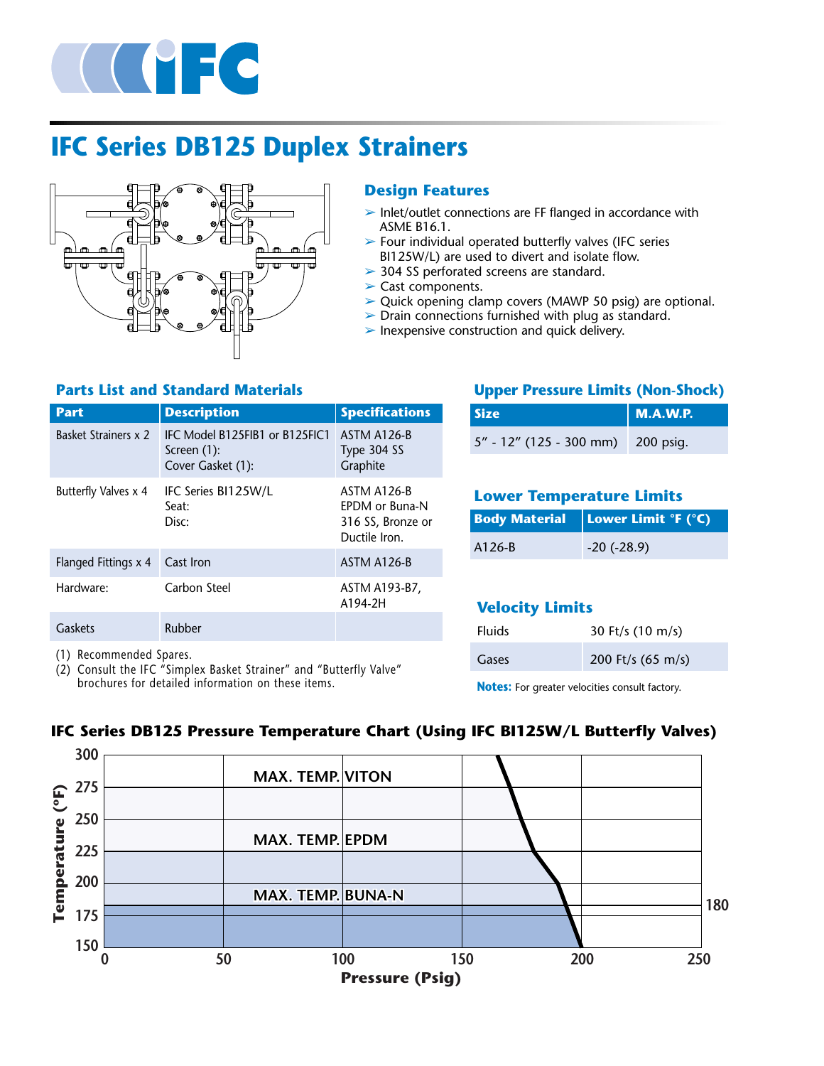# IFC Series DB125 Duplex Strainers

## Design Features

- Inlet/outlet connections are FF flanged in accordance with ASME B16.1.
- Four individual operated butterfly valves (IFC series BI125W/L) are used to divert and isolate flow.
- 304 SS perforated screens are standard.
- Cast components.
- Quick opening clamp covers (MAWP 50 psig) are optional.
- Drain connections furnished with plug as standard.
- Inexpensive construction and quick delivery.

## Parts List and Standard Materials

| Part | Description | Specifications |
|---|---|---|
| Basket Strainers x 2 | IFC Model B125FIB1 or B125FIC1<br>Screen (1):<br>Cover Gasket (1): | ASTM A126-B<br>Type 304 SS<br>Graphite |
| Butterfly Valves x 4 | IFC Series BI125W/L<br>Seat:<br>Disc: | ASTM A126-B<br>EPDM or Buna-N<br>316 SS, Bronze or Ductile Iron. |
| Flanged Fittings x 4 | Cast Iron | ASTM A126-B |
| Hardware: | Carbon Steel | ASTM A193-B7, A194-2H |
| Gaskets | Rubber | |

(1) Recommended Spares.
(2) Consult the IFC "Simplex Basket Strainer" and "Butterfly Valve" brochures for detailed information on these items.

## Upper Pressure Limits (Non-Shock)

| Size | M.A.W.P. |
|---|---|
| 5" - 12" (125 - 300 mm) | 200 psig. |

## Lower Temperature Limits

| Body Material | Lower Limit °F (°C) |
|---|---|
| A126-B | -20 (-28.9) |

## Velocity Limits

| | |
|---|---|
| Fluids | 30 Ft/s (10 m/s) |
| Gases | 200 Ft/s (65 m/s) |

**Notes:** For greater velocities consult factory.

## IFC Series DB125 Pressure Temperature Chart (Using IFC BI125W/L Butterfly Valves)

Temperature (°F): 150, 175, 200, 225, 250, 275, 300 (180 marked)
Pressure (Psig): 0, 50, 100, 150, 200, 250

MAX. TEMP. VITON
MAX. TEMP. EPDM
MAX. TEMP. BUNA-N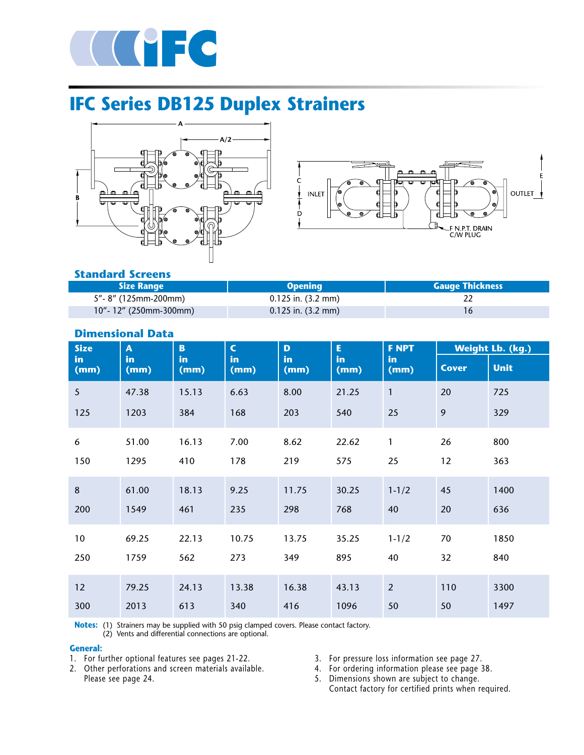# IFC Series DB125 Duplex Strainers

## Standard Screens

| Size Range | Opening | Gauge Thickness |
|---|---|---|
| 5"- 8" (125mm-200mm) | 0.125 in. (3.2 mm) | 22 |
| 10"- 12" (250mm-300mm) | 0.125 in. (3.2 mm) | 16 |

## Dimensional Data

| Size in (mm) | A in (mm) | B in (mm) | C in (mm) | D in (mm) | E in (mm) | F NPT in (mm) | Weight Lb. (kg.) | |
|---|---|---|---|---|---|---|---|---|
| | | | | | | | Cover | Unit |
| 5 | 47.38 | 15.13 | 6.63 | 8.00 | 21.25 | 1 | 20 | 725 |
| 125 | 1203 | 384 | 168 | 203 | 540 | 25 | 9 | 329 |
| 6 | 51.00 | 16.13 | 7.00 | 8.62 | 22.62 | 1 | 26 | 800 |
| 150 | 1295 | 410 | 178 | 219 | 575 | 25 | 12 | 363 |
| 8 | 61.00 | 18.13 | 9.25 | 11.75 | 30.25 | 1-1/2 | 45 | 1400 |
| 200 | 1549 | 461 | 235 | 298 | 768 | 40 | 20 | 636 |
| 10 | 69.25 | 22.13 | 10.75 | 13.75 | 35.25 | 1-1/2 | 70 | 1850 |
| 250 | 1759 | 562 | 273 | 349 | 895 | 40 | 32 | 840 |
| 12 | 79.25 | 24.13 | 13.38 | 16.38 | 43.13 | 2 | 110 | 3300 |
| 300 | 2013 | 613 | 340 | 416 | 1096 | 50 | 50 | 1497 |

**Notes:** (1) Strainers may be supplied with 50 psig clamped covers. Please contact factory.
(2) Vents and differential connections are optional.

**General:**

1. For further optional features see pages 21-22.
2. Other perforations and screen materials available. Please see page 24.
3. For pressure loss information see page 27.
4. For ordering information please see page 38.
5. Dimensions shown are subject to change. Contact factory for certified prints when required.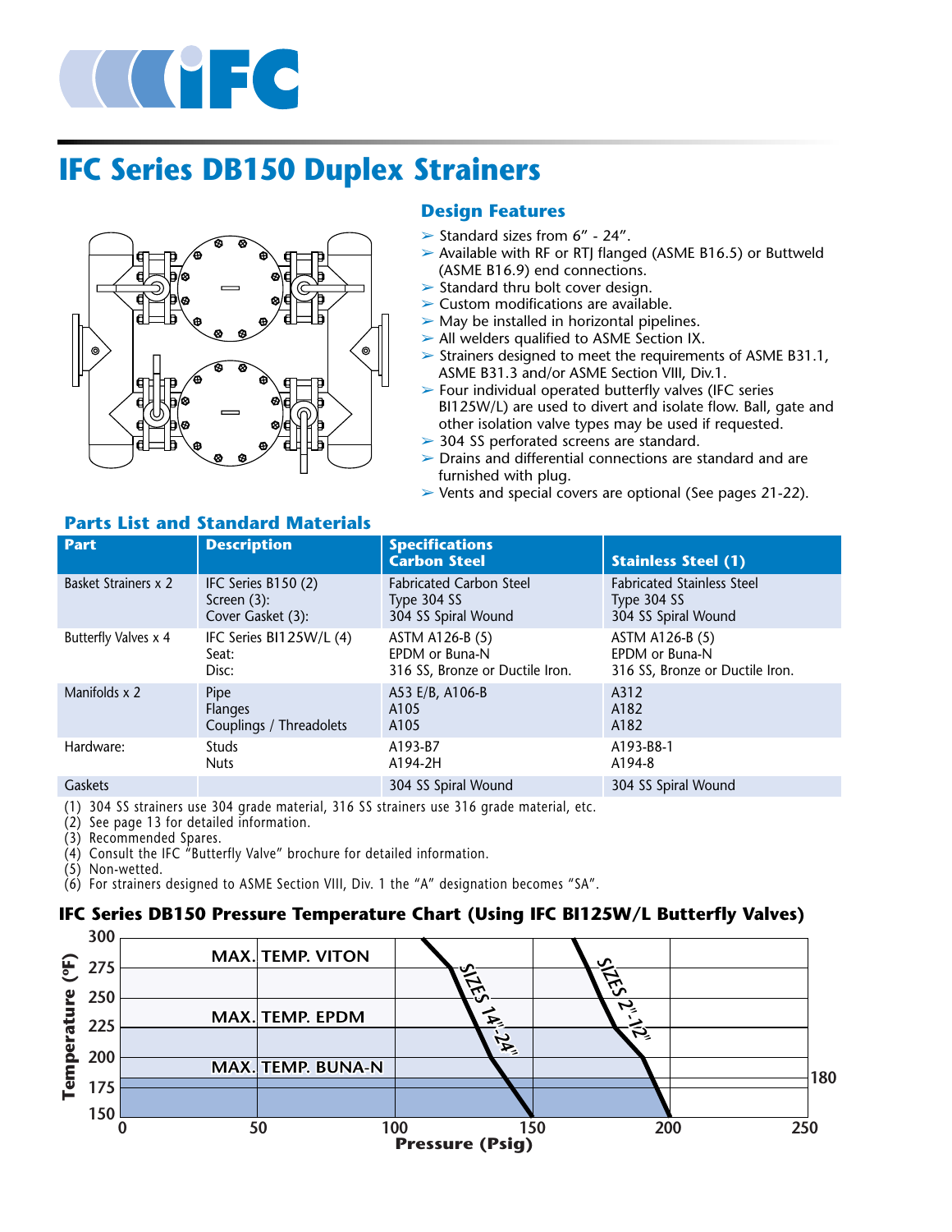# IFC Series DB150 Duplex Strainers

## Design Features

- Standard sizes from 6" - 24".
- Available with RF or RTJ flanged (ASME B16.5) or Buttweld (ASME B16.9) end connections.
- Standard thru bolt cover design.
- Custom modifications are available.
- May be installed in horizontal pipelines.
- All welders qualified to ASME Section IX.
- Strainers designed to meet the requirements of ASME B31.1, ASME B31.3 and/or ASME Section VIII, Div.1.
- Four individual operated butterfly valves (IFC series BI125W/L) are used to divert and isolate flow. Ball, gate and other isolation valve types may be used if requested.
- 304 SS perforated screens are standard.
- Drains and differential connections are standard and are furnished with plug.
- Vents and special covers are optional (See pages 21-22).

## Parts List and Standard Materials

| Part | Description | Specifications Carbon Steel | Stainless Steel (1) |
|---|---|---|---|
| Basket Strainers x 2 | IFC Series B150 (2)<br>Screen (3):<br>Cover Gasket (3): | Fabricated Carbon Steel<br>Type 304 SS<br>304 SS Spiral Wound | Fabricated Stainless Steel<br>Type 304 SS<br>304 SS Spiral Wound |
| Butterfly Valves x 4 | IFC Series BI125W/L (4)<br>Seat:<br>Disc: | ASTM A126-B (5)<br>EPDM or Buna-N<br>316 SS, Bronze or Ductile Iron. | ASTM A126-B (5)<br>EPDM or Buna-N<br>316 SS, Bronze or Ductile Iron. |
| Manifolds x 2 | Pipe<br>Flanges<br>Couplings / Threadolets | A53 E/B, A106-B<br>A105<br>A105 | A312<br>A182<br>A182 |
| Hardware: | Studs<br>Nuts | A193-B7<br>A194-2H | A193-B8-1<br>A194-8 |
| Gaskets | | 304 SS Spiral Wound | 304 SS Spiral Wound |

(1) 304 SS strainers use 304 grade material, 316 SS strainers use 316 grade material, etc.
(2) See page 13 for detailed information.
(3) Recommended Spares.
(4) Consult the IFC "Butterfly Valve" brochure for detailed information.
(5) Non-wetted.
(6) For strainers designed to ASME Section VIII, Div. 1 the "A" designation becomes "SA".

## IFC Series DB150 Pressure Temperature Chart (Using IFC BI125W/L Butterfly Valves)

Chart labels: Temperature (ºF) (150–300); Pressure (Psig) (0–250); MAX. TEMP. VITON; MAX. TEMP. EPDM; MAX. TEMP. BUNA-N; 180; SIZES 14"-24"; SIZES 2"-12".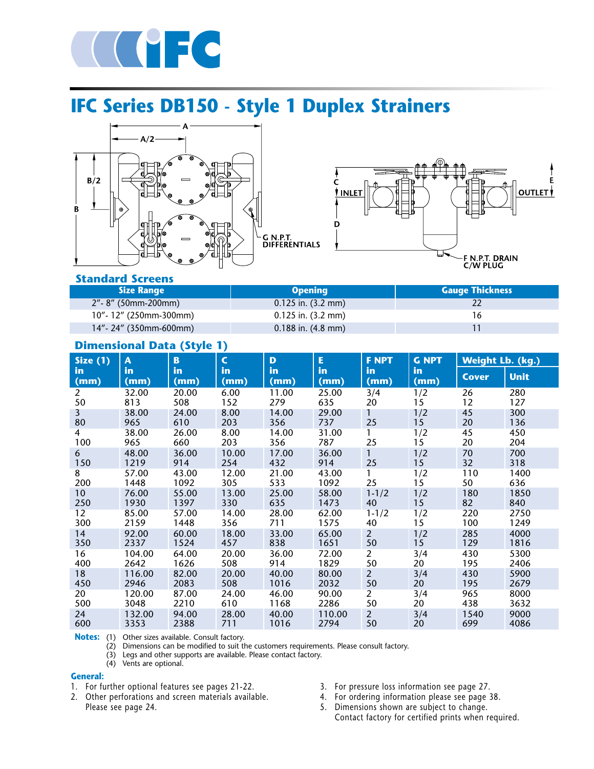# IFC Series DB150 - Style 1 Duplex Strainers

A
A/2
B/2
B
G N.P.T. DIFFERENTIALS
C
INLET
D
E
OUTLET
F N.P.T. DRAIN C/W PLUG

## Standard Screens

| Size Range | Opening | Gauge Thickness |
|---|---|---|
| 2"- 8" (50mm-200mm) | 0.125 in. (3.2 mm) | 22 |
| 10"- 12" (250mm-300mm) | 0.125 in. (3.2 mm) | 16 |
| 14"- 24" (350mm-600mm) | 0.188 in. (4.8 mm) | 11 |

## Dimensional Data (Style 1)

| Size (1) in (mm) | A in (mm) | B in (mm) | C in (mm) | D in (mm) | E in (mm) | F NPT in (mm) | G NPT in (mm) | Weight Lb. (kg.) | |
|---|---|---|---|---|---|---|---|---|---|
| | | | | | | | | Cover | Unit |
| 2<br>50 | 32.00<br>813 | 20.00<br>508 | 6.00<br>152 | 11.00<br>279 | 25.00<br>635 | 3/4<br>20 | 1/2<br>15 | 26<br>12 | 280<br>127 |
| 3<br>80 | 38.00<br>965 | 24.00<br>610 | 8.00<br>203 | 14.00<br>356 | 29.00<br>737 | 1<br>25 | 1/2<br>15 | 45<br>20 | 300<br>136 |
| 4<br>100 | 38.00<br>965 | 26.00<br>660 | 8.00<br>203 | 14.00<br>356 | 31.00<br>787 | 1<br>25 | 1/2<br>15 | 45<br>20 | 450<br>204 |
| 6<br>150 | 48.00<br>1219 | 36.00<br>914 | 10.00<br>254 | 17.00<br>432 | 36.00<br>914 | 1<br>25 | 1/2<br>15 | 70<br>32 | 700<br>318 |
| 8<br>200 | 57.00<br>1448 | 43.00<br>1092 | 12.00<br>305 | 21.00<br>533 | 43.00<br>1092 | 1<br>25 | 1/2<br>15 | 110<br>50 | 1400<br>636 |
| 10<br>250 | 76.00<br>1930 | 55.00<br>1397 | 13.00<br>330 | 25.00<br>635 | 58.00<br>1473 | 1-1/2<br>40 | 1/2<br>15 | 180<br>82 | 1850<br>840 |
| 12<br>300 | 85.00<br>2159 | 57.00<br>1448 | 14.00<br>356 | 28.00<br>711 | 62.00<br>1575 | 1-1/2<br>40 | 1/2<br>15 | 220<br>100 | 2750<br>1249 |
| 14<br>350 | 92.00<br>2337 | 60.00<br>1524 | 18.00<br>457 | 33.00<br>838 | 65.00<br>1651 | 2<br>50 | 1/2<br>15 | 285<br>129 | 4000<br>1816 |
| 16<br>400 | 104.00<br>2642 | 64.00<br>1626 | 20.00<br>508 | 36.00<br>914 | 72.00<br>1829 | 2<br>50 | 3/4<br>20 | 430<br>195 | 5300<br>2406 |
| 18<br>450 | 116.00<br>2946 | 82.00<br>2083 | 20.00<br>508 | 40.00<br>1016 | 80.00<br>2032 | 2<br>50 | 3/4<br>20 | 430<br>195 | 5900<br>2679 |
| 20<br>500 | 120.00<br>3048 | 87.00<br>2210 | 24.00<br>610 | 46.00<br>1168 | 90.00<br>2286 | 2<br>50 | 3/4<br>20 | 965<br>438 | 8000<br>3632 |
| 24<br>600 | 132.00<br>3353 | 94.00<br>2388 | 28.00<br>711 | 40.00<br>1016 | 110.00<br>2794 | 2<br>50 | 3/4<br>20 | 1540<br>699 | 9000<br>4086 |

**Notes:**
(1) Other sizes available. Consult factory.
(2) Dimensions can be modified to suit the customers requirements. Please consult factory.
(3) Legs and other supports are available. Please contact factory.
(4) Vents are optional.

**General:**

1. For further optional features see pages 21-22.
2. Other perforations and screen materials available. Please see page 24.
3. For pressure loss information see page 27.
4. For ordering information please see page 38.
5. Dimensions shown are subject to change. Contact factory for certified prints when required.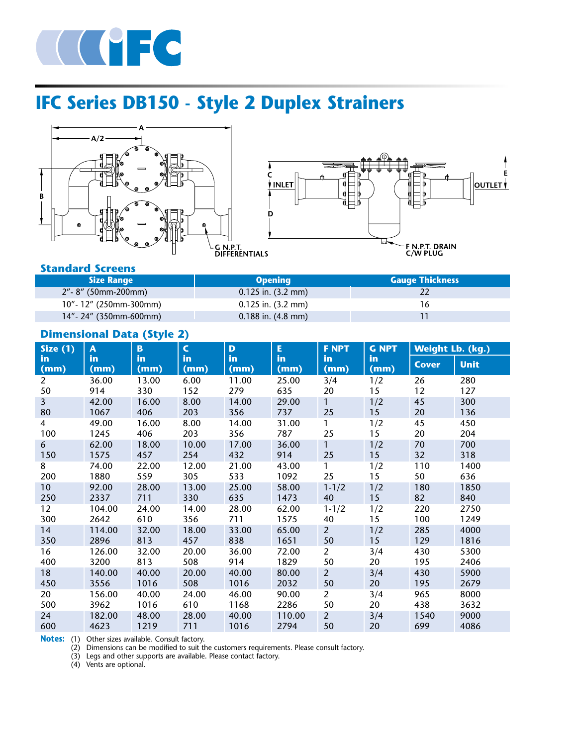# IFC Series DB150 - Style 2 Duplex Strainers

## Standard Screens

| Size Range | Opening | Gauge Thickness |
|---|---|---|
| 2"- 8" (50mm-200mm) | 0.125 in. (3.2 mm) | 22 |
| 10"- 12" (250mm-300mm) | 0.125 in. (3.2 mm) | 16 |
| 14"- 24" (350mm-600mm) | 0.188 in. (4.8 mm) | 11 |

## Dimensional Data (Style 2)

| Size (1) in (mm) | A in (mm) | B in (mm) | C in (mm) | D in (mm) | E in (mm) | F NPT in (mm) | G NPT in (mm) | Weight Lb. (kg.) | |
|---|---|---|---|---|---|---|---|---|---|
| | | | | | | | | Cover | Unit |
| 2<br>50 | 36.00<br>914 | 13.00<br>330 | 6.00<br>152 | 11.00<br>279 | 25.00<br>635 | 3/4<br>20 | 1/2<br>15 | 26<br>12 | 280<br>127 |
| 3<br>80 | 42.00<br>1067 | 16.00<br>406 | 8.00<br>203 | 14.00<br>356 | 29.00<br>737 | 1<br>25 | 1/2<br>15 | 45<br>20 | 300<br>136 |
| 4<br>100 | 49.00<br>1245 | 16.00<br>406 | 8.00<br>203 | 14.00<br>356 | 31.00<br>787 | 1<br>25 | 1/2<br>15 | 45<br>20 | 450<br>204 |
| 6<br>150 | 62.00<br>1575 | 18.00<br>457 | 10.00<br>254 | 17.00<br>432 | 36.00<br>914 | 1<br>25 | 1/2<br>15 | 70<br>32 | 700<br>318 |
| 8<br>200 | 74.00<br>1880 | 22.00<br>559 | 12.00<br>305 | 21.00<br>533 | 43.00<br>1092 | 1<br>25 | 1/2<br>15 | 110<br>50 | 1400<br>636 |
| 10<br>250 | 92.00<br>2337 | 28.00<br>711 | 13.00<br>330 | 25.00<br>635 | 58.00<br>1473 | 1-1/2<br>40 | 1/2<br>15 | 180<br>82 | 1850<br>840 |
| 12<br>300 | 104.00<br>2642 | 24.00<br>610 | 14.00<br>356 | 28.00<br>711 | 62.00<br>1575 | 1-1/2<br>40 | 1/2<br>15 | 220<br>100 | 2750<br>1249 |
| 14<br>350 | 114.00<br>2896 | 32.00<br>813 | 18.00<br>457 | 33.00<br>838 | 65.00<br>1651 | 2<br>50 | 1/2<br>15 | 285<br>129 | 4000<br>1816 |
| 16<br>400 | 126.00<br>3200 | 32.00<br>813 | 20.00<br>508 | 36.00<br>914 | 72.00<br>1829 | 2<br>50 | 3/4<br>20 | 430<br>195 | 5300<br>2406 |
| 18<br>450 | 140.00<br>3556 | 40.00<br>1016 | 20.00<br>508 | 40.00<br>1016 | 80.00<br>2032 | 2<br>50 | 3/4<br>20 | 430<br>195 | 5900<br>2679 |
| 20<br>500 | 156.00<br>3962 | 40.00<br>1016 | 24.00<br>610 | 46.00<br>1168 | 90.00<br>2286 | 2<br>50 | 3/4<br>20 | 965<br>438 | 8000<br>3632 |
| 24<br>600 | 182.00<br>4623 | 48.00<br>1219 | 28.00<br>711 | 40.00<br>1016 | 110.00<br>2794 | 2<br>50 | 3/4<br>20 | 1540<br>699 | 9000<br>4086 |

**Notes:**
(1) Other sizes available. Consult factory.
(2) Dimensions can be modified to suit the customers requirements. Please consult factory.
(3) Legs and other supports are available. Please contact factory.
(4) Vents are optional.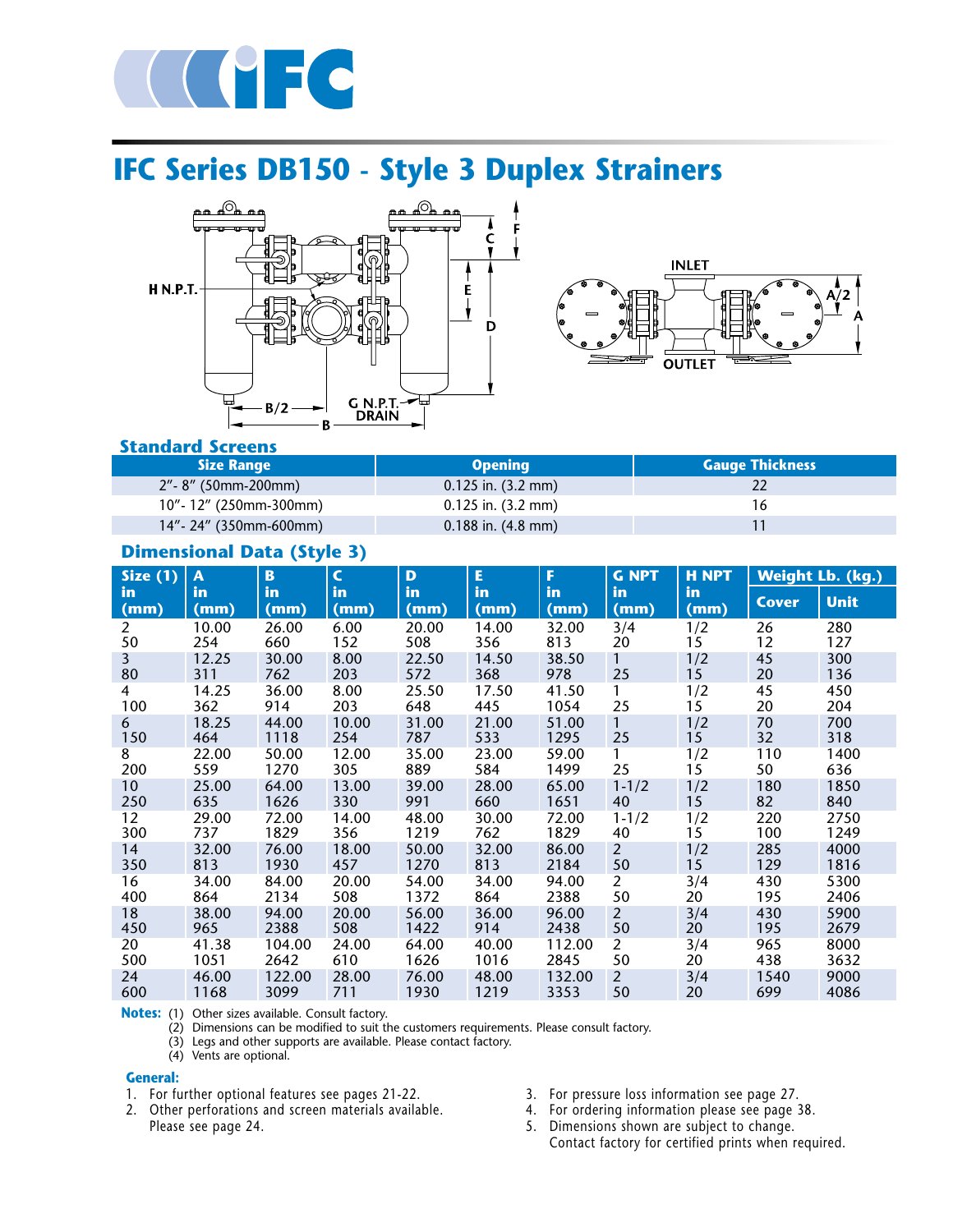# IFC Series DB150 - Style 3 Duplex Strainers

## Standard Screens

| Size Range | Opening | Gauge Thickness |
|---|---|---|
| 2"- 8" (50mm-200mm) | 0.125 in. (3.2 mm) | 22 |
| 10"- 12" (250mm-300mm) | 0.125 in. (3.2 mm) | 16 |
| 14"- 24" (350mm-600mm) | 0.188 in. (4.8 mm) | 11 |

## Dimensional Data (Style 3)

| Size (1) in (mm) | A in (mm) | B in (mm) | C in (mm) | D in (mm) | E in (mm) | F in (mm) | G NPT in (mm) | H NPT in (mm) | Weight Lb. (kg.) | |
|---|---|---|---|---|---|---|---|---|---|---|
| | | | | | | | | | Cover | Unit |
| 2<br>50 | 10.00<br>254 | 26.00<br>660 | 6.00<br>152 | 20.00<br>508 | 14.00<br>356 | 32.00<br>813 | 3/4<br>20 | 1/2<br>15 | 26<br>12 | 280<br>127 |
| 3<br>80 | 12.25<br>311 | 30.00<br>762 | 8.00<br>203 | 22.50<br>572 | 14.50<br>368 | 38.50<br>978 | 1<br>25 | 1/2<br>15 | 45<br>20 | 300<br>136 |
| 4<br>100 | 14.25<br>362 | 36.00<br>914 | 8.00<br>203 | 25.50<br>648 | 17.50<br>445 | 41.50<br>1054 | 1<br>25 | 1/2<br>15 | 45<br>20 | 450<br>204 |
| 6<br>150 | 18.25<br>464 | 44.00<br>1118 | 10.00<br>254 | 31.00<br>787 | 21.00<br>533 | 51.00<br>1295 | 1<br>25 | 1/2<br>15 | 70<br>32 | 700<br>318 |
| 8<br>200 | 22.00<br>559 | 50.00<br>1270 | 12.00<br>305 | 35.00<br>889 | 23.00<br>584 | 59.00<br>1499 | 1<br>25 | 1/2<br>15 | 110<br>50 | 1400<br>636 |
| 10<br>250 | 25.00<br>635 | 64.00<br>1626 | 13.00<br>330 | 39.00<br>991 | 28.00<br>660 | 65.00<br>1651 | 1-1/2<br>40 | 1/2<br>15 | 180<br>82 | 1850<br>840 |
| 12<br>300 | 29.00<br>737 | 72.00<br>1829 | 14.00<br>356 | 48.00<br>1219 | 30.00<br>762 | 72.00<br>1829 | 1-1/2<br>40 | 1/2<br>15 | 220<br>100 | 2750<br>1249 |
| 14<br>350 | 32.00<br>813 | 76.00<br>1930 | 18.00<br>457 | 50.00<br>1270 | 32.00<br>813 | 86.00<br>2184 | 2<br>50 | 1/2<br>15 | 285<br>129 | 4000<br>1816 |
| 16<br>400 | 34.00<br>864 | 84.00<br>2134 | 20.00<br>508 | 54.00<br>1372 | 34.00<br>864 | 94.00<br>2388 | 2<br>50 | 3/4<br>20 | 430<br>195 | 5300<br>2406 |
| 18<br>450 | 38.00<br>965 | 94.00<br>2388 | 20.00<br>508 | 56.00<br>1422 | 36.00<br>914 | 96.00<br>2438 | 2<br>50 | 3/4<br>20 | 430<br>195 | 5900<br>2679 |
| 20<br>500 | 41.38<br>1051 | 104.00<br>2642 | 24.00<br>610 | 64.00<br>1626 | 40.00<br>1016 | 112.00<br>2845 | 2<br>50 | 3/4<br>20 | 965<br>438 | 8000<br>3632 |
| 24<br>600 | 46.00<br>1168 | 122.00<br>3099 | 28.00<br>711 | 76.00<br>1930 | 48.00<br>1219 | 132.00<br>3353 | 2<br>50 | 3/4<br>20 | 1540<br>699 | 9000<br>4086 |

**Notes:**
(1) Other sizes available. Consult factory.
(2) Dimensions can be modified to suit the customers requirements. Please consult factory.
(3) Legs and other supports are available. Please contact factory.
(4) Vents are optional.

**General:**

1. For further optional features see pages 21-22.
2. Other perforations and screen materials available. Please see page 24.
3. For pressure loss information see page 27.
4. For ordering information please see page 38.
5. Dimensions shown are subject to change. Contact factory for certified prints when required.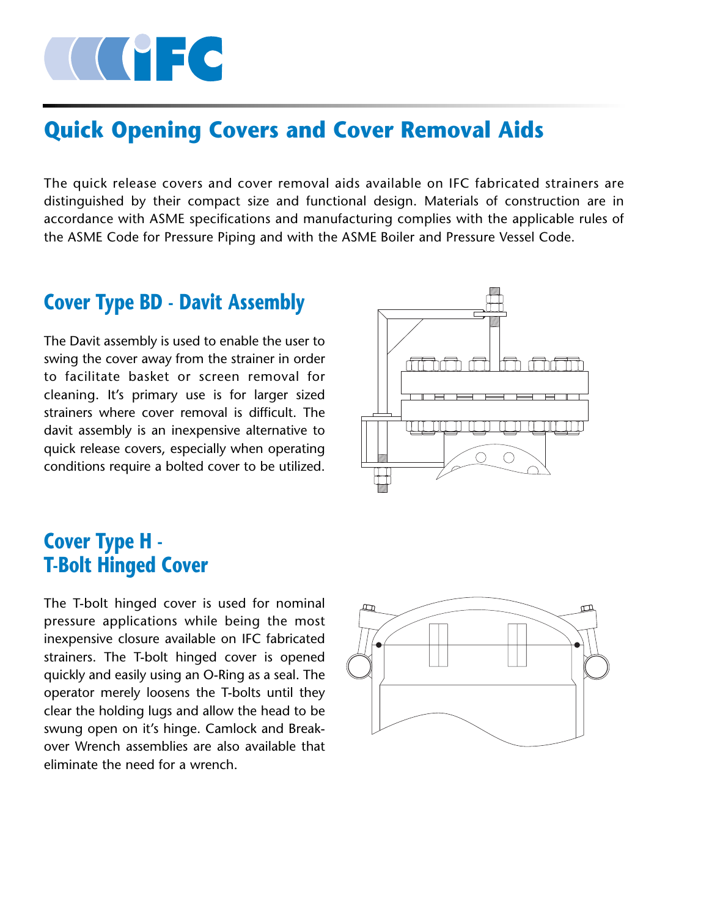# Quick Opening Covers and Cover Removal Aids

The quick release covers and cover removal aids available on IFC fabricated strainers are distinguished by their compact size and functional design. Materials of construction are in accordance with ASME specifications and manufacturing complies with the applicable rules of the ASME Code for Pressure Piping and with the ASME Boiler and Pressure Vessel Code.

## Cover Type BD - Davit Assembly

The Davit assembly is used to enable the user to swing the cover away from the strainer in order to facilitate basket or screen removal for cleaning. It's primary use is for larger sized strainers where cover removal is difficult. The davit assembly is an inexpensive alternative to quick release covers, especially when operating conditions require a bolted cover to be utilized.

## Cover Type H - T-Bolt Hinged Cover

The T-bolt hinged cover is used for nominal pressure applications while being the most inexpensive closure available on IFC fabricated strainers. The T-bolt hinged cover is opened quickly and easily using an O-Ring as a seal. The operator merely loosens the T-bolts until they clear the holding lugs and allow the head to be swung open on it's hinge. Camlock and Break-over Wrench assemblies are also available that eliminate the need for a wrench.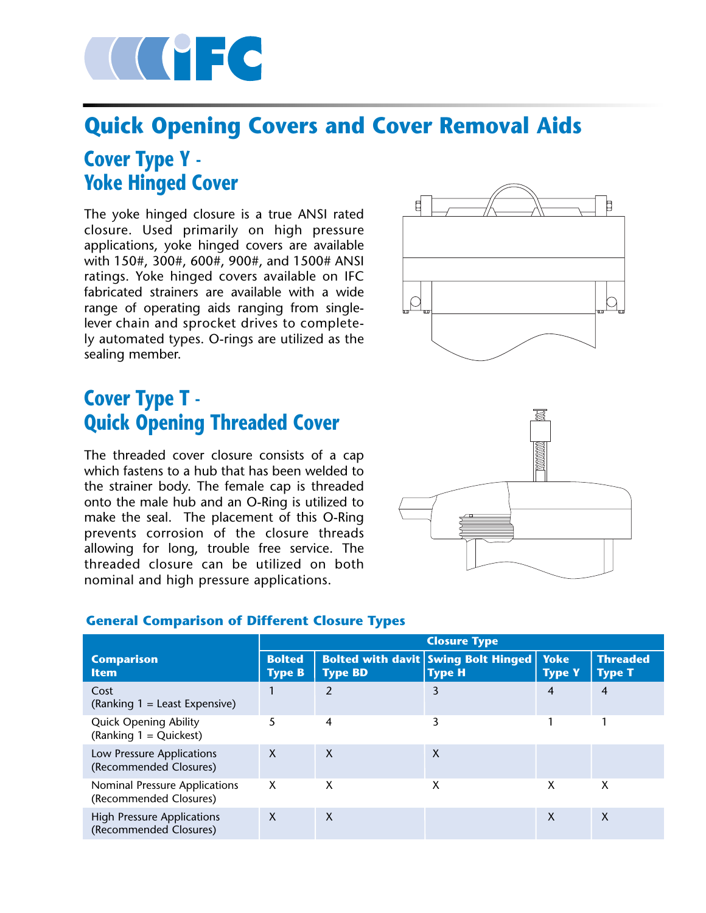# Quick Opening Covers and Cover Removal Aids

## Cover Type Y - Yoke Hinged Cover

The yoke hinged closure is a true ANSI rated closure. Used primarily on high pressure applications, yoke hinged covers are available with 150#, 300#, 600#, 900#, and 1500# ANSI ratings. Yoke hinged covers available on IFC fabricated strainers are available with a wide range of operating aids ranging from single-lever chain and sprocket drives to completely automated types. O-rings are utilized as the sealing member.

## Cover Type T - Quick Opening Threaded Cover

The threaded cover closure consists of a cap which fastens to a hub that has been welded to the strainer body. The female cap is threaded onto the male hub and an O-Ring is utilized to make the seal. The placement of this O-Ring prevents corrosion of the closure threads allowing for long, trouble free service. The threaded closure can be utilized on both nominal and high pressure applications.

### General Comparison of Different Closure Types

| Comparison Item | Closure Type | | | | |
|---|---|---|---|---|---|
| | Bolted Type B | Bolted with davit Type BD | Swing Bolt Hinged Type H | Yoke Type Y | Threaded Type T |
| Cost (Ranking 1 = Least Expensive) | 1 | 2 | 3 | 4 | 4 |
| Quick Opening Ability (Ranking 1 = Quickest) | 5 | 4 | 3 | 1 | 1 |
| Low Pressure Applications (Recommended Closures) | X | X | X | | |
| Nominal Pressure Applications (Recommended Closures) | X | X | X | X | X |
| High Pressure Applications (Recommended Closures) | X | X | | X | X |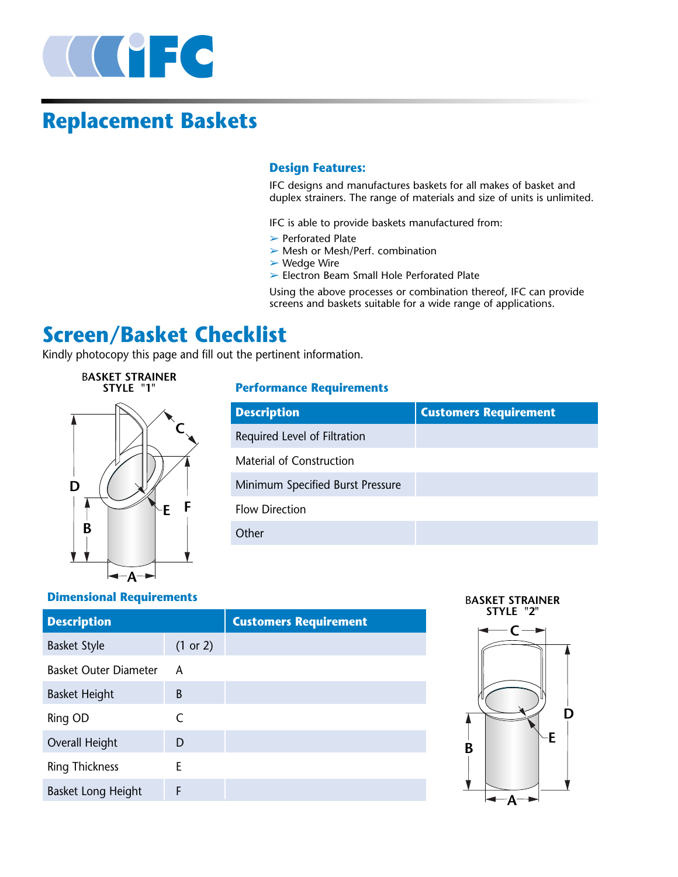# Replacement Baskets

### Design Features:

IFC designs and manufactures baskets for all makes of basket and duplex strainers. The range of materials and size of units is unlimited.

IFC is able to provide baskets manufactured from:

- Perforated Plate
- Mesh or Mesh/Perf. combination
- Wedge Wire
- Electron Beam Small Hole Perforated Plate

Using the above processes or combination thereof, IFC can provide screens and baskets suitable for a wide range of applications.

## Screen/Basket Checklist

Kindly photocopy this page and fill out the pertinent information.

BASKET STRAINER STYLE "1"

### Performance Requirements

| Description | Customers Requirement |
|---|---|
| Required Level of Filtration | |
| Material of Construction | |
| Minimum Specified Burst Pressure | |
| Flow Direction | |
| Other | |

### Dimensional Requirements

| Description | | Customers Requirement |
|---|---|---|
| Basket Style | (1 or 2) | |
| Basket Outer Diameter | A | |
| Basket Height | B | |
| Ring OD | C | |
| Overall Height | D | |
| Ring Thickness | E | |
| Basket Long Height | F | |

BASKET STRAINER STYLE "2"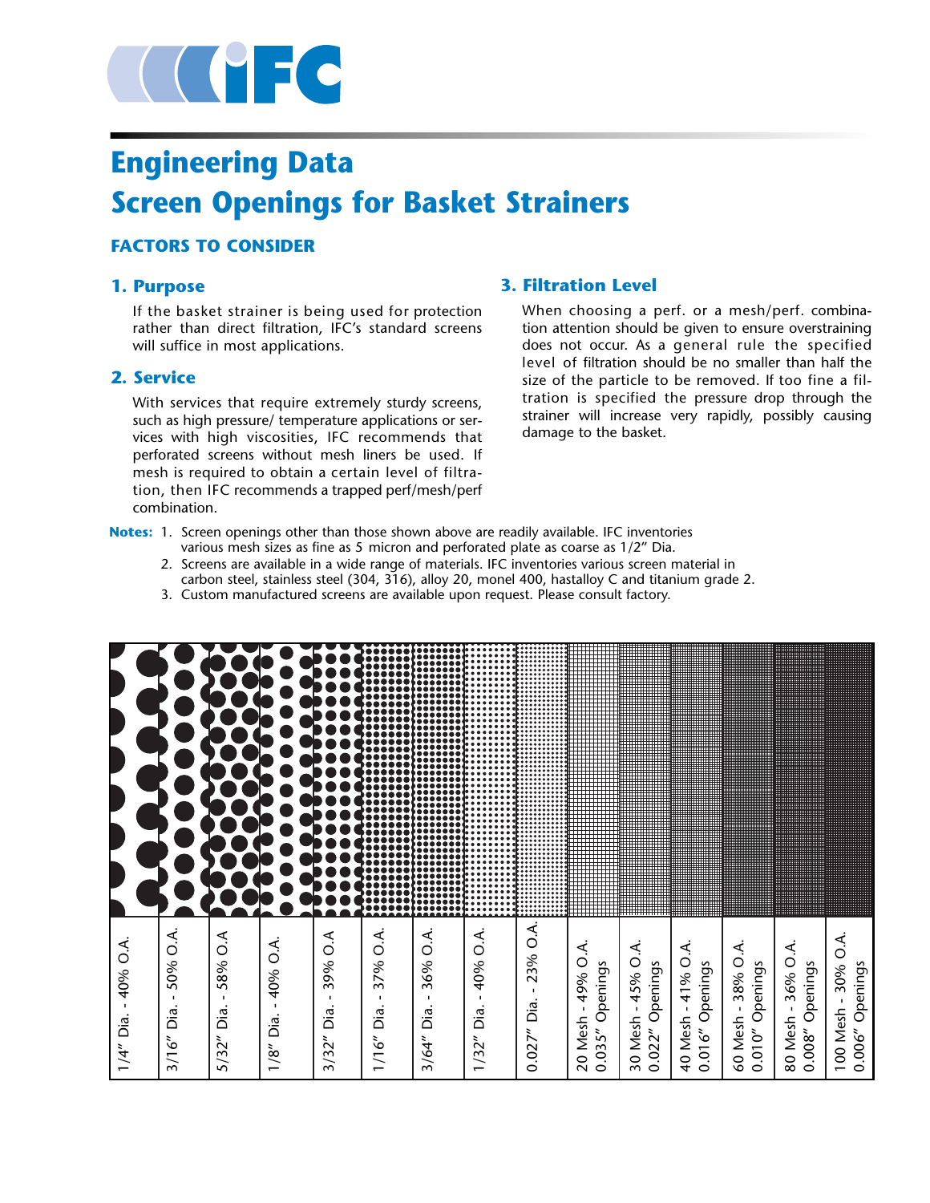# Engineering Data
# Screen Openings for Basket Strainers

### FACTORS TO CONSIDER

### 1. Purpose

If the basket strainer is being used for protection rather than direct filtration, IFC's standard screens will suffice in most applications.

### 2. Service

With services that require extremely sturdy screens, such as high pressure/ temperature applications or services with high viscosities, IFC recommends that perforated screens without mesh liners be used. If mesh is required to obtain a certain level of filtration, then IFC recommends a trapped perf/mesh/perf combination.

### 3. Filtration Level

When choosing a perf. or a mesh/perf. combination attention should be given to ensure overstraining does not occur. As a general rule the specified level of filtration should be no smaller than half the size of the particle to be removed. If too fine a filtration is specified the pressure drop through the strainer will increase very rapidly, possibly causing damage to the basket.

**Notes:**
1. Screen openings other than those shown above are readily available. IFC inventories various mesh sizes as fine as 5 micron and perforated plate as coarse as 1/2" Dia.
2. Screens are available in a wide range of materials. IFC inventories various screen material in carbon steel, stainless steel (304, 316), alloy 20, monel 400, hastalloy C and titanium grade 2.
3. Custom manufactured screens are available upon request. Please consult factory.

| 1/4" Dia. - 40% O.A. | 3/16" Dia. - 50% O.A. | 5/32" Dia. - 58% O.A | 1/8" Dia. - 40% O.A. | 3/32" Dia. - 39% O.A | 1/16" Dia. - 37% O.A. | 3/64" Dia. - 36% O.A. | 1/32" Dia. - 40% O.A. | 0.027" Dia. - 23% O.A. | 20 Mesh - 49% O.A. 0.035" Openings | 30 Mesh - 45% O.A. 0.022" Openings | 40 Mesh - 41% O.A. 0.016" Openings | 60 Mesh - 38% O.A. 0.010" Openings | 80 Mesh - 36% O.A. 0.008" Openings | 100 Mesh - 30% O.A. 0.006" Openings |
|---|---|---|---|---|---|---|---|---|---|---|---|---|---|---|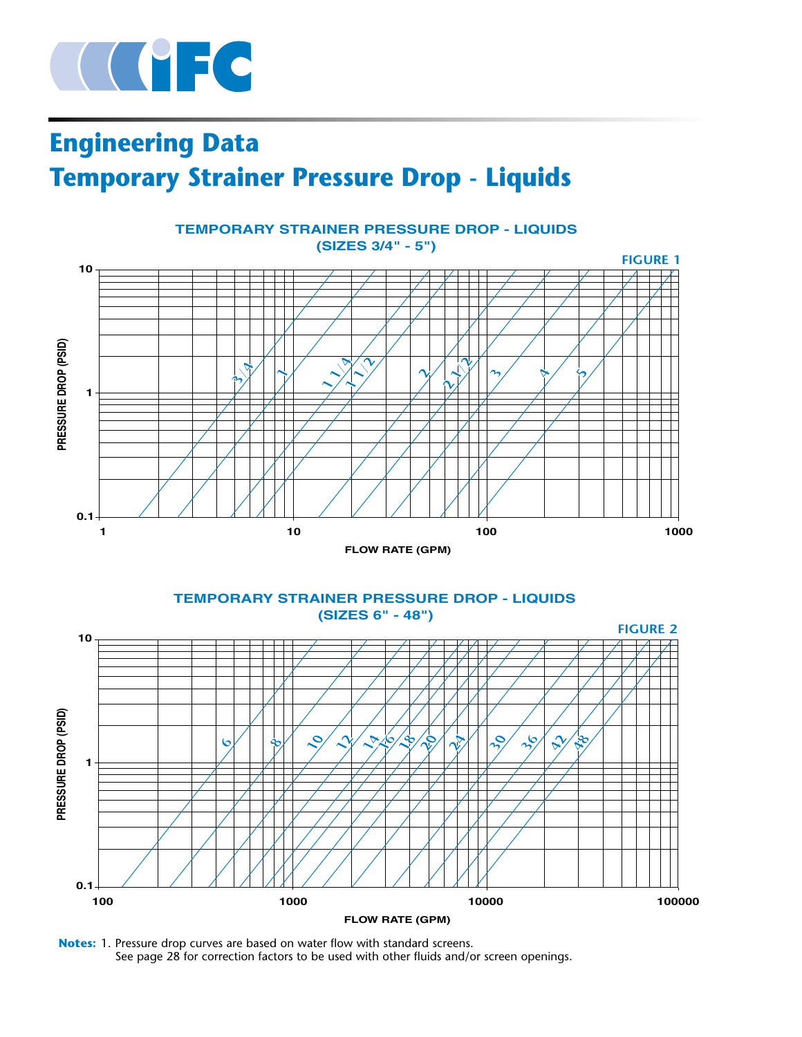# Engineering Data

## Temporary Strainer Pressure Drop - Liquids

TEMPORARY STRAINER PRESSURE DROP - LIQUIDS
(SIZES 3/4" - 5")

FIGURE 1

PRESSURE DROP (PSID) — 0.1, 1, 10

FLOW RATE (GPM) — 1, 10, 100, 1000

Curves: 3/4, 1, 1 1/4, 1 1/2, 2, 2 1/2, 3, 4, 5

TEMPORARY STRAINER PRESSURE DROP - LIQUIDS
(SIZES 6" - 48")

FIGURE 2

PRESSURE DROP (PSID) — 0.1, 1, 10

FLOW RATE (GPM) — 100, 1000, 10000, 100000

Curves: 6, 8, 10, 12, 14, 16, 18, 20, 24, 30, 36, 42, 48

**Notes:** 1. Pressure drop curves are based on water flow with standard screens.
See page 28 for correction factors to be used with other fluids and/or screen openings.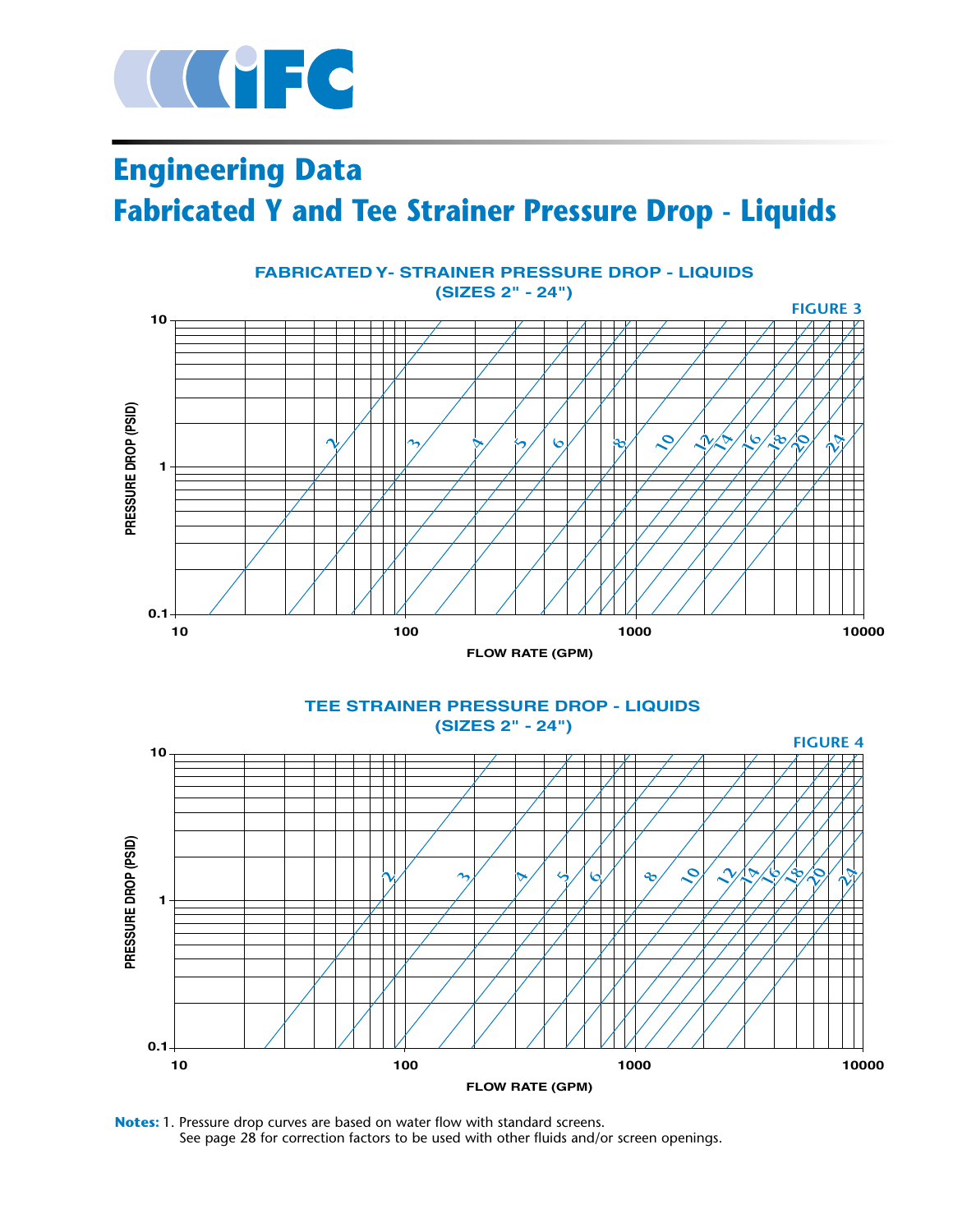# Engineering Data

## Fabricated Y and Tee Strainer Pressure Drop - Liquids

**FABRICATED Y- STRAINER PRESSURE DROP - LIQUIDS (SIZES 2" - 24")**

FIGURE 3

PRESSURE DROP (PSID): 0.1, 1, 10

FLOW RATE (GPM): 10, 100, 1000, 10000

Curve labels (strainer size): 2, 3, 4, 5, 6, 8, 10, 12, 14, 16, 18, 20, 24

**TEE STRAINER PRESSURE DROP - LIQUIDS (SIZES 2" - 24")**

FIGURE 4

PRESSURE DROP (PSID): 0.1, 1, 10

FLOW RATE (GPM): 10, 100, 1000, 10000

Curve labels (strainer size): 2, 3, 4, 5, 6, 8, 10, 12, 14, 16, 18, 20, 24

**Notes:** 1. Pressure drop curves are based on water flow with standard screens. See page 28 for correction factors to be used with other fluids and/or screen openings.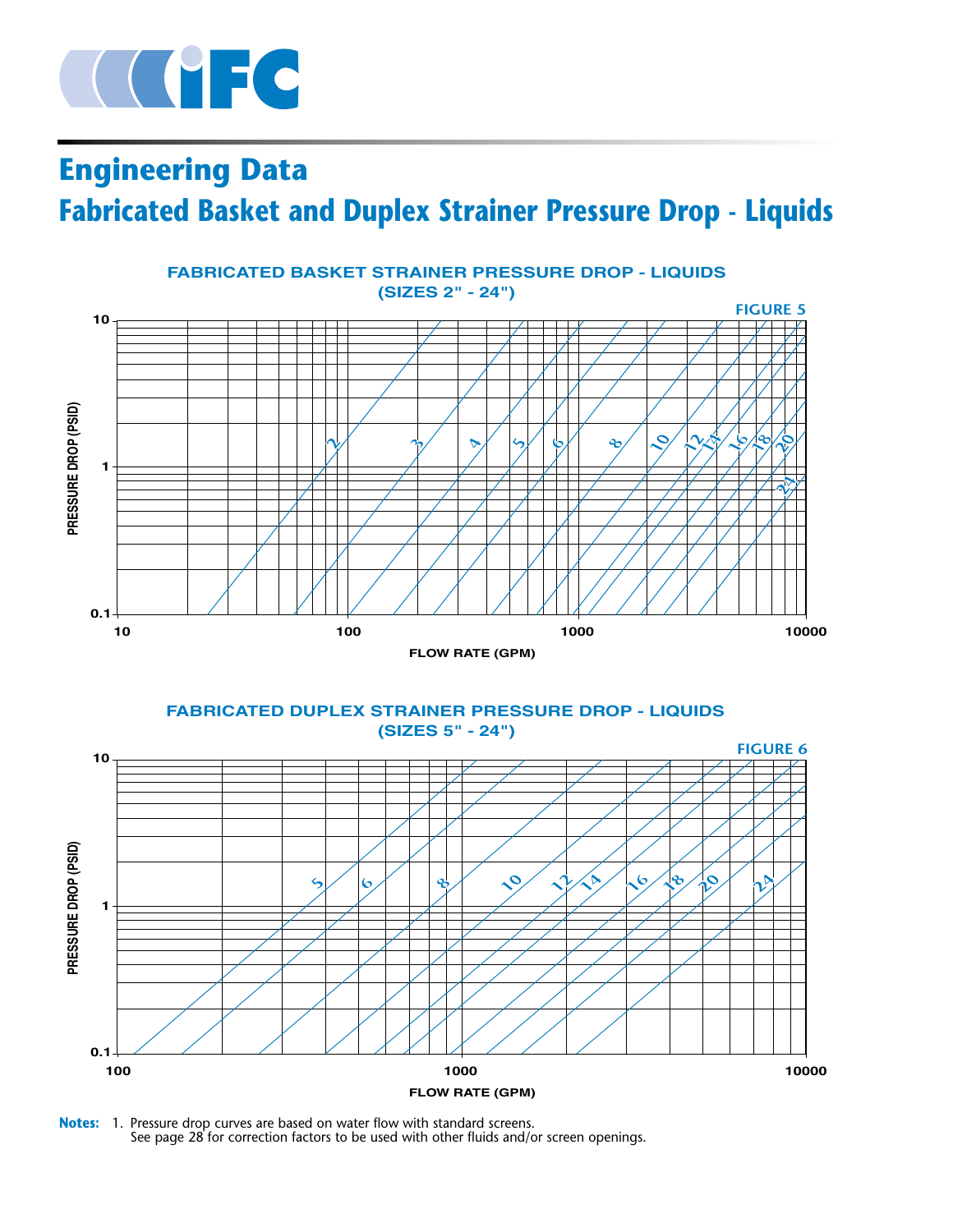# Engineering Data

## Fabricated Basket and Duplex Strainer Pressure Drop - Liquids

### FABRICATED BASKET STRAINER PRESSURE DROP - LIQUIDS (SIZES 2" - 24")

FIGURE 5

### FABRICATED DUPLEX STRAINER PRESSURE DROP - LIQUIDS (SIZES 5" - 24")

FIGURE 6

**Notes:** 1. Pressure drop curves are based on water flow with standard screens.
See page 28 for correction factors to be used with other fluids and/or screen openings.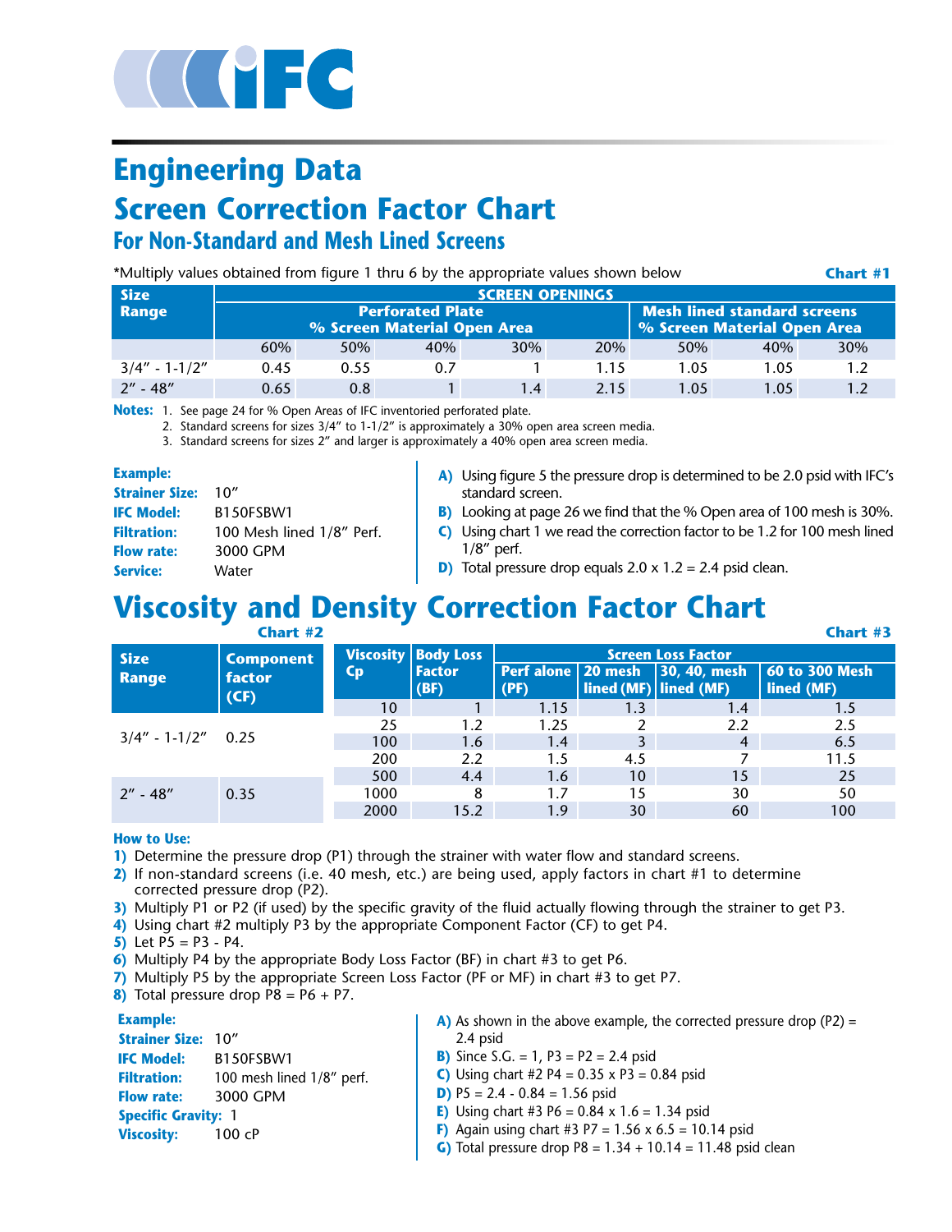# Engineering Data

## Screen Correction Factor Chart

### For Non-Standard and Mesh Lined Screens

*Multiply values obtained from figure 1 thru 6 by the appropriate values shown below

**Chart #1**

| Size Range | SCREEN OPENINGS | | | | | | | |
|---|---|---|---|---|---|---|---|---|
| | Perforated Plate % Screen Material Open Area | | | | | Mesh lined standard screens % Screen Material Open Area | | |
| | 60% | 50% | 40% | 30% | 20% | 50% | 40% | 30% |
| 3/4" - 1-1/2" | 0.45 | 0.55 | 0.7 | 1 | 1.15 | 1.05 | 1.05 | 1.2 |
| 2" - 48" | 0.65 | 0.8 | 1 | 1.4 | 2.15 | 1.05 | 1.05 | 1.2 |

**Notes:**
1. See page 24 for % Open Areas of IFC inventoried perforated plate.
2. Standard screens for sizes 3/4" to 1-1/2" is approximately a 30% open area screen media.
3. Standard screens for sizes 2" and larger is approximately a 40% open area screen media.

**Example:**
**Strainer Size:** 10"
**IFC Model:** B150FSBW1
**Filtration:** 100 Mesh lined 1/8" Perf.
**Flow rate:** 3000 GPM
**Service:** Water

**A)** Using figure 5 the pressure drop is determined to be 2.0 psid with IFC's standard screen.
**B)** Looking at page 26 we find that the % Open area of 100 mesh is 30%.
**C)** Using chart 1 we read the correction factor to be 1.2 for 100 mesh lined 1/8" perf.
**D)** Total pressure drop equals 2.0 x 1.2 = 2.4 psid clean.

# Viscosity and Density Correction Factor Chart

**Chart #2**

| Size Range | Component factor (CF) |
|---|---|
| 3/4" - 1-1/2" | 0.25 |
| 2" - 48" | 0.35 |

**Chart #3**

| Viscosity Cp | Body Loss Factor (BF) | Screen Loss Factor | | | |
|---|---|---|---|---|---|
| | | Perf alone (PF) | 20 mesh lined (MF) | 30, 40, mesh lined (MF) | 60 to 300 Mesh lined (MF) |
| 10 | 1 | 1.15 | 1.3 | 1.4 | 1.5 |
| 25 | 1.2 | 1.25 | 2 | 2.2 | 2.5 |
| 100 | 1.6 | 1.4 | 3 | 4 | 6.5 |
| 200 | 2.2 | 1.5 | 4.5 | 7 | 11.5 |
| 500 | 4.4 | 1.6 | 10 | 15 | 25 |
| 1000 | 8 | 1.7 | 15 | 30 | 50 |
| 2000 | 15.2 | 1.9 | 30 | 60 | 100 |

**How to Use:**
1) Determine the pressure drop (P1) through the strainer with water flow and standard screens.
2) If non-standard screens (i.e. 40 mesh, etc.) are being used, apply factors in chart #1 to determine corrected pressure drop (P2).
3) Multiply P1 or P2 (if used) by the specific gravity of the fluid actually flowing through the strainer to get P3.
4) Using chart #2 multiply P3 by the appropriate Component Factor (CF) to get P4.
5) Let P5 = P3 - P4.
6) Multiply P4 by the appropriate Body Loss Factor (BF) in chart #3 to get P6.
7) Multiply P5 by the appropriate Screen Loss Factor (PF or MF) in chart #3 to get P7.
8) Total pressure drop P8 = P6 + P7.

**Example:**
**Strainer Size:** 10"
**IFC Model:** B150FSBW1
**Filtration:** 100 mesh lined 1/8" perf.
**Flow rate:** 3000 GPM
**Specific Gravity:** 1
**Viscosity:** 100 cP

**A)** As shown in the above example, the corrected pressure drop (P2) = 2.4 psid
**B)** Since S.G. = 1, P3 = P2 = 2.4 psid
**C)** Using chart #2 P4 = 0.35 x P3 = 0.84 psid
**D)** P5 = 2.4 - 0.84 = 1.56 psid
**E)** Using chart #3 P6 = 0.84 x 1.6 = 1.34 psid
**F)** Again using chart #3 P7 = 1.56 x 6.5 = 10.14 psid
**G)** Total pressure drop P8 = 1.34 + 10.14 = 11.48 psid clean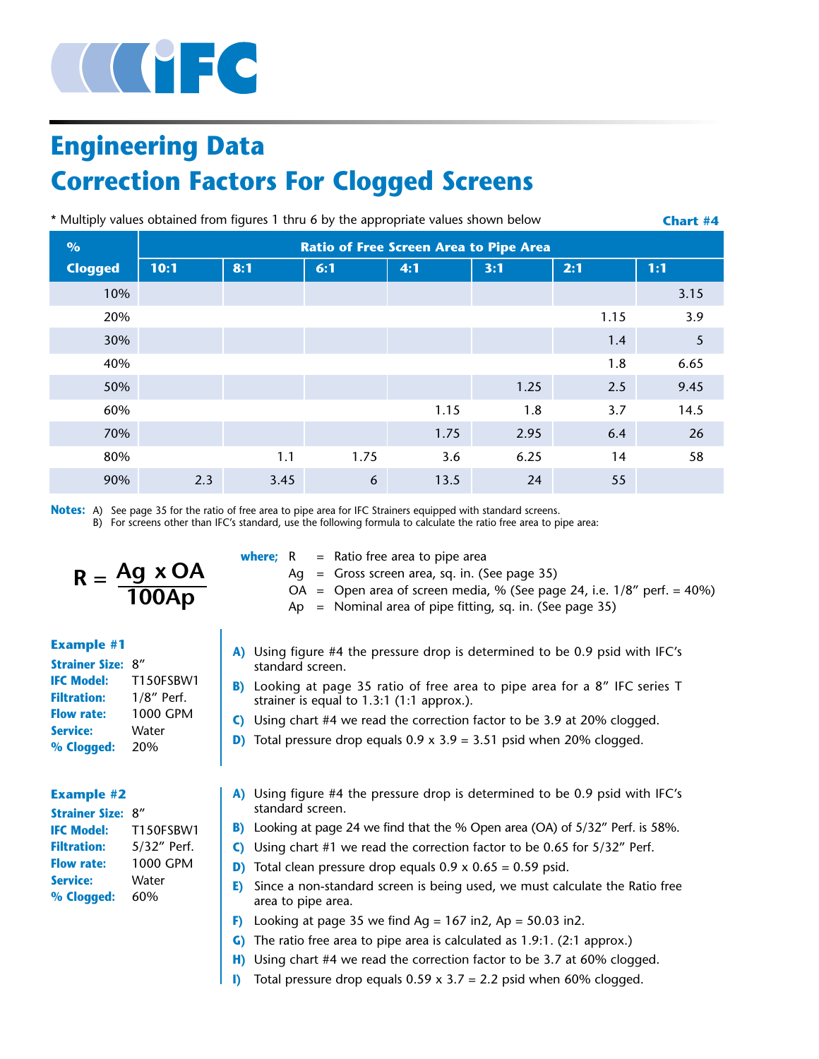# Engineering Data

## Correction Factors For Clogged Screens

* Multiply values obtained from figures 1 thru 6 by the appropriate values shown below

**Chart #4**

| % Clogged | Ratio of Free Screen Area to Pipe Area | | | | | | |
|---|---|---|---|---|---|---|---|
| | 10:1 | 8:1 | 6:1 | 4:1 | 3:1 | 2:1 | 1:1 |
| 10% | | | | | | | 3.15 |
| 20% | | | | | | 1.15 | 3.9 |
| 30% | | | | | | 1.4 | 5 |
| 40% | | | | | | 1.8 | 6.65 |
| 50% | | | | | 1.25 | 2.5 | 9.45 |
| 60% | | | | 1.15 | 1.8 | 3.7 | 14.5 |
| 70% | | | | 1.75 | 2.95 | 6.4 | 26 |
| 80% | | 1.1 | 1.75 | 3.6 | 6.25 | 14 | 58 |
| 90% | 2.3 | 3.45 | 6 | 13.5 | 24 | 55 | |

**Notes:** A) See page 35 for the ratio of free area to pipe area for IFC Strainers equipped with standard screens.
B) For screens other than IFC's standard, use the following formula to calculate the ratio free area to pipe area:

$$R = \frac{Ag \times OA}{100Ap}$$

**where;**
- R = Ratio free area to pipe area
- Ag = Gross screen area, sq. in. (See page 35)
- OA = Open area of screen media, % (See page 24, i.e. 1/8″ perf. = 40%)
- Ap = Nominal area of pipe fitting, sq. in. (See page 35)

### Example #1

**Strainer Size:** 8″
**IFC Model:** T150FSBW1
**Filtration:** 1/8″ Perf.
**Flow rate:** 1000 GPM
**Service:** Water
**% Clogged:** 20%

**A)** Using figure #4 the pressure drop is determined to be 0.9 psid with IFC's standard screen.
**B)** Looking at page 35 ratio of free area to pipe area for a 8″ IFC series T strainer is equal to 1.3:1 (1:1 approx.).
**C)** Using chart #4 we read the correction factor to be 3.9 at 20% clogged.
**D)** Total pressure drop equals 0.9 x 3.9 = 3.51 psid when 20% clogged.

### Example #2

**Strainer Size:** 8″
**IFC Model:** T150FSBW1
**Filtration:** 5/32″ Perf.
**Flow rate:** 1000 GPM
**Service:** Water
**% Clogged:** 60%

**A)** Using figure #4 the pressure drop is determined to be 0.9 psid with IFC's standard screen.
**B)** Looking at page 24 we find that the % Open area (OA) of 5/32″ Perf. is 58%.
**C)** Using chart #1 we read the correction factor to be 0.65 for 5/32″ Perf.
**D)** Total clean pressure drop equals 0.9 x 0.65 = 0.59 psid.
**E)** Since a non-standard screen is being used, we must calculate the Ratio free area to pipe area.
**F)** Looking at page 35 we find Ag = 167 in2, Ap = 50.03 in2.
**G)** The ratio free area to pipe area is calculated as 1.9:1. (2:1 approx.)
**H)** Using chart #4 we read the correction factor to be 3.7 at 60% clogged.
**I)** Total pressure drop equals 0.59 x 3.7 = 2.2 psid when 60% clogged.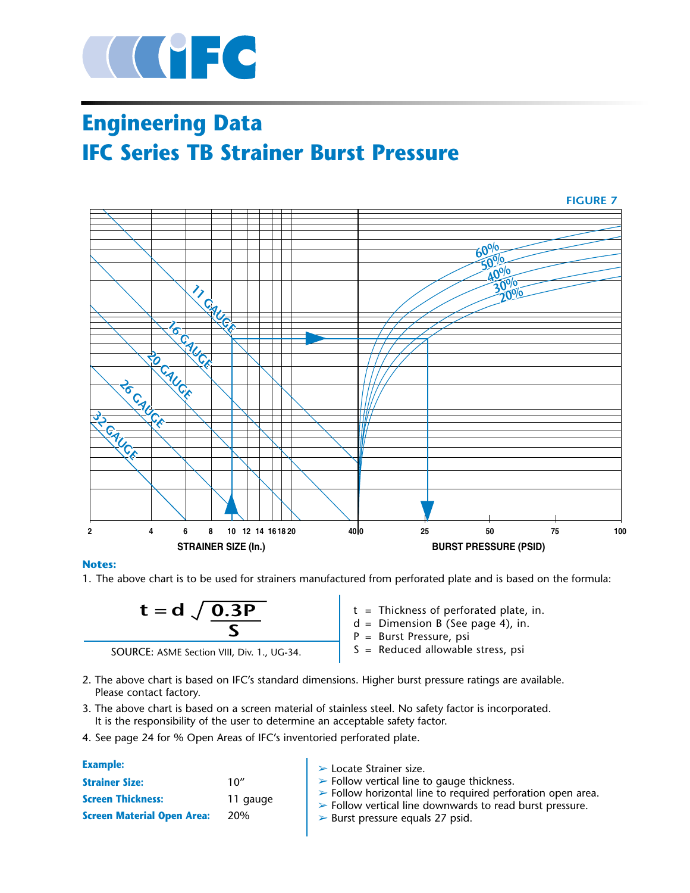# Engineering Data

# IFC Series TB Strainer Burst Pressure

FIGURE 7

STRAINER SIZE (In.)

BURST PRESSURE (PSID)

**Notes:**

1. The above chart is to be used for strainers manufactured from perforated plate and is based on the formula:

$$t = d\sqrt{\frac{0.3P}{S}}$$

SOURCE: ASME Section VIII, Div. 1., UG-34.

$t$ = Thickness of perforated plate, in.
$d$ = Dimension B (See page 4), in.
$P$ = Burst Pressure, psi
$S$ = Reduced allowable stress, psi

2. The above chart is based on IFC's standard dimensions. Higher burst pressure ratings are available. Please contact factory.
3. The above chart is based on a screen material of stainless steel. No safety factor is incorporated. It is the responsibility of the user to determine an acceptable safety factor.
4. See page 24 for % Open Areas of IFC's inventoried perforated plate.

**Example:**

| | |
|---|---|
| **Strainer Size:** | 10" |
| **Screen Thickness:** | 11 gauge |
| **Screen Material Open Area:** | 20% |

- Locate Strainer size.
- Follow vertical line to gauge thickness.
- Follow horizontal line to required perforation open area.
- Follow vertical line downwards to read burst pressure.
- Burst pressure equals 27 psid.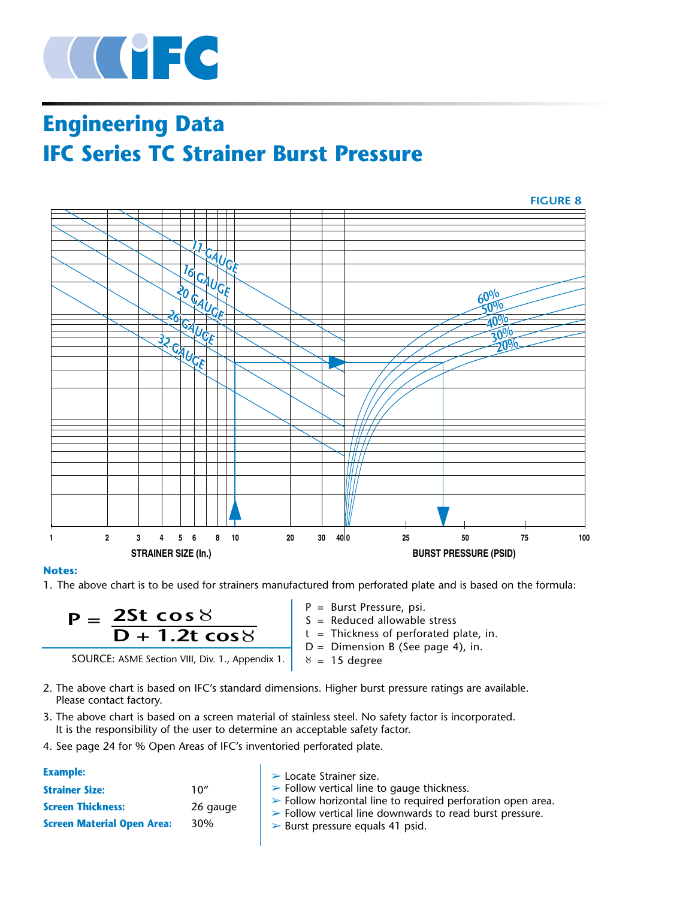# Engineering Data

## IFC Series TC Strainer Burst Pressure

FIGURE 8

**Notes:**

1. The above chart is to be used for strainers manufactured from perforated plate and is based on the formula:

$$P = \frac{2St\cos\theta}{D + 1.2t\cos\theta}$$

SOURCE: ASME Section VIII, Div. 1., Appendix 1.

P = Burst Pressure, psi.
S = Reduced allowable stress
t = Thickness of perforated plate, in.
D = Dimension B (See page 4), in.
$\theta$ = 15 degree

2. The above chart is based on IFC's standard dimensions. Higher burst pressure ratings are available. Please contact factory.
3. The above chart is based on a screen material of stainless steel. No safety factor is incorporated. It is the responsibility of the user to determine an acceptable safety factor.
4. See page 24 for % Open Areas of IFC's inventoried perforated plate.

**Example:**

| | |
|---|---|
| **Strainer Size:** | 10″ |
| **Screen Thickness:** | 26 gauge |
| **Screen Material Open Area:** | 30% |

- Locate Strainer size.
- Follow vertical line to gauge thickness.
- Follow horizontal line to required perforation open area.
- Follow vertical line downwards to read burst pressure.
- Burst pressure equals 41 psid.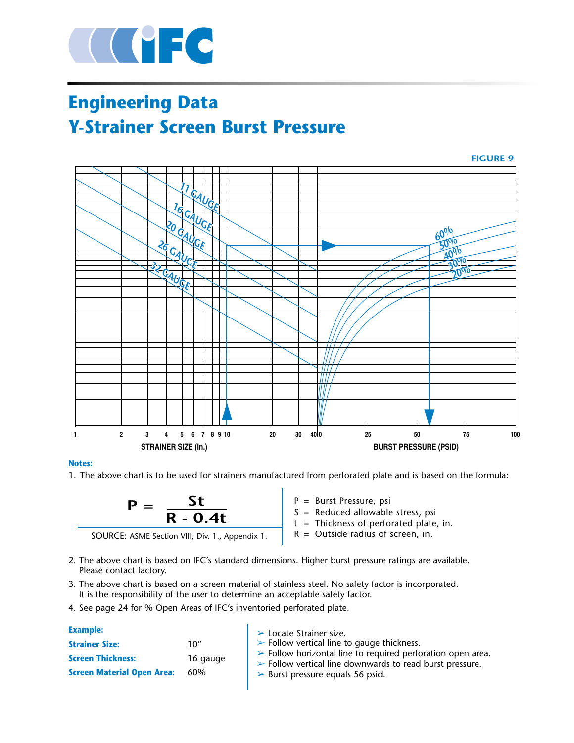# Engineering Data

## Y-Strainer Screen Burst Pressure

FIGURE 9

**Notes:**

1. The above chart is to be used for strainers manufactured from perforated plate and is based on the formula:

$$P = \frac{St}{R - 0.4t}$$

SOURCE: ASME Section VIII, Div. 1., Appendix 1.

- P = Burst Pressure, psi
- S = Reduced allowable stress, psi
- t = Thickness of perforated plate, in.
- R = Outside radius of screen, in.

2. The above chart is based on IFC's standard dimensions. Higher burst pressure ratings are available. Please contact factory.
3. The above chart is based on a screen material of stainless steel. No safety factor is incorporated. It is the responsibility of the user to determine an acceptable safety factor.
4. See page 24 for % Open Areas of IFC's inventoried perforated plate.

**Example:**

| | |
|---|---|
| **Strainer Size:** | 10″ |
| **Screen Thickness:** | 16 gauge |
| **Screen Material Open Area:** | 60% |

- ➢ Locate Strainer size.
- ➢ Follow vertical line to gauge thickness.
- ➢ Follow horizontal line to required perforation open area.
- ➢ Follow vertical line downwards to read burst pressure.
- ➢ Burst pressure equals 56 psid.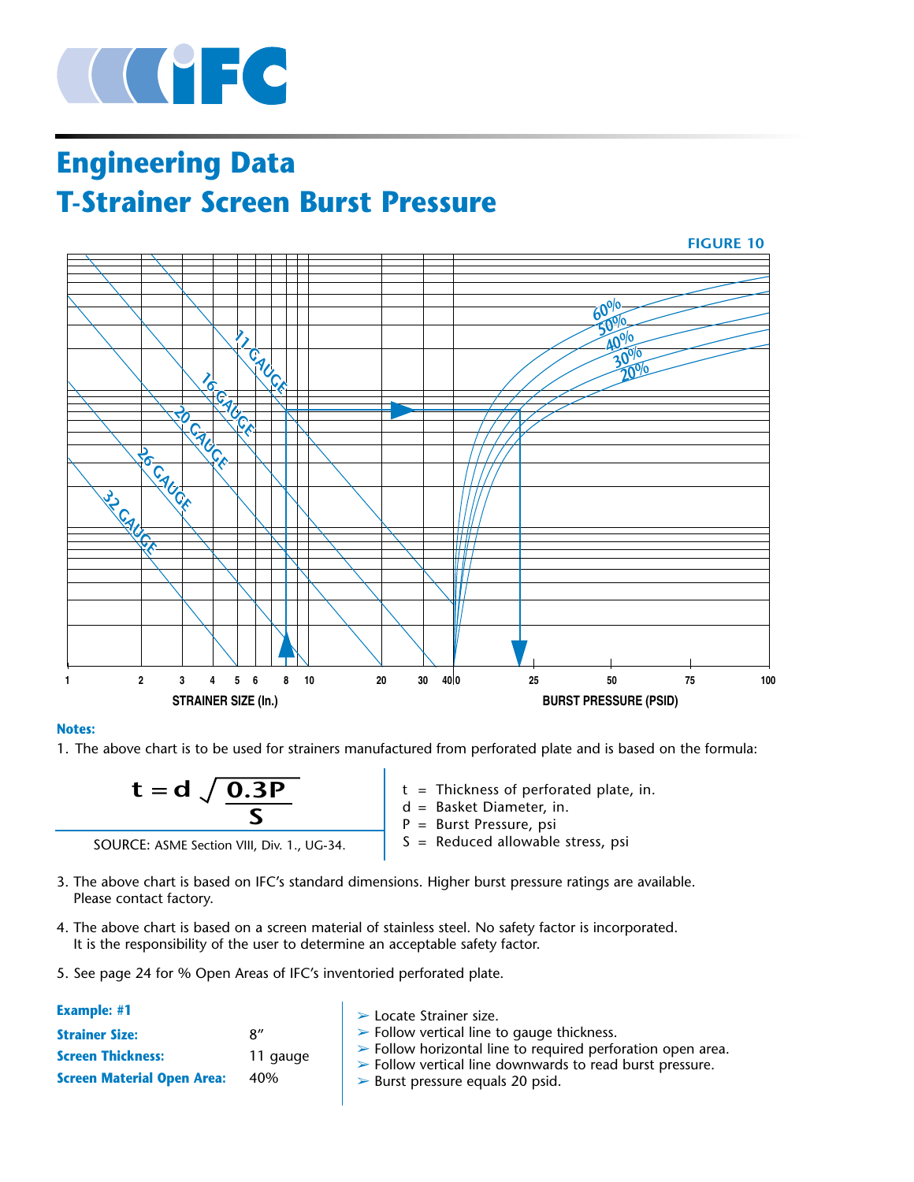# Engineering Data

## T-Strainer Screen Burst Pressure

FIGURE 10

60%
50%
40%
30%
20%

11 GAUGE
16 GAUGE
20 GAUGE
26 GAUGE
32 GAUGE

1 2 3 4 5 6 8 10 20 30 40 | 0 25 50 75 100

STRAINER SIZE (In.) BURST PRESSURE (PSID)

**Notes:**

1. The above chart is to be used for strainers manufactured from perforated plate and is based on the formula:

$$t = d \sqrt{\frac{0.3P}{S}}$$

SOURCE: ASME Section VIII, Div. 1., UG-34.

- t = Thickness of perforated plate, in.
- d = Basket Diameter, in.
- P = Burst Pressure, psi
- S = Reduced allowable stress, psi

3. The above chart is based on IFC's standard dimensions. Higher burst pressure ratings are available. Please contact factory.

4. The above chart is based on a screen material of stainless steel. No safety factor is incorporated. It is the responsibility of the user to determine an acceptable safety factor.

5. See page 24 for % Open Areas of IFC's inventoried perforated plate.

**Example: #1**

| | |
|---|---|
| **Strainer Size:** | 8″ |
| **Screen Thickness:** | 11 gauge |
| **Screen Material Open Area:** | 40% |

- ➢ Locate Strainer size.
- ➢ Follow vertical line to gauge thickness.
- ➢ Follow horizontal line to required perforation open area.
- ➢ Follow vertical line downwards to read burst pressure.
- ➢ Burst pressure equals 20 psid.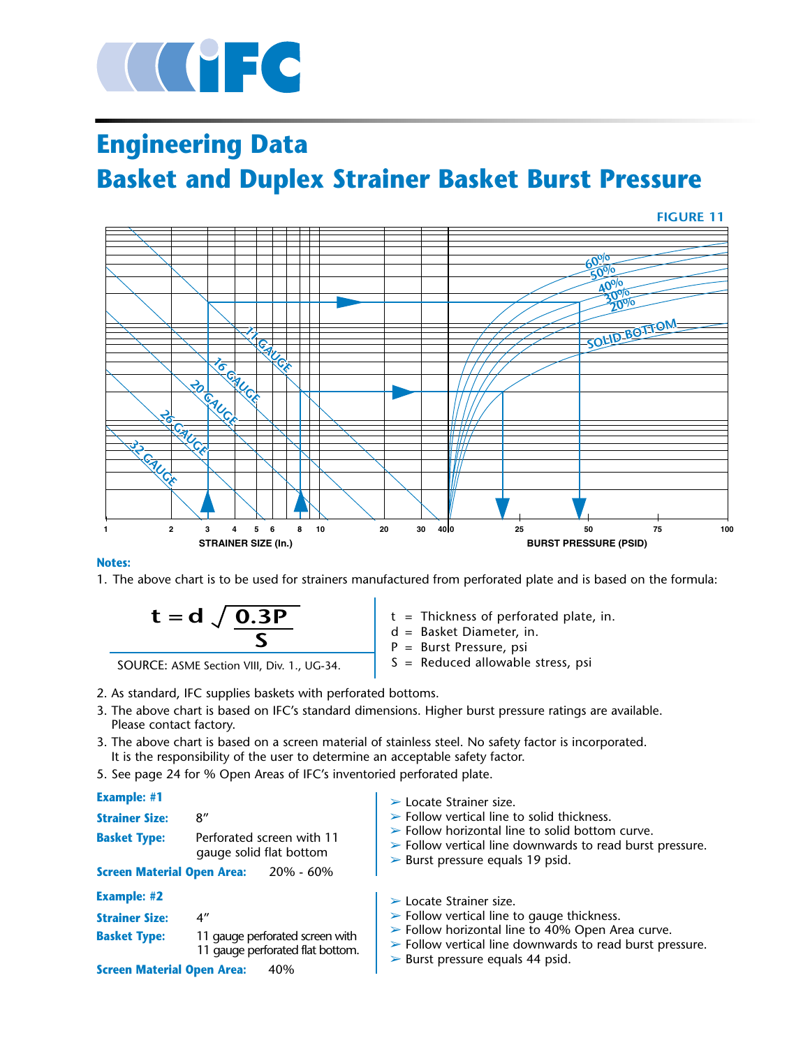# Engineering Data

## Basket and Duplex Strainer Basket Burst Pressure

FIGURE 11

60%
50%
40%
30%
20%
SOLID BOTTOM
11 GAUGE
16 GAUGE
20 GAUGE
26 GAUGE
32 GAUGE

1 2 3 4 5 6 8 10 20 30 40 | 0 25 50 75 100

STRAINER SIZE (In.) — BURST PRESSURE (PSID)

**Notes:**

1. The above chart is to be used for strainers manufactured from perforated plate and is based on the formula:

$$t = d\sqrt{\frac{0.3P}{S}}$$

SOURCE: ASME Section VIII, Div. 1., UG-34.

- t = Thickness of perforated plate, in.
- d = Basket Diameter, in.
- P = Burst Pressure, psi
- S = Reduced allowable stress, psi

2. As standard, IFC supplies baskets with perforated bottoms.
3. The above chart is based on IFC's standard dimensions. Higher burst pressure ratings are available. Please contact factory.
3. The above chart is based on a screen material of stainless steel. No safety factor is incorporated. It is the responsibility of the user to determine an acceptable safety factor.
5. See page 24 for % Open Areas of IFC's inventoried perforated plate.

**Example: #1**

**Strainer Size:** 8″

**Basket Type:** Perforated screen with 11 gauge solid flat bottom

**Screen Material Open Area:** 20% - 60%

- ➢ Locate Strainer size.
- ➢ Follow vertical line to solid thickness.
- ➢ Follow horizontal line to solid bottom curve.
- ➢ Follow vertical line downwards to read burst pressure.
- ➢ Burst pressure equals 19 psid.

**Example: #2**

**Strainer Size:** 4″

**Basket Type:** 11 gauge perforated screen with 11 gauge perforated flat bottom.

**Screen Material Open Area:** 40%

- ➢ Locate Strainer size.
- ➢ Follow vertical line to gauge thickness.
- ➢ Follow horizontal line to 40% Open Area curve.
- ➢ Follow vertical line downwards to read burst pressure.
- ➢ Burst pressure equals 44 psid.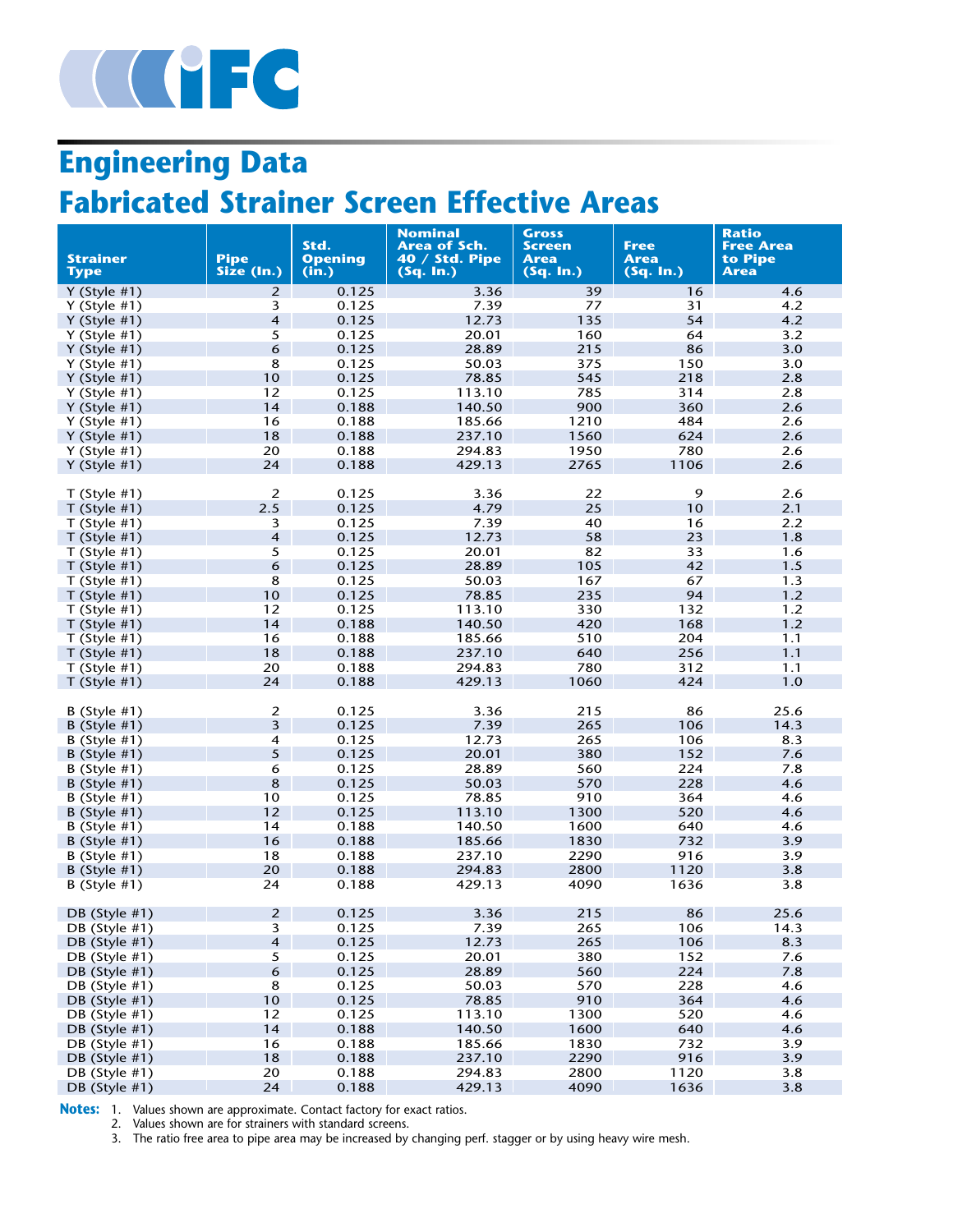# Engineering Data

## Fabricated Strainer Screen Effective Areas

| Strainer Type | Pipe Size (In.) | Std. Opening (in.) | Nominal Area of Sch. 40 / Std. Pipe (Sq. In.) | Gross Screen Area (Sq. In.) | Free Area (Sq. In.) | Ratio Free Area to Pipe Area |
|---|---|---|---|---|---|---|
| Y (Style #1) | 2 | 0.125 | 3.36 | 39 | 16 | 4.6 |
| Y (Style #1) | 3 | 0.125 | 7.39 | 77 | 31 | 4.2 |
| Y (Style #1) | 4 | 0.125 | 12.73 | 135 | 54 | 4.2 |
| Y (Style #1) | 5 | 0.125 | 20.01 | 160 | 64 | 3.2 |
| Y (Style #1) | 6 | 0.125 | 28.89 | 215 | 86 | 3.0 |
| Y (Style #1) | 8 | 0.125 | 50.03 | 375 | 150 | 3.0 |
| Y (Style #1) | 10 | 0.125 | 78.85 | 545 | 218 | 2.8 |
| Y (Style #1) | 12 | 0.125 | 113.10 | 785 | 314 | 2.8 |
| Y (Style #1) | 14 | 0.188 | 140.50 | 900 | 360 | 2.6 |
| Y (Style #1) | 16 | 0.188 | 185.66 | 1210 | 484 | 2.6 |
| Y (Style #1) | 18 | 0.188 | 237.10 | 1560 | 624 | 2.6 |
| Y (Style #1) | 20 | 0.188 | 294.83 | 1950 | 780 | 2.6 |
| Y (Style #1) | 24 | 0.188 | 429.13 | 2765 | 1106 | 2.6 |
| T (Style #1) | 2 | 0.125 | 3.36 | 22 | 9 | 2.6 |
| T (Style #1) | 2.5 | 0.125 | 4.79 | 25 | 10 | 2.1 |
| T (Style #1) | 3 | 0.125 | 7.39 | 40 | 16 | 2.2 |
| T (Style #1) | 4 | 0.125 | 12.73 | 58 | 23 | 1.8 |
| T (Style #1) | 5 | 0.125 | 20.01 | 82 | 33 | 1.6 |
| T (Style #1) | 6 | 0.125 | 28.89 | 105 | 42 | 1.5 |
| T (Style #1) | 8 | 0.125 | 50.03 | 167 | 67 | 1.3 |
| T (Style #1) | 10 | 0.125 | 78.85 | 235 | 94 | 1.2 |
| T (Style #1) | 12 | 0.125 | 113.10 | 330 | 132 | 1.2 |
| T (Style #1) | 14 | 0.188 | 140.50 | 420 | 168 | 1.2 |
| T (Style #1) | 16 | 0.188 | 185.66 | 510 | 204 | 1.1 |
| T (Style #1) | 18 | 0.188 | 237.10 | 640 | 256 | 1.1 |
| T (Style #1) | 20 | 0.188 | 294.83 | 780 | 312 | 1.1 |
| T (Style #1) | 24 | 0.188 | 429.13 | 1060 | 424 | 1.0 |
| B (Style #1) | 2 | 0.125 | 3.36 | 215 | 86 | 25.6 |
| B (Style #1) | 3 | 0.125 | 7.39 | 265 | 106 | 14.3 |
| B (Style #1) | 4 | 0.125 | 12.73 | 265 | 106 | 8.3 |
| B (Style #1) | 5 | 0.125 | 20.01 | 380 | 152 | 7.6 |
| B (Style #1) | 6 | 0.125 | 28.89 | 560 | 224 | 7.8 |
| B (Style #1) | 8 | 0.125 | 50.03 | 570 | 228 | 4.6 |
| B (Style #1) | 10 | 0.125 | 78.85 | 910 | 364 | 4.6 |
| B (Style #1) | 12 | 0.125 | 113.10 | 1300 | 520 | 4.6 |
| B (Style #1) | 14 | 0.188 | 140.50 | 1600 | 640 | 4.6 |
| B (Style #1) | 16 | 0.188 | 185.66 | 1830 | 732 | 3.9 |
| B (Style #1) | 18 | 0.188 | 237.10 | 2290 | 916 | 3.9 |
| B (Style #1) | 20 | 0.188 | 294.83 | 2800 | 1120 | 3.8 |
| B (Style #1) | 24 | 0.188 | 429.13 | 4090 | 1636 | 3.8 |
| DB (Style #1) | 2 | 0.125 | 3.36 | 215 | 86 | 25.6 |
| DB (Style #1) | 3 | 0.125 | 7.39 | 265 | 106 | 14.3 |
| DB (Style #1) | 4 | 0.125 | 12.73 | 265 | 106 | 8.3 |
| DB (Style #1) | 5 | 0.125 | 20.01 | 380 | 152 | 7.6 |
| DB (Style #1) | 6 | 0.125 | 28.89 | 560 | 224 | 7.8 |
| DB (Style #1) | 8 | 0.125 | 50.03 | 570 | 228 | 4.6 |
| DB (Style #1) | 10 | 0.125 | 78.85 | 910 | 364 | 4.6 |
| DB (Style #1) | 12 | 0.125 | 113.10 | 1300 | 520 | 4.6 |
| DB (Style #1) | 14 | 0.188 | 140.50 | 1600 | 640 | 4.6 |
| DB (Style #1) | 16 | 0.188 | 185.66 | 1830 | 732 | 3.9 |
| DB (Style #1) | 18 | 0.188 | 237.10 | 2290 | 916 | 3.9 |
| DB (Style #1) | 20 | 0.188 | 294.83 | 2800 | 1120 | 3.8 |
| DB (Style #1) | 24 | 0.188 | 429.13 | 4090 | 1636 | 3.8 |

**Notes:**
1. Values shown are approximate. Contact factory for exact ratios.
2. Values shown are for strainers with standard screens.
3. The ratio free area to pipe area may be increased by changing perf. stagger or by using heavy wire mesh.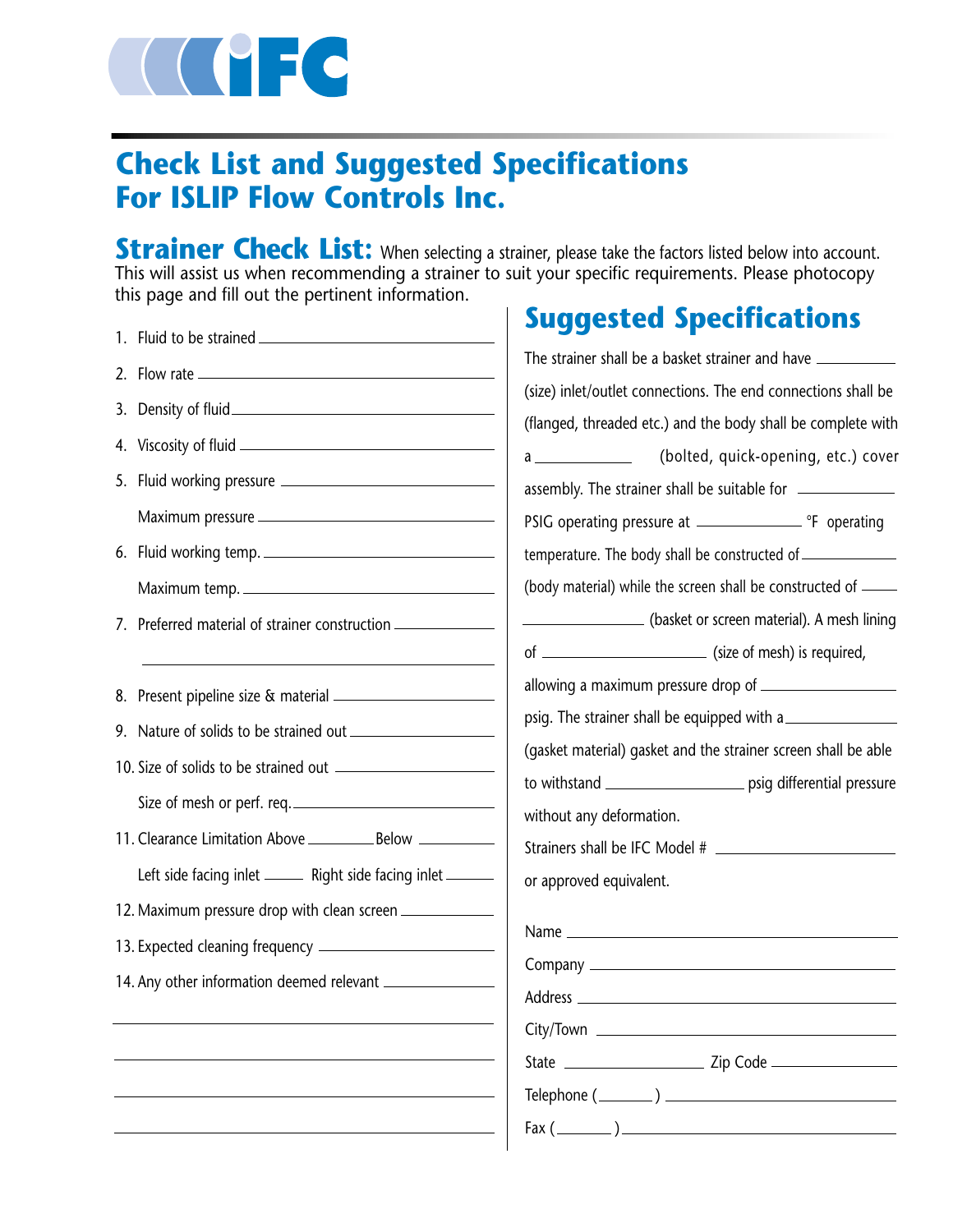# Check List and Suggested Specifications For ISLIP Flow Controls Inc.

## Strainer Check List:

When selecting a strainer, please take the factors listed below into account. This will assist us when recommending a strainer to suit your specific requirements. Please photocopy this page and fill out the pertinent information.

1. Fluid to be strained ____________
2. Flow rate ____________
3. Density of fluid ____________
4. Viscosity of fluid ____________
5. Fluid working pressure ____________
   Maximum pressure ____________
6. Fluid working temp. ____________
   Maximum temp. ____________
7. Preferred material of strainer construction ____________
   ____________
8. Present pipeline size & material ____________
9. Nature of solids to be strained out ____________
10. Size of solids to be strained out ____________
    Size of mesh or perf. req. ____________
11. Clearance Limitation Above ________ Below ________
    Left side facing inlet ______ Right side facing inlet ______
12. Maximum pressure drop with clean screen ____________
13. Expected cleaning frequency ____________
14. Any other information deemed relevant ____________

____________

____________

____________

____________

## Suggested Specifications

The strainer shall be a basket strainer and have ________ (size) inlet/outlet connections. The end connections shall be (flanged, threaded etc.) and the body shall be complete with a ________ (bolted, quick-opening, etc.) cover assembly. The strainer shall be suitable for ________ PSIG operating pressure at ________ °F operating temperature. The body shall be constructed of ________ (body material) while the screen shall be constructed of ________ (basket or screen material). A mesh lining of ________ (size of mesh) is required, allowing a maximum pressure drop of ________ psig. The strainer shall be equipped with a ________ (gasket material) gasket and the strainer screen shall be able to withstand ________ psig differential pressure without any deformation.

Strainers shall be IFC Model # ________ or approved equivalent.

Name ____________

Company ____________

Address ____________

City/Town ____________

State ____________ Zip Code ____________

Telephone (______) ____________

Fax (______) ____________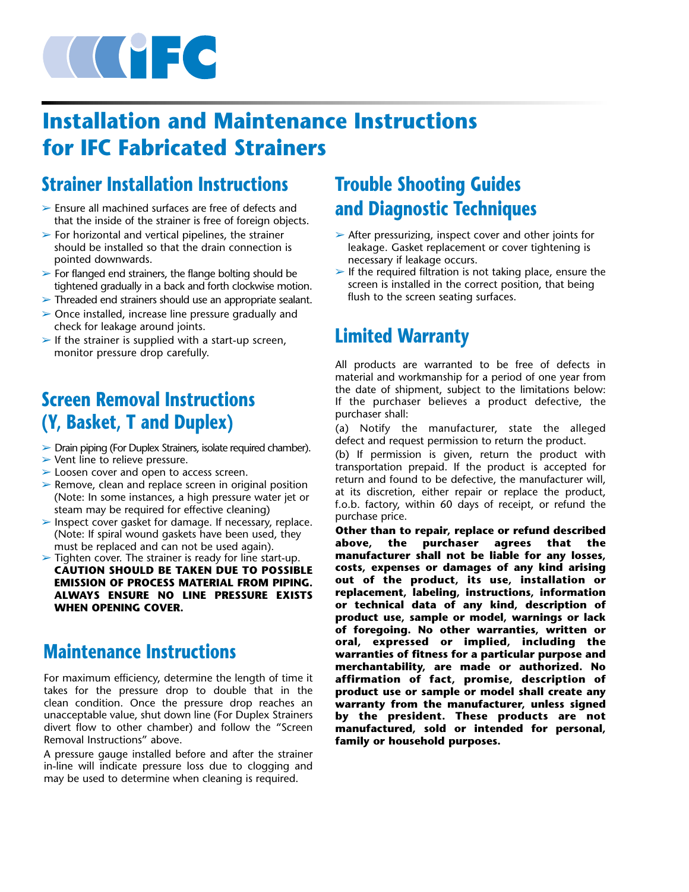# Installation and Maintenance Instructions for IFC Fabricated Strainers

## Strainer Installation Instructions

- Ensure all machined surfaces are free of defects and that the inside of the strainer is free of foreign objects.
- For horizontal and vertical pipelines, the strainer should be installed so that the drain connection is pointed downwards.
- For flanged end strainers, the flange bolting should be tightened gradually in a back and forth clockwise motion.
- Threaded end strainers should use an appropriate sealant.
- Once installed, increase line pressure gradually and check for leakage around joints.
- If the strainer is supplied with a start-up screen, monitor pressure drop carefully.

## Screen Removal Instructions (Y, Basket, T and Duplex)

- Drain piping (For Duplex Strainers, isolate required chamber).
- Vent line to relieve pressure.
- Loosen cover and open to access screen.
- Remove, clean and replace screen in original position (Note: In some instances, a high pressure water jet or steam may be required for effective cleaning)
- Inspect cover gasket for damage. If necessary, replace. (Note: If spiral wound gaskets have been used, they must be replaced and can not be used again).
- Tighten cover. The strainer is ready for line start-up. **CAUTION SHOULD BE TAKEN DUE TO POSSIBLE EMISSION OF PROCESS MATERIAL FROM PIPING. ALWAYS ENSURE NO LINE PRESSURE EXISTS WHEN OPENING COVER.**

## Maintenance Instructions

For maximum efficiency, determine the length of time it takes for the pressure drop to double that in the clean condition. Once the pressure drop reaches an unacceptable value, shut down line (For Duplex Strainers divert flow to other chamber) and follow the "Screen Removal Instructions" above.

A pressure gauge installed before and after the strainer in-line will indicate pressure loss due to clogging and may be used to determine when cleaning is required.

## Trouble Shooting Guides and Diagnostic Techniques

- After pressurizing, inspect cover and other joints for leakage. Gasket replacement or cover tightening is necessary if leakage occurs.
- If the required filtration is not taking place, ensure the screen is installed in the correct position, that being flush to the screen seating surfaces.

## Limited Warranty

All products are warranted to be free of defects in material and workmanship for a period of one year from the date of shipment, subject to the limitations below: If the purchaser believes a product defective, the purchaser shall:

(a) Notify the manufacturer, state the alleged defect and request permission to return the product.

(b) If permission is given, return the product with transportation prepaid. If the product is accepted for return and found to be defective, the manufacturer will, at its discretion, either repair or replace the product, f.o.b. factory, within 60 days of receipt, or refund the purchase price.

**Other than to repair, replace or refund described above, the purchaser agrees that the manufacturer shall not be liable for any losses, costs, expenses or damages of any kind arising out of the product, its use, installation or replacement, labeling, instructions, information or technical data of any kind, description of product use, sample or model, warnings or lack of foregoing. No other warranties, written or oral, expressed or implied, including the warranties of fitness for a particular purpose and merchantability, are made or authorized. No affirmation of fact, promise, description of product use or sample or model shall create any warranty from the manufacturer, unless signed by the president. These products are not manufactured, sold or intended for personal, family or household purposes.**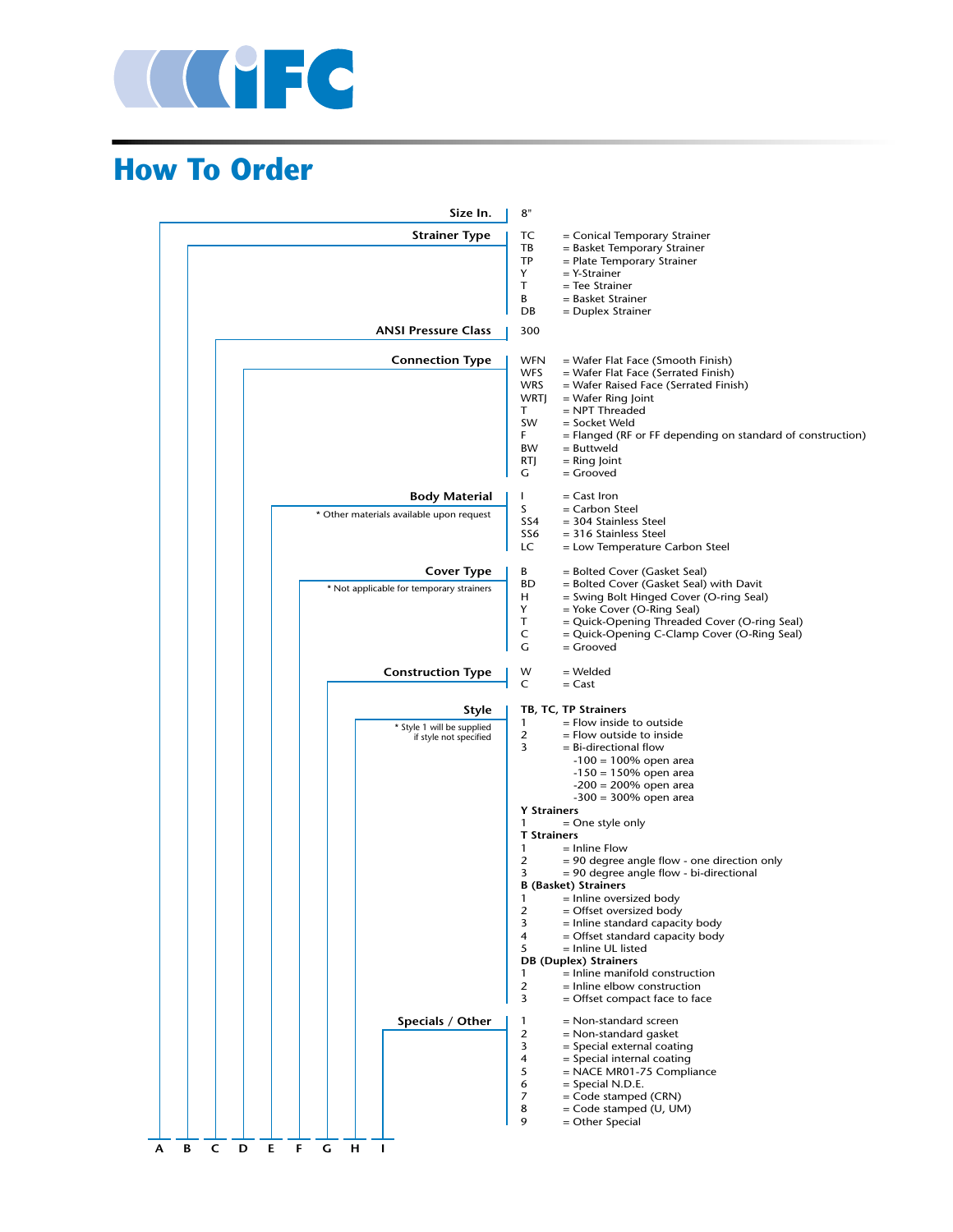# How To Order

**Size In.** | 8"

**Strainer Type**

- TC = Conical Temporary Strainer
- TB = Basket Temporary Strainer
- TP = Plate Temporary Strainer
- Y = Y-Strainer
- T = Tee Strainer
- B = Basket Strainer
- DB = Duplex Strainer

**ANSI Pressure Class** | 300

**Connection Type**

- WFN = Wafer Flat Face (Smooth Finish)
- WFS = Wafer Flat Face (Serrated Finish)
- WRS = Wafer Raised Face (Serrated Finish)
- WRTJ = Wafer Ring Joint
- T = NPT Threaded
- SW = Socket Weld
- F = Flanged (RF or FF depending on standard of construction)
- BW = Buttweld
- RTJ = Ring Joint
- G = Grooved

**Body Material**
* Other materials available upon request

- I = Cast Iron
- S = Carbon Steel
- SS4 = 304 Stainless Steel
- SS6 = 316 Stainless Steel
- LC = Low Temperature Carbon Steel

**Cover Type**
* Not applicable for temporary strainers

- B = Bolted Cover (Gasket Seal)
- BD = Bolted Cover (Gasket Seal) with Davit
- H = Swing Bolt Hinged Cover (O-ring Seal)
- Y = Yoke Cover (O-Ring Seal)
- T = Quick-Opening Threaded Cover (O-ring Seal)
- C = Quick-Opening C-Clamp Cover (O-Ring Seal)
- G = Grooved

**Construction Type**

- W = Welded
- C = Cast

**Style**
* Style 1 will be supplied if style not specified

**TB, TC, TP Strainers**
- 1 = Flow inside to outside
- 2 = Flow outside to inside
- 3 = Bi-directional flow
  - -100 = 100% open area
  - -150 = 150% open area
  - -200 = 200% open area
  - -300 = 300% open area

**Y Strainers**
- 1 = One style only

**T Strainers**
- 1 = Inline Flow
- 2 = 90 degree angle flow - one direction only
- 3 = 90 degree angle flow - bi-directional

**B (Basket) Strainers**
- 1 = Inline oversized body
- 2 = Offset oversized body
- 3 = Inline standard capacity body
- 4 = Offset standard capacity body
- 5 = Inline UL listed

**DB (Duplex) Strainers**
- 1 = Inline manifold construction
- 2 = Inline elbow construction
- 3 = Offset compact face to face

**Specials / Other**

- 1 = Non-standard screen
- 2 = Non-standard gasket
- 3 = Special external coating
- 4 = Special internal coating
- 5 = NACE MR01-75 Compliance
- 6 = Special N.D.E.
- 7 = Code stamped (CRN)
- 8 = Code stamped (U, UM)
- 9 = Other Special

A B C D E F G H I